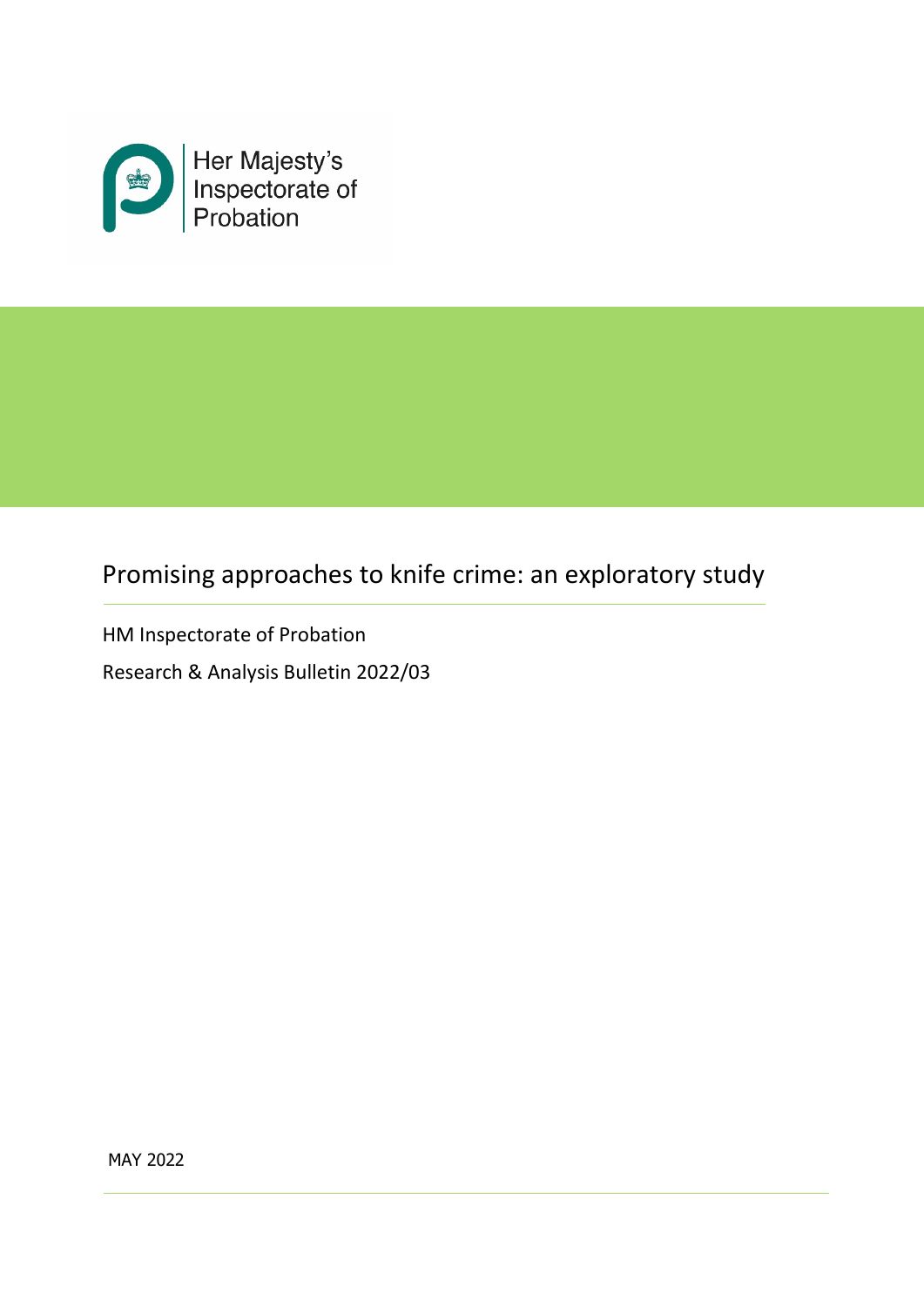Her Majesty's Inspectorate of Probation

# Promising approaches to knife crime: an exploratory study

HM Inspectorate of Probation

Research & Analysis Bulletin 2022/03

MAY 2022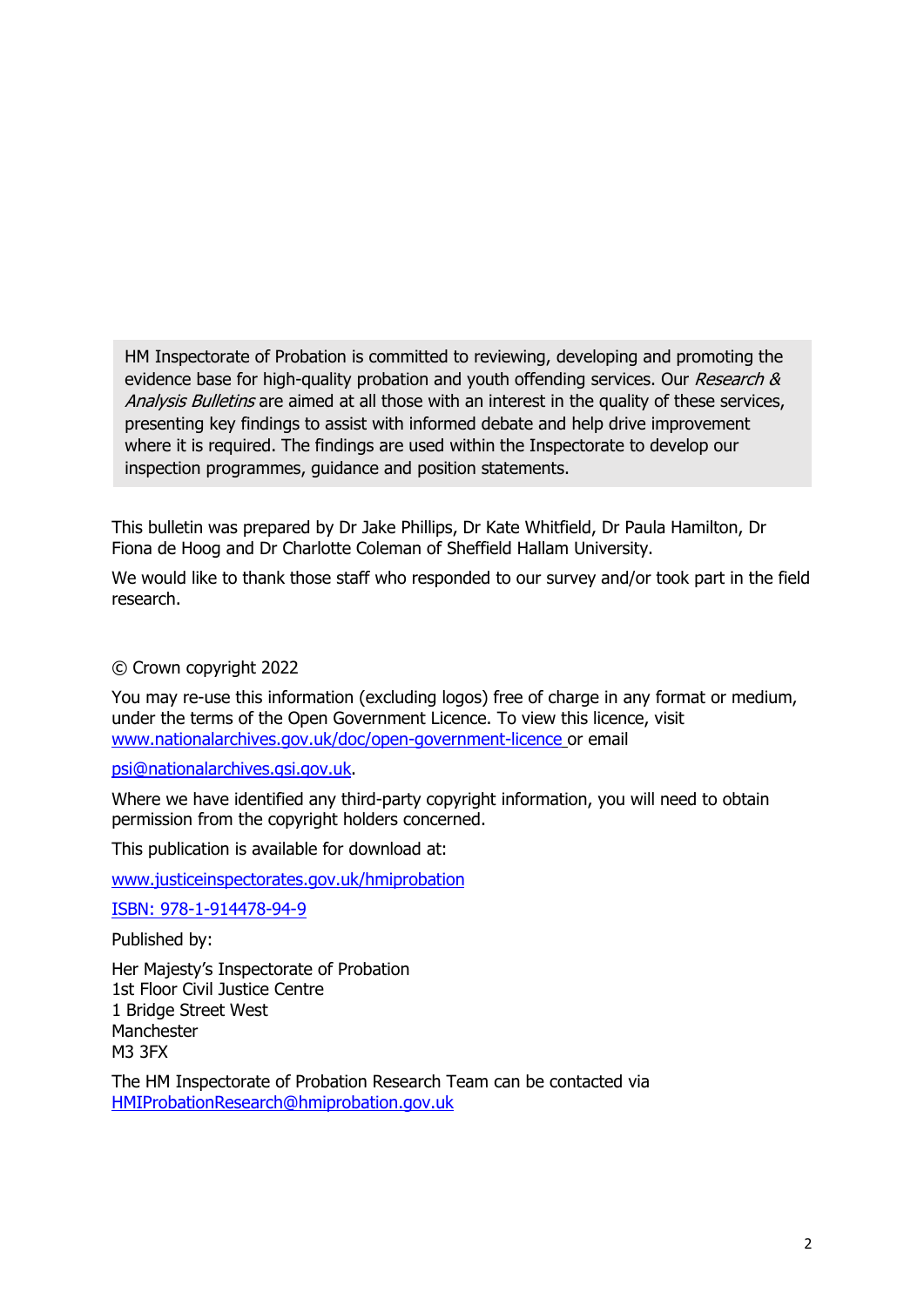HM Inspectorate of Probation is committed to reviewing, developing and promoting the evidence base for high-quality probation and youth offending services. Our *Research & Analysis Bulletins* are aimed at all those with an interest in the quality of these services, presenting key findings to assist with informed debate and help drive improvement where it is required. The findings are used within the Inspectorate to develop our inspection programmes, guidance and position statements.

This bulletin was prepared by Dr Jake Phillips, Dr Kate Whitfield, Dr Paula Hamilton, Dr Fiona de Hoog and Dr Charlotte Coleman of Sheffield Hallam University.

We would like to thank those staff who responded to our survey and/or took part in the field research.

© Crown copyright 2022

You may re-use this information (excluding logos) free of charge in any format or medium, under the terms of the Open Government Licence. To view this licence, visit [www.nationalarchives.gov.uk/doc/open-government-licence](www.nationalarchives.gov.uk/doc/open-government-licence) or email

[psi@nationalarchives.gsi.gov.uk](mailto:psi@nationalarchives.gsi.gov.uk).

Where we have identified any third-party copyright information, you will need to obtain permission from the copyright holders concerned.

This publication is available for download at:

[www.justiceinspectorates.gov.uk/hmiprobation](www.justiceinspectorates.gov.uk/hmiprobation)

ISBN: 978-1-914478-94-9

Published by:

Her Majesty's Inspectorate of Probation
1st Floor Civil Justice Centre
1 Bridge Street West
Manchester
M3 3FX

The HM Inspectorate of Probation Research Team can be contacted via [HMIProbationResearch@hmiprobation.gov.uk](mailto:HMIProbationResearch@hmiprobation.gov.uk)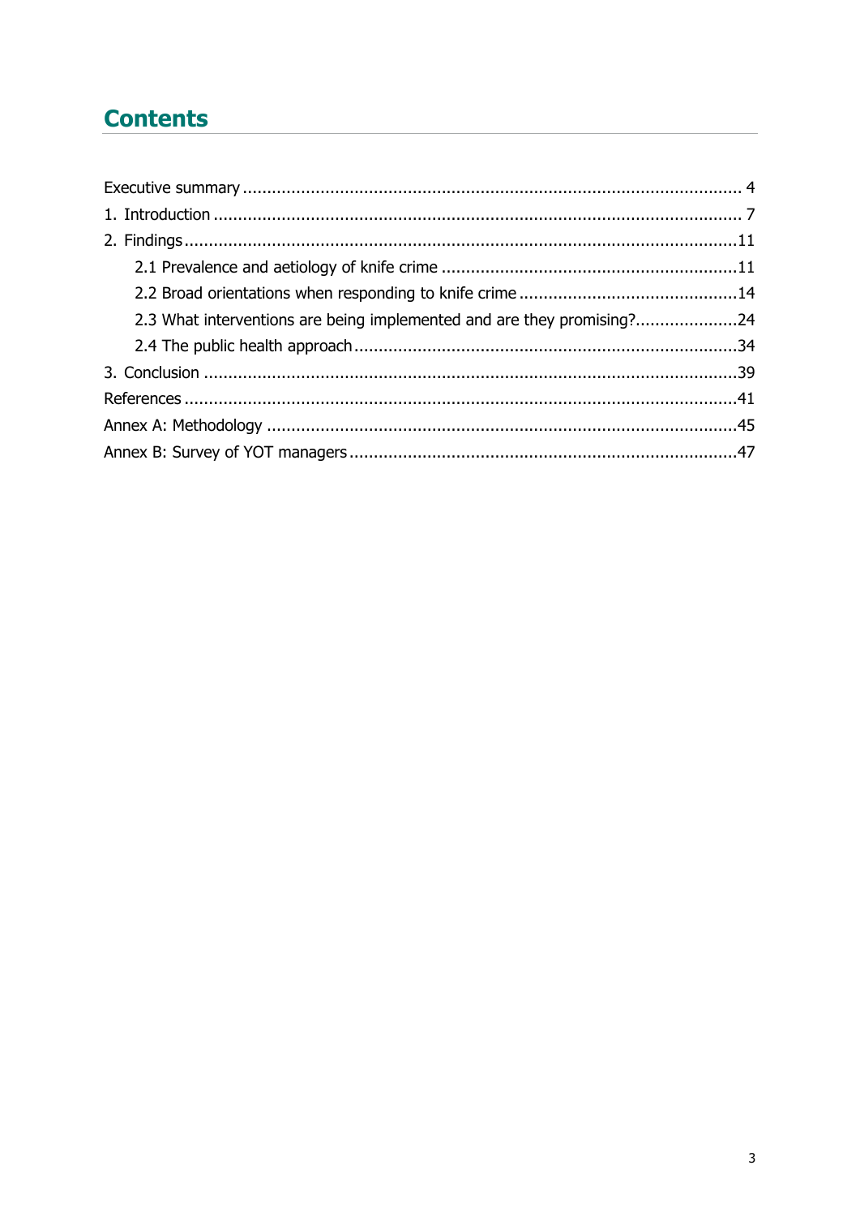# Contents

Executive summary ........................................................................................................ 4
1. Introduction ............................................................................................................. 7
2. Findings ................................................................................................................... 11
    2.1 Prevalence and aetiology of knife crime ............................................................ 11
    2.2 Broad orientations when responding to knife crime ........................................... 14
    2.3 What interventions are being implemented and are they promising? .................... 24
    2.4 The public health approach .............................................................................. 34
3. Conclusion ............................................................................................................... 39
References ................................................................................................................... 41
Annex A: Methodology ................................................................................................... 45
Annex B: Survey of YOT managers .................................................................................. 47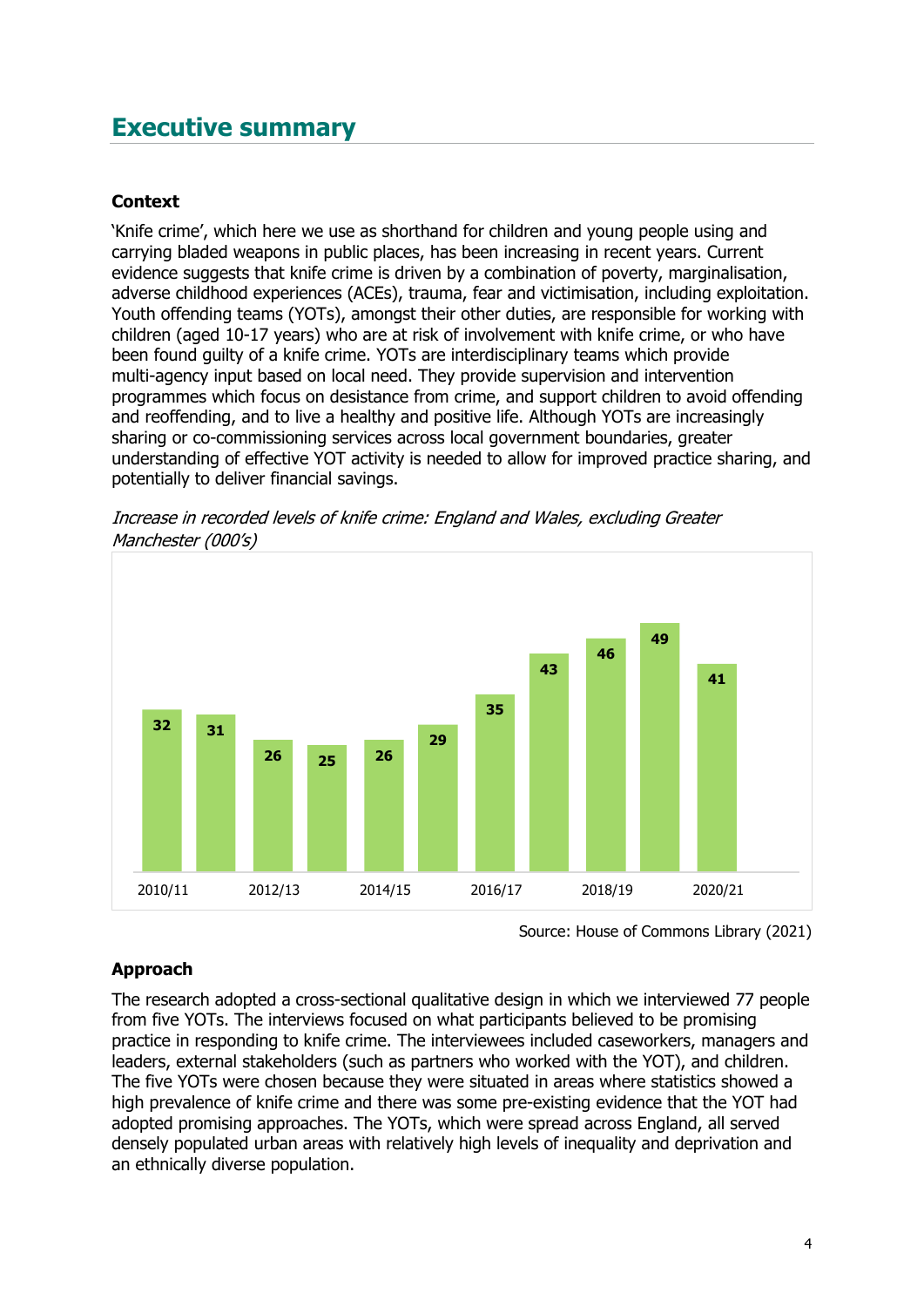## Executive summary

### Context

'Knife crime', which here we use as shorthand for children and young people using and carrying bladed weapons in public places, has been increasing in recent years. Current evidence suggests that knife crime is driven by a combination of poverty, marginalisation, adverse childhood experiences (ACEs), trauma, fear and victimisation, including exploitation. Youth offending teams (YOTs), amongst their other duties, are responsible for working with children (aged 10-17 years) who are at risk of involvement with knife crime, or who have been found guilty of a knife crime. YOTs are interdisciplinary teams which provide multi-agency input based on local need. They provide supervision and intervention programmes which focus on desistance from crime, and support children to avoid offending and reoffending, and to live a healthy and positive life. Although YOTs are increasingly sharing or co-commissioning services across local government boundaries, greater understanding of effective YOT activity is needed to allow for improved practice sharing, and potentially to deliver financial savings.

*Increase in recorded levels of knife crime: England and Wales, excluding Greater Manchester (000's)*

| Year | Knife crime (000's) |
|---|---|
| 2010/11 | 32 |
| | 31 |
| 2012/13 | 26 |
| | 25 |
| 2014/15 | 26 |
| | 29 |
| 2016/17 | 35 |
| | 43 |
| 2018/19 | 46 |
| | 49 |
| 2020/21 | 41 |

Source: House of Commons Library (2021)

### Approach

The research adopted a cross-sectional qualitative design in which we interviewed 77 people from five YOTs. The interviews focused on what participants believed to be promising practice in responding to knife crime. The interviewees included caseworkers, managers and leaders, external stakeholders (such as partners who worked with the YOT), and children. The five YOTs were chosen because they were situated in areas where statistics showed a high prevalence of knife crime and there was some pre-existing evidence that the YOT had adopted promising approaches. The YOTs, which were spread across England, all served densely populated urban areas with relatively high levels of inequality and deprivation and an ethnically diverse population.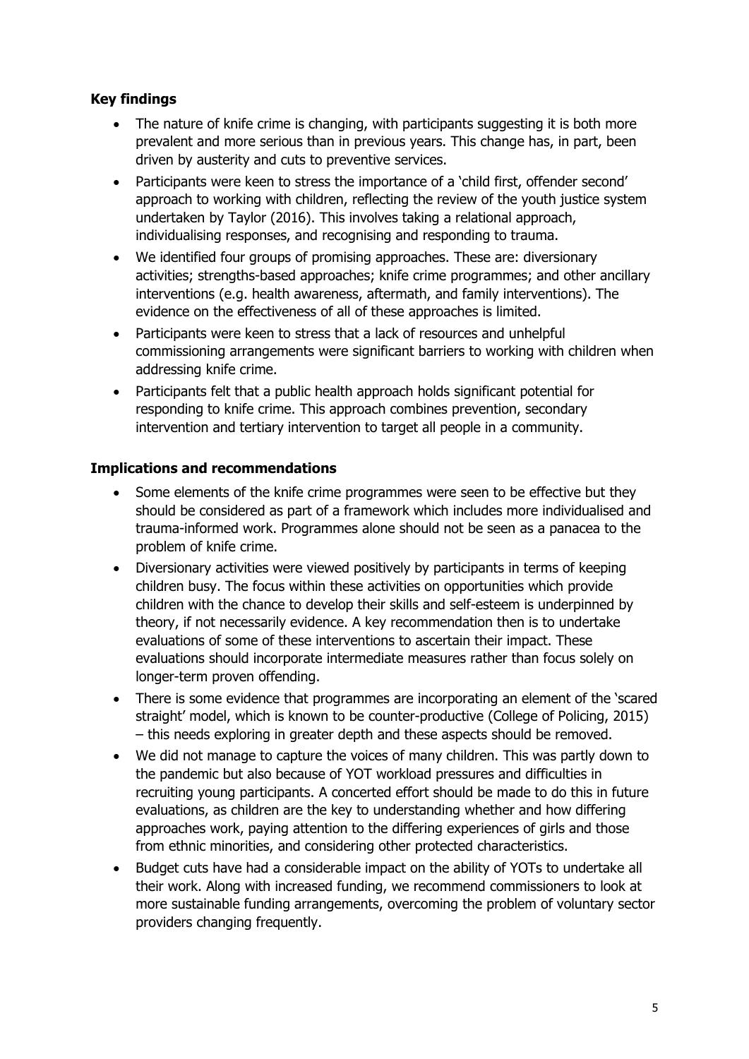### Key findings

- The nature of knife crime is changing, with participants suggesting it is both more prevalent and more serious than in previous years. This change has, in part, been driven by austerity and cuts to preventive services.
- Participants were keen to stress the importance of a 'child first, offender second' approach to working with children, reflecting the review of the youth justice system undertaken by Taylor (2016). This involves taking a relational approach, individualising responses, and recognising and responding to trauma.
- We identified four groups of promising approaches. These are: diversionary activities; strengths-based approaches; knife crime programmes; and other ancillary interventions (e.g. health awareness, aftermath, and family interventions). The evidence on the effectiveness of all of these approaches is limited.
- Participants were keen to stress that a lack of resources and unhelpful commissioning arrangements were significant barriers to working with children when addressing knife crime.
- Participants felt that a public health approach holds significant potential for responding to knife crime. This approach combines prevention, secondary intervention and tertiary intervention to target all people in a community.

### Implications and recommendations

- Some elements of the knife crime programmes were seen to be effective but they should be considered as part of a framework which includes more individualised and trauma-informed work. Programmes alone should not be seen as a panacea to the problem of knife crime.
- Diversionary activities were viewed positively by participants in terms of keeping children busy. The focus within these activities on opportunities which provide children with the chance to develop their skills and self-esteem is underpinned by theory, if not necessarily evidence. A key recommendation then is to undertake evaluations of some of these interventions to ascertain their impact. These evaluations should incorporate intermediate measures rather than focus solely on longer-term proven offending.
- There is some evidence that programmes are incorporating an element of the 'scared straight' model, which is known to be counter-productive (College of Policing, 2015) – this needs exploring in greater depth and these aspects should be removed.
- We did not manage to capture the voices of many children. This was partly down to the pandemic but also because of YOT workload pressures and difficulties in recruiting young participants. A concerted effort should be made to do this in future evaluations, as children are the key to understanding whether and how differing approaches work, paying attention to the differing experiences of girls and those from ethnic minorities, and considering other protected characteristics.
- Budget cuts have had a considerable impact on the ability of YOTs to undertake all their work. Along with increased funding, we recommend commissioners to look at more sustainable funding arrangements, overcoming the problem of voluntary sector providers changing frequently.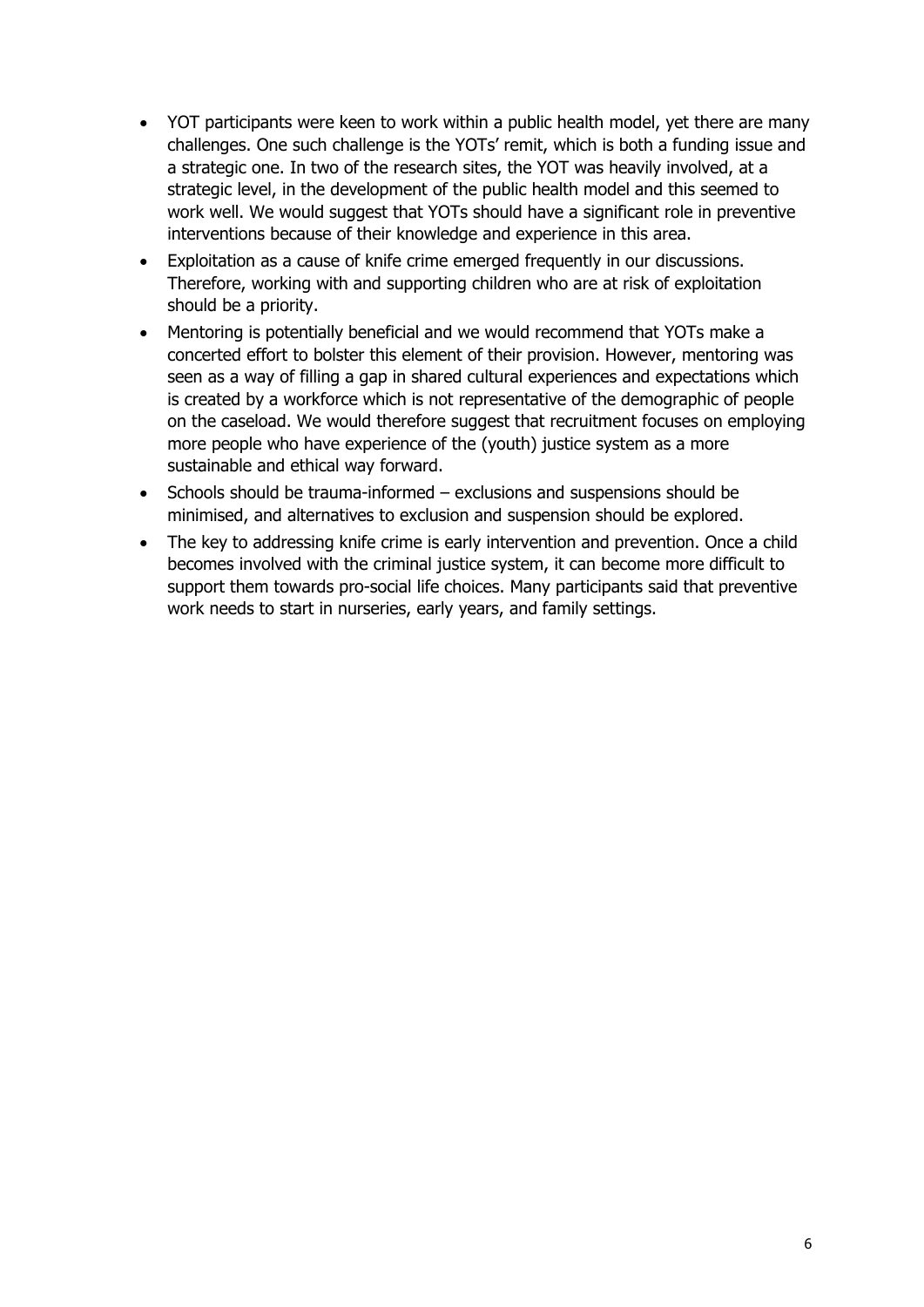- YOT participants were keen to work within a public health model, yet there are many challenges. One such challenge is the YOTs' remit, which is both a funding issue and a strategic one. In two of the research sites, the YOT was heavily involved, at a strategic level, in the development of the public health model and this seemed to work well. We would suggest that YOTs should have a significant role in preventive interventions because of their knowledge and experience in this area.
- Exploitation as a cause of knife crime emerged frequently in our discussions. Therefore, working with and supporting children who are at risk of exploitation should be a priority.
- Mentoring is potentially beneficial and we would recommend that YOTs make a concerted effort to bolster this element of their provision. However, mentoring was seen as a way of filling a gap in shared cultural experiences and expectations which is created by a workforce which is not representative of the demographic of people on the caseload. We would therefore suggest that recruitment focuses on employing more people who have experience of the (youth) justice system as a more sustainable and ethical way forward.
- Schools should be trauma-informed – exclusions and suspensions should be minimised, and alternatives to exclusion and suspension should be explored.
- The key to addressing knife crime is early intervention and prevention. Once a child becomes involved with the criminal justice system, it can become more difficult to support them towards pro-social life choices. Many participants said that preventive work needs to start in nurseries, early years, and family settings.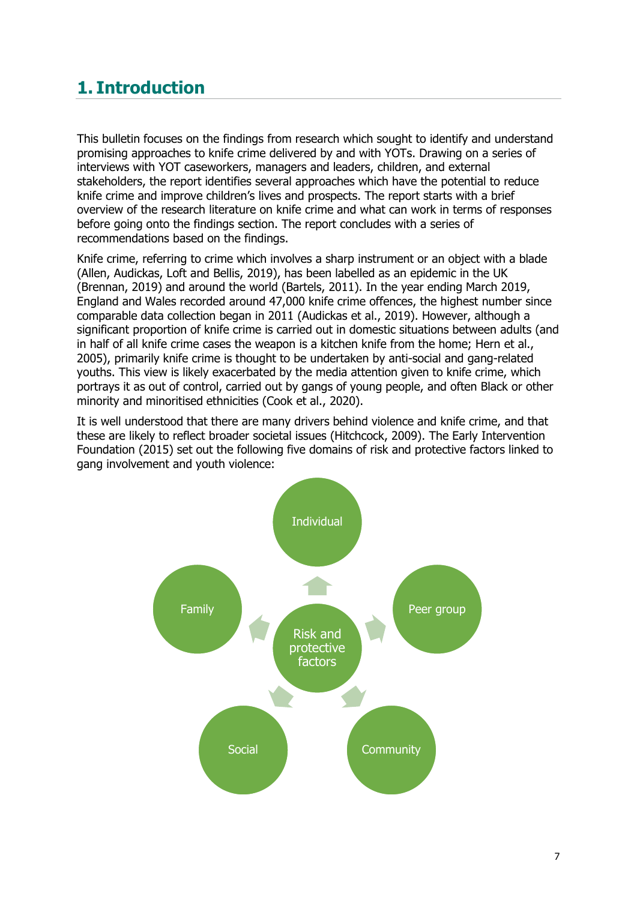# 1. Introduction

This bulletin focuses on the findings from research which sought to identify and understand promising approaches to knife crime delivered by and with YOTs. Drawing on a series of interviews with YOT caseworkers, managers and leaders, children, and external stakeholders, the report identifies several approaches which have the potential to reduce knife crime and improve children's lives and prospects. The report starts with a brief overview of the research literature on knife crime and what can work in terms of responses before going onto the findings section. The report concludes with a series of recommendations based on the findings.

Knife crime, referring to crime which involves a sharp instrument or an object with a blade (Allen, Audickas, Loft and Bellis, 2019), has been labelled as an epidemic in the UK (Brennan, 2019) and around the world (Bartels, 2011). In the year ending March 2019, England and Wales recorded around 47,000 knife crime offences, the highest number since comparable data collection began in 2011 (Audickas et al., 2019). However, although a significant proportion of knife crime is carried out in domestic situations between adults (and in half of all knife crime cases the weapon is a kitchen knife from the home; Hern et al., 2005), primarily knife crime is thought to be undertaken by anti-social and gang-related youths. This view is likely exacerbated by the media attention given to knife crime, which portrays it as out of control, carried out by gangs of young people, and often Black or other minority and minoritised ethnicities (Cook et al., 2020).

It is well understood that there are many drivers behind violence and knife crime, and that these are likely to reflect broader societal issues (Hitchcock, 2009). The Early Intervention Foundation (2015) set out the following five domains of risk and protective factors linked to gang involvement and youth violence:

Risk and protective factors:

- Individual
- Peer group
- Community
- Social
- Family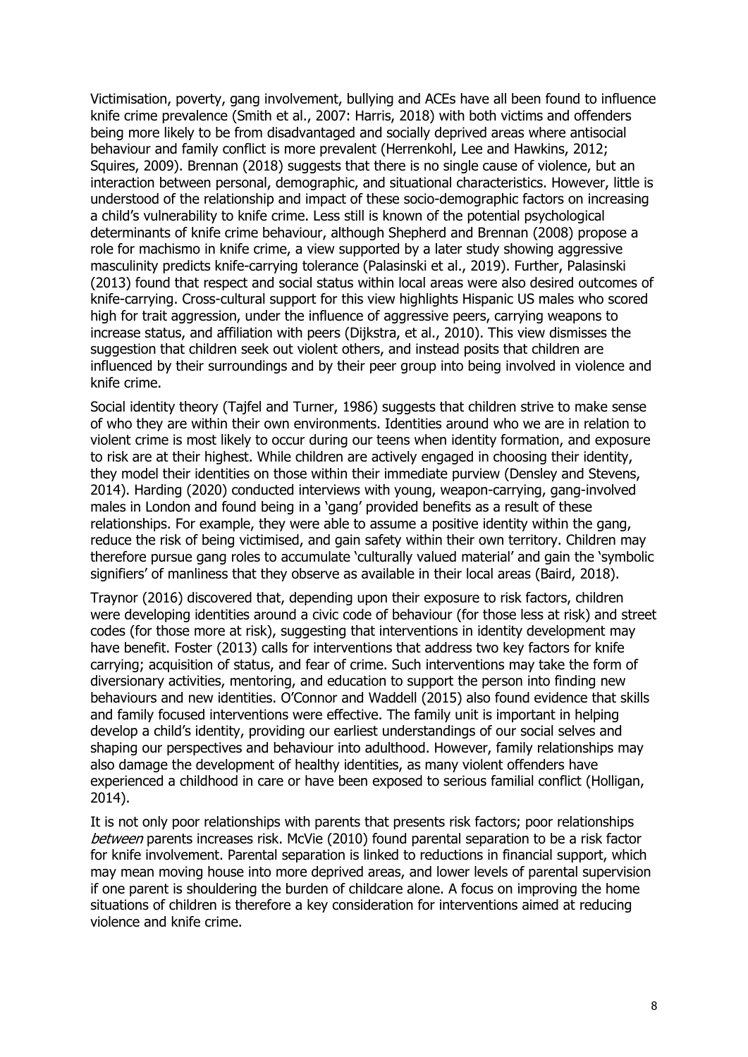Victimisation, poverty, gang involvement, bullying and ACEs have all been found to influence knife crime prevalence (Smith et al., 2007: Harris, 2018) with both victims and offenders being more likely to be from disadvantaged and socially deprived areas where antisocial behaviour and family conflict is more prevalent (Herrenkohl, Lee and Hawkins, 2012; Squires, 2009). Brennan (2018) suggests that there is no single cause of violence, but an interaction between personal, demographic, and situational characteristics. However, little is understood of the relationship and impact of these socio-demographic factors on increasing a child's vulnerability to knife crime. Less still is known of the potential psychological determinants of knife crime behaviour, although Shepherd and Brennan (2008) propose a role for machismo in knife crime, a view supported by a later study showing aggressive masculinity predicts knife-carrying tolerance (Palasinski et al., 2019). Further, Palasinski (2013) found that respect and social status within local areas were also desired outcomes of knife-carrying. Cross-cultural support for this view highlights Hispanic US males who scored high for trait aggression, under the influence of aggressive peers, carrying weapons to increase status, and affiliation with peers (Dijkstra, et al., 2010). This view dismisses the suggestion that children seek out violent others, and instead posits that children are influenced by their surroundings and by their peer group into being involved in violence and knife crime.

Social identity theory (Tajfel and Turner, 1986) suggests that children strive to make sense of who they are within their own environments. Identities around who we are in relation to violent crime is most likely to occur during our teens when identity formation, and exposure to risk are at their highest. While children are actively engaged in choosing their identity, they model their identities on those within their immediate purview (Densley and Stevens, 2014). Harding (2020) conducted interviews with young, weapon-carrying, gang-involved males in London and found being in a 'gang' provided benefits as a result of these relationships. For example, they were able to assume a positive identity within the gang, reduce the risk of being victimised, and gain safety within their own territory. Children may therefore pursue gang roles to accumulate 'culturally valued material' and gain the 'symbolic signifiers' of manliness that they observe as available in their local areas (Baird, 2018).

Traynor (2016) discovered that, depending upon their exposure to risk factors, children were developing identities around a civic code of behaviour (for those less at risk) and street codes (for those more at risk), suggesting that interventions in identity development may have benefit. Foster (2013) calls for interventions that address two key factors for knife carrying; acquisition of status, and fear of crime. Such interventions may take the form of diversionary activities, mentoring, and education to support the person into finding new behaviours and new identities. O'Connor and Waddell (2015) also found evidence that skills and family focused interventions were effective. The family unit is important in helping develop a child's identity, providing our earliest understandings of our social selves and shaping our perspectives and behaviour into adulthood. However, family relationships may also damage the development of healthy identities, as many violent offenders have experienced a childhood in care or have been exposed to serious familial conflict (Holligan, 2014).

It is not only poor relationships with parents that presents risk factors; poor relationships *between* parents increases risk. McVie (2010) found parental separation to be a risk factor for knife involvement. Parental separation is linked to reductions in financial support, which may mean moving house into more deprived areas, and lower levels of parental supervision if one parent is shouldering the burden of childcare alone. A focus on improving the home situations of children is therefore a key consideration for interventions aimed at reducing violence and knife crime.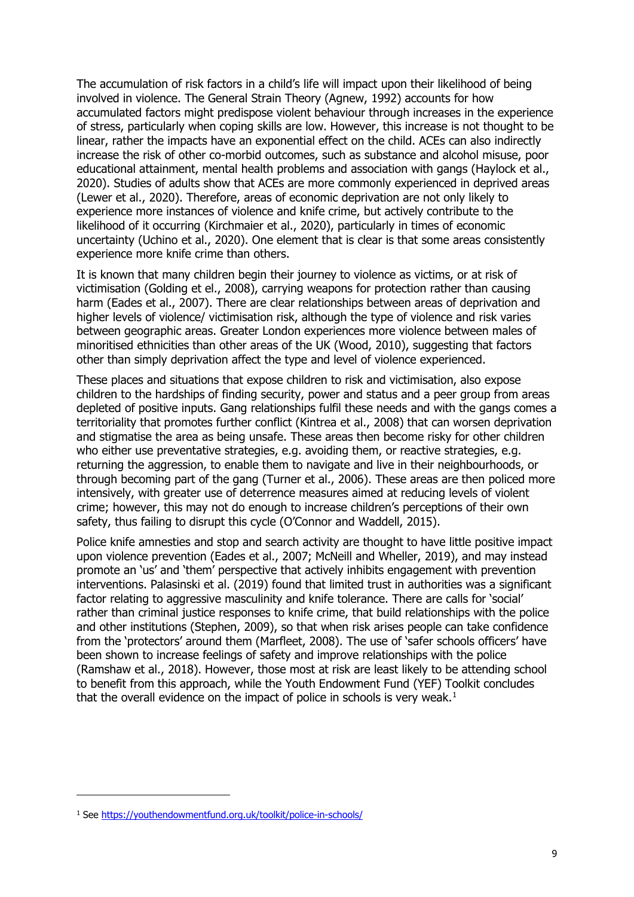The accumulation of risk factors in a child's life will impact upon their likelihood of being involved in violence. The General Strain Theory (Agnew, 1992) accounts for how accumulated factors might predispose violent behaviour through increases in the experience of stress, particularly when coping skills are low. However, this increase is not thought to be linear, rather the impacts have an exponential effect on the child. ACEs can also indirectly increase the risk of other co-morbid outcomes, such as substance and alcohol misuse, poor educational attainment, mental health problems and association with gangs (Haylock et al., 2020). Studies of adults show that ACEs are more commonly experienced in deprived areas (Lewer et al., 2020). Therefore, areas of economic deprivation are not only likely to experience more instances of violence and knife crime, but actively contribute to the likelihood of it occurring (Kirchmaier et al., 2020), particularly in times of economic uncertainty (Uchino et al., 2020). One element that is clear is that some areas consistently experience more knife crime than others.

It is known that many children begin their journey to violence as victims, or at risk of victimisation (Golding et el., 2008), carrying weapons for protection rather than causing harm (Eades et al., 2007). There are clear relationships between areas of deprivation and higher levels of violence/ victimisation risk, although the type of violence and risk varies between geographic areas. Greater London experiences more violence between males of minoritised ethnicities than other areas of the UK (Wood, 2010), suggesting that factors other than simply deprivation affect the type and level of violence experienced.

These places and situations that expose children to risk and victimisation, also expose children to the hardships of finding security, power and status and a peer group from areas depleted of positive inputs. Gang relationships fulfil these needs and with the gangs comes a territoriality that promotes further conflict (Kintrea et al., 2008) that can worsen deprivation and stigmatise the area as being unsafe. These areas then become risky for other children who either use preventative strategies, e.g. avoiding them, or reactive strategies, e.g. returning the aggression, to enable them to navigate and live in their neighbourhoods, or through becoming part of the gang (Turner et al., 2006). These areas are then policed more intensively, with greater use of deterrence measures aimed at reducing levels of violent crime; however, this may not do enough to increase children's perceptions of their own safety, thus failing to disrupt this cycle (O'Connor and Waddell, 2015).

Police knife amnesties and stop and search activity are thought to have little positive impact upon violence prevention (Eades et al., 2007; McNeill and Wheller, 2019), and may instead promote an 'us' and 'them' perspective that actively inhibits engagement with prevention interventions. Palasinski et al. (2019) found that limited trust in authorities was a significant factor relating to aggressive masculinity and knife tolerance. There are calls for 'social' rather than criminal justice responses to knife crime, that build relationships with the police and other institutions (Stephen, 2009), so that when risk arises people can take confidence from the 'protectors' around them (Marfleet, 2008). The use of 'safer schools officers' have been shown to increase feelings of safety and improve relationships with the police (Ramshaw et al., 2018). However, those most at risk are least likely to be attending school to benefit from this approach, while the Youth Endowment Fund (YEF) Toolkit concludes that the overall evidence on the impact of police in schools is very weak.[1]

[1] See https://youthendowmentfund.org.uk/toolkit/police-in-schools/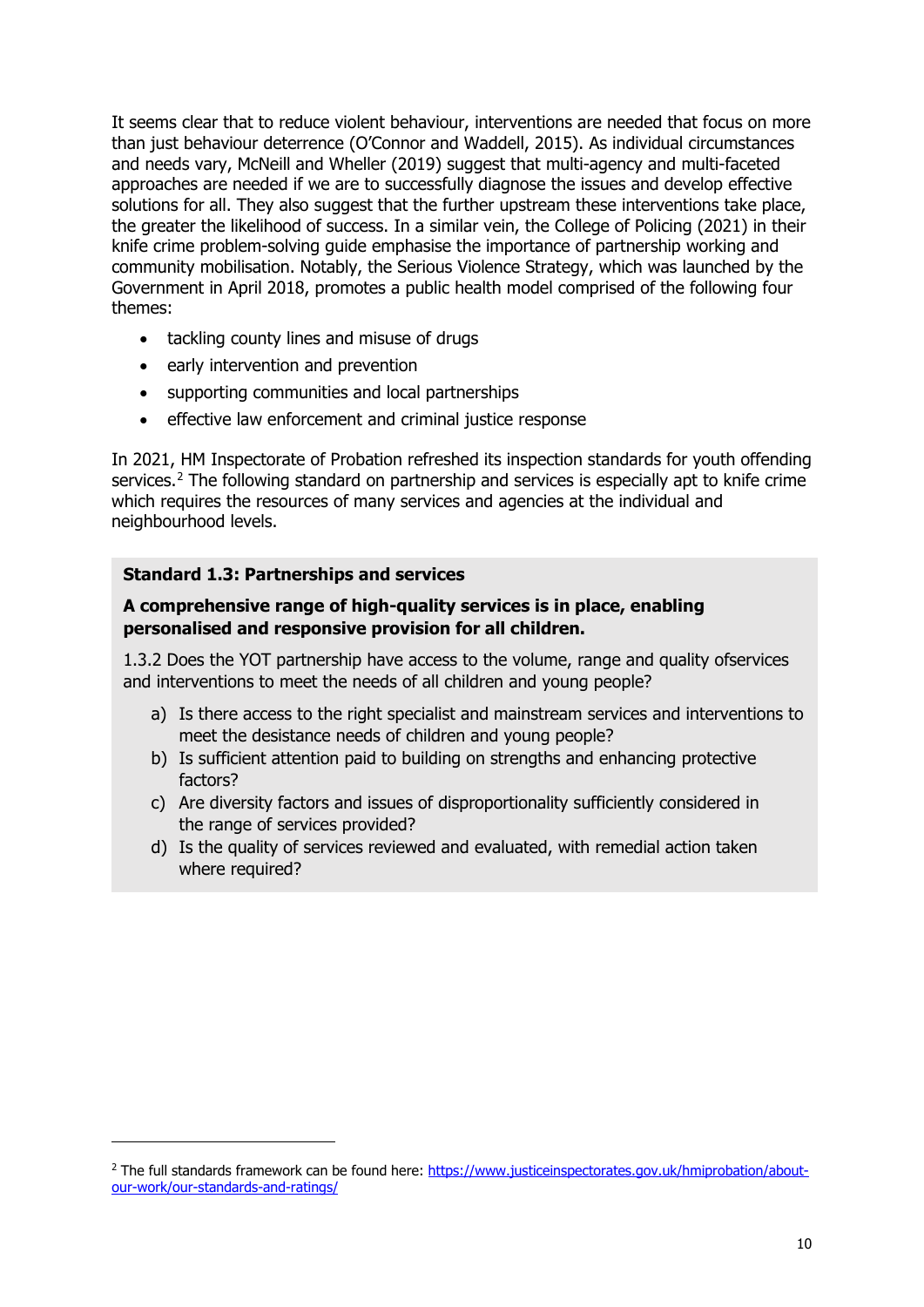It seems clear that to reduce violent behaviour, interventions are needed that focus on more than just behaviour deterrence (O'Connor and Waddell, 2015). As individual circumstances and needs vary, McNeill and Wheller (2019) suggest that multi-agency and multi-faceted approaches are needed if we are to successfully diagnose the issues and develop effective solutions for all. They also suggest that the further upstream these interventions take place, the greater the likelihood of success. In a similar vein, the College of Policing (2021) in their knife crime problem-solving guide emphasise the importance of partnership working and community mobilisation. Notably, the Serious Violence Strategy, which was launched by the Government in April 2018, promotes a public health model comprised of the following four themes:

- tackling county lines and misuse of drugs
- early intervention and prevention
- supporting communities and local partnerships
- effective law enforcement and criminal justice response

In 2021, HM Inspectorate of Probation refreshed its inspection standards for youth offending services.[2] The following standard on partnership and services is especially apt to knife crime which requires the resources of many services and agencies at the individual and neighbourhood levels.

**Standard 1.3: Partnerships and services**

**A comprehensive range of high-quality services is in place, enabling personalised and responsive provision for all children.**

1.3.2 Does the YOT partnership have access to the volume, range and quality ofservices and interventions to meet the needs of all children and young people?

a) Is there access to the right specialist and mainstream services and interventions to meet the desistance needs of children and young people?
b) Is sufficient attention paid to building on strengths and enhancing protective factors?
c) Are diversity factors and issues of disproportionality sufficiently considered in the range of services provided?
d) Is the quality of services reviewed and evaluated, with remedial action taken where required?

[2] The full standards framework can be found here: https://www.justiceinspectorates.gov.uk/hmiprobation/about-our-work/our-standards-and-ratings/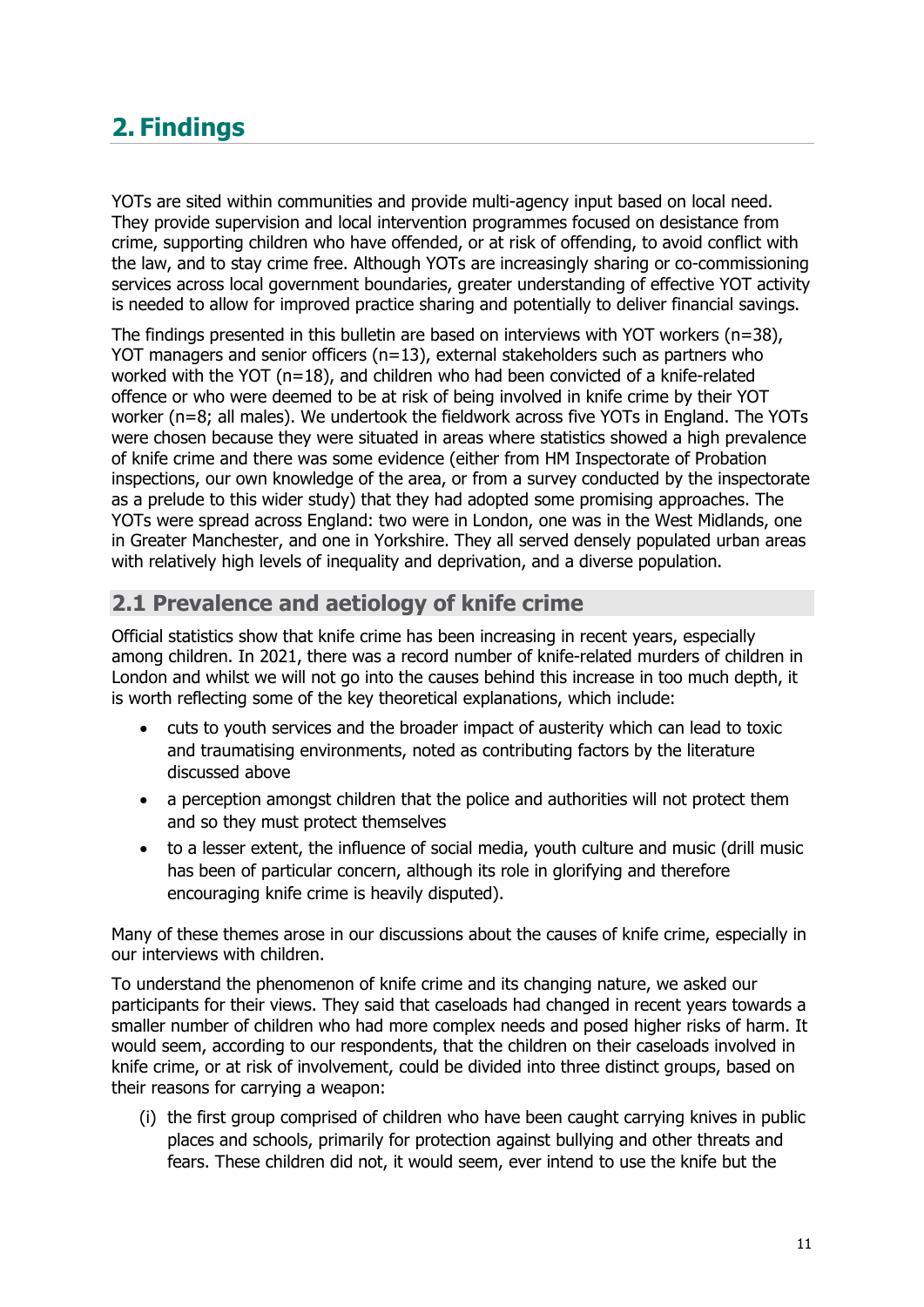# 2. Findings

YOTs are sited within communities and provide multi-agency input based on local need. They provide supervision and local intervention programmes focused on desistance from crime, supporting children who have offended, or at risk of offending, to avoid conflict with the law, and to stay crime free. Although YOTs are increasingly sharing or co-commissioning services across local government boundaries, greater understanding of effective YOT activity is needed to allow for improved practice sharing and potentially to deliver financial savings.

The findings presented in this bulletin are based on interviews with YOT workers (n=38), YOT managers and senior officers (n=13), external stakeholders such as partners who worked with the YOT (n=18), and children who had been convicted of a knife-related offence or who were deemed to be at risk of being involved in knife crime by their YOT worker (n=8; all males). We undertook the fieldwork across five YOTs in England. The YOTs were chosen because they were situated in areas where statistics showed a high prevalence of knife crime and there was some evidence (either from HM Inspectorate of Probation inspections, our own knowledge of the area, or from a survey conducted by the inspectorate as a prelude to this wider study) that they had adopted some promising approaches. The YOTs were spread across England: two were in London, one was in the West Midlands, one in Greater Manchester, and one in Yorkshire. They all served densely populated urban areas with relatively high levels of inequality and deprivation, and a diverse population.

## 2.1 Prevalence and aetiology of knife crime

Official statistics show that knife crime has been increasing in recent years, especially among children. In 2021, there was a record number of knife-related murders of children in London and whilst we will not go into the causes behind this increase in too much depth, it is worth reflecting some of the key theoretical explanations, which include:

- cuts to youth services and the broader impact of austerity which can lead to toxic and traumatising environments, noted as contributing factors by the literature discussed above
- a perception amongst children that the police and authorities will not protect them and so they must protect themselves
- to a lesser extent, the influence of social media, youth culture and music (drill music has been of particular concern, although its role in glorifying and therefore encouraging knife crime is heavily disputed).

Many of these themes arose in our discussions about the causes of knife crime, especially in our interviews with children.

To understand the phenomenon of knife crime and its changing nature, we asked our participants for their views. They said that caseloads had changed in recent years towards a smaller number of children who had more complex needs and posed higher risks of harm. It would seem, according to our respondents, that the children on their caseloads involved in knife crime, or at risk of involvement, could be divided into three distinct groups, based on their reasons for carrying a weapon:

(i) the first group comprised of children who have been caught carrying knives in public places and schools, primarily for protection against bullying and other threats and fears. These children did not, it would seem, ever intend to use the knife but the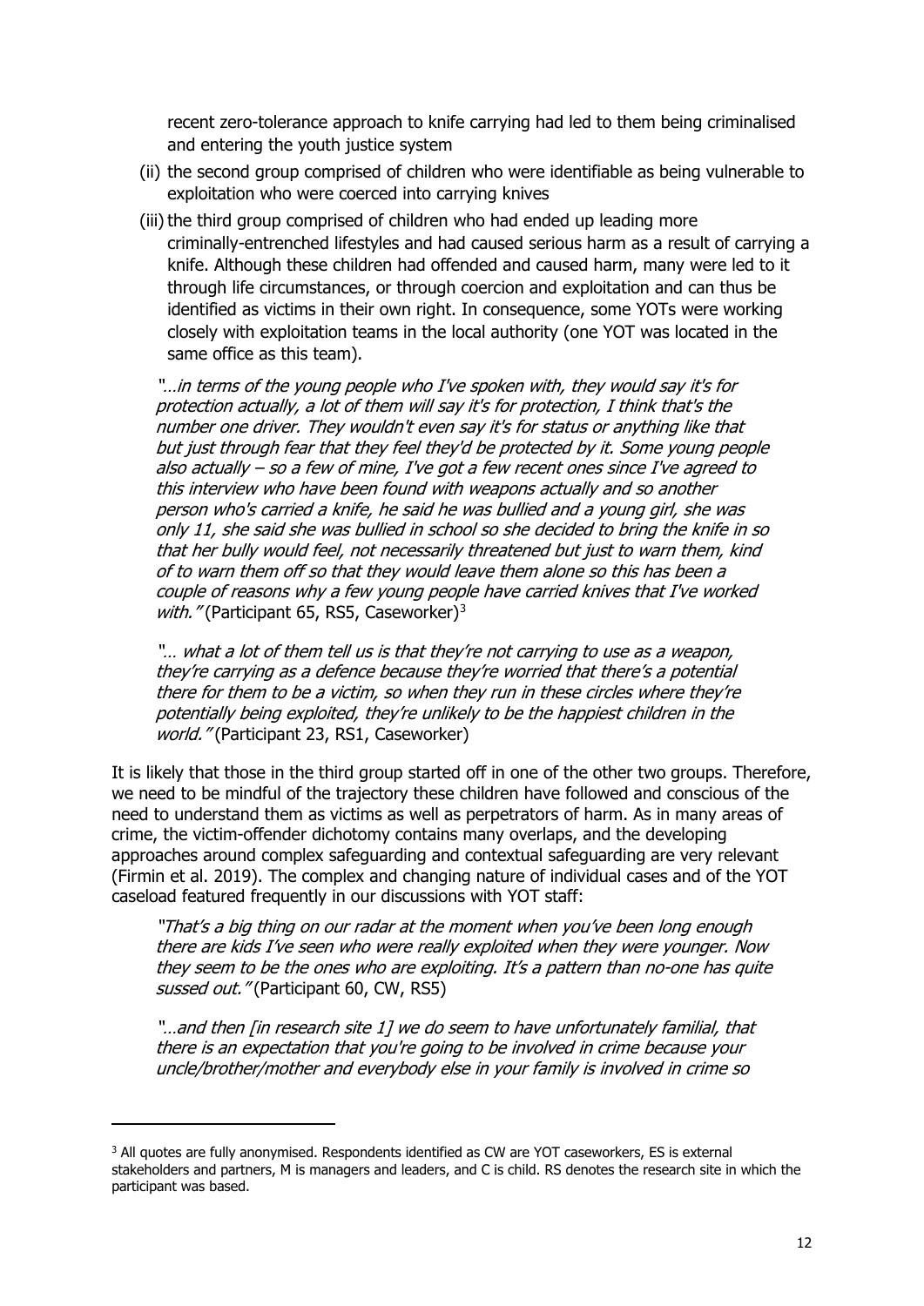recent zero-tolerance approach to knife carrying had led to them being criminalised and entering the youth justice system

(ii) the second group comprised of children who were identifiable as being vulnerable to exploitation who were coerced into carrying knives

(iii) the third group comprised of children who had ended up leading more criminally-entrenched lifestyles and had caused serious harm as a result of carrying a knife. Although these children had offended and caused harm, many were led to it through life circumstances, or through coercion and exploitation and can thus be identified as victims in their own right. In consequence, some YOTs were working closely with exploitation teams in the local authority (one YOT was located in the same office as this team).

> *"…in terms of the young people who I've spoken with, they would say it's for protection actually, a lot of them will say it's for protection, I think that's the number one driver. They wouldn't even say it's for status or anything like that but just through fear that they feel they'd be protected by it. Some young people also actually – so a few of mine, I've got a few recent ones since I've agreed to this interview who have been found with weapons actually and so another person who's carried a knife, he said he was bullied and a young girl, she was only 11, she said she was bullied in school so she decided to bring the knife in so that her bully would feel, not necessarily threatened but just to warn them, kind of to warn them off so that they would leave them alone so this has been a couple of reasons why a few young people have carried knives that I've worked with."* (Participant 65, RS5, Caseworker)[3]

> *"… what a lot of them tell us is that they're not carrying to use as a weapon, they're carrying as a defence because they're worried that there's a potential there for them to be a victim, so when they run in these circles where they're potentially being exploited, they're unlikely to be the happiest children in the world."* (Participant 23, RS1, Caseworker)

It is likely that those in the third group started off in one of the other two groups. Therefore, we need to be mindful of the trajectory these children have followed and conscious of the need to understand them as victims as well as perpetrators of harm. As in many areas of crime, the victim-offender dichotomy contains many overlaps, and the developing approaches around complex safeguarding and contextual safeguarding are very relevant (Firmin et al. 2019). The complex and changing nature of individual cases and of the YOT caseload featured frequently in our discussions with YOT staff:

> *"That's a big thing on our radar at the moment when you've been long enough there are kids I've seen who were really exploited when they were younger. Now they seem to be the ones who are exploiting. It's a pattern than no-one has quite sussed out."* (Participant 60, CW, RS5)

> *"…and then [in research site 1] we do seem to have unfortunately familial, that there is an expectation that you're going to be involved in crime because your uncle/brother/mother and everybody else in your family is involved in crime so*

---

[3] All quotes are fully anonymised. Respondents identified as CW are YOT caseworkers, ES is external stakeholders and partners, M is managers and leaders, and C is child. RS denotes the research site in which the participant was based.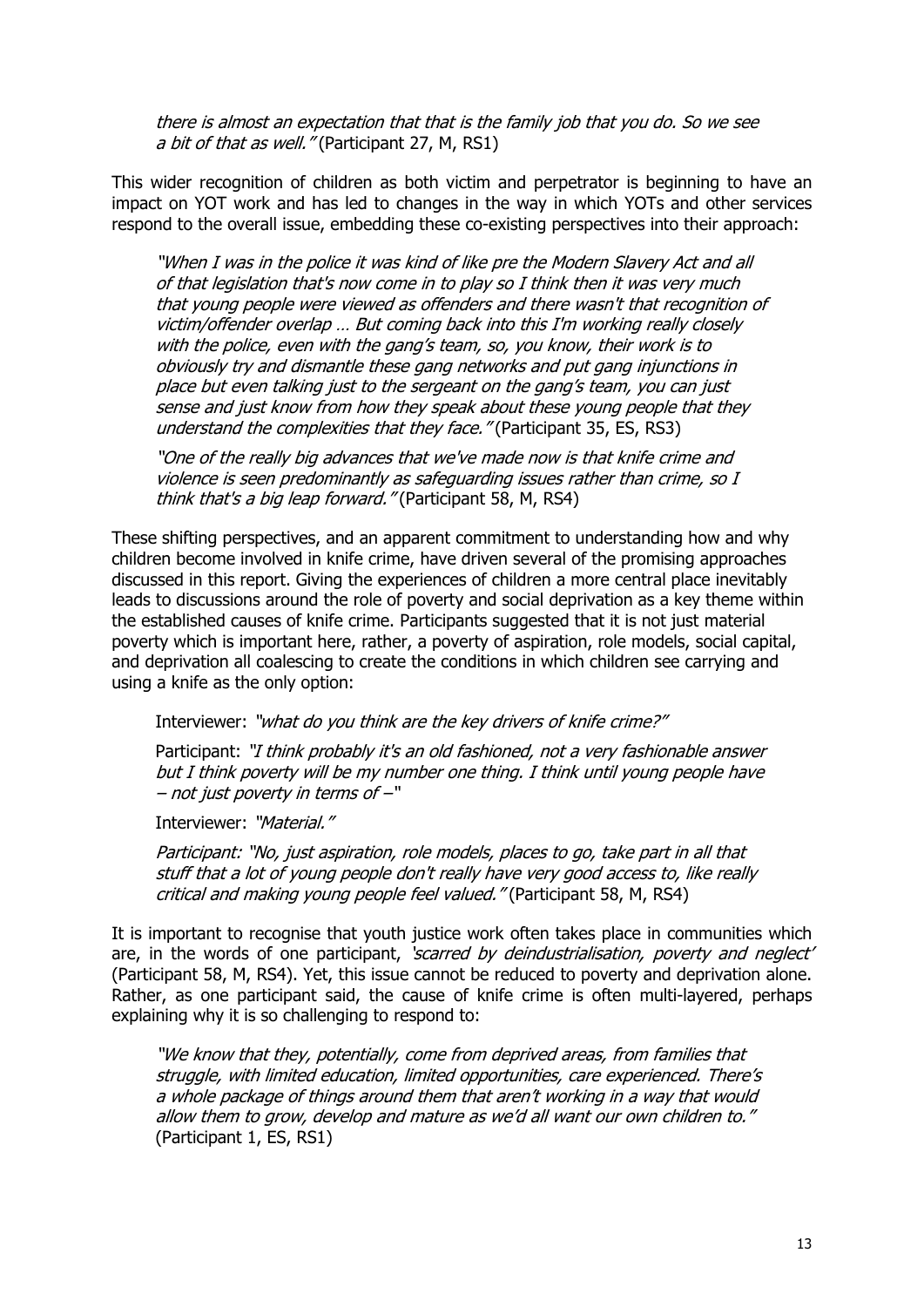*there is almost an expectation that that is the family job that you do. So we see a bit of that as well."* (Participant 27, M, RS1)

This wider recognition of children as both victim and perpetrator is beginning to have an impact on YOT work and has led to changes in the way in which YOTs and other services respond to the overall issue, embedding these co-existing perspectives into their approach:

> *"When I was in the police it was kind of like pre the Modern Slavery Act and all of that legislation that's now come in to play so I think then it was very much that young people were viewed as offenders and there wasn't that recognition of victim/offender overlap … But coming back into this I'm working really closely with the police, even with the gang's team, so, you know, their work is to obviously try and dismantle these gang networks and put gang injunctions in place but even talking just to the sergeant on the gang's team, you can just sense and just know from how they speak about these young people that they understand the complexities that they face."* (Participant 35, ES, RS3)

> *"One of the really big advances that we've made now is that knife crime and violence is seen predominantly as safeguarding issues rather than crime, so I think that's a big leap forward."* (Participant 58, M, RS4)

These shifting perspectives, and an apparent commitment to understanding how and why children become involved in knife crime, have driven several of the promising approaches discussed in this report. Giving the experiences of children a more central place inevitably leads to discussions around the role of poverty and social deprivation as a key theme within the established causes of knife crime. Participants suggested that it is not just material poverty which is important here, rather, a poverty of aspiration, role models, social capital, and deprivation all coalescing to create the conditions in which children see carrying and using a knife as the only option:

> Interviewer: *"what do you think are the key drivers of knife crime?"*
>
> Participant: *"I think probably it's an old fashioned, not a very fashionable answer but I think poverty will be my number one thing. I think until young people have – not just poverty in terms of –"*
>
> Interviewer: *"Material."*
>
> *Participant: "No, just aspiration, role models, places to go, take part in all that stuff that a lot of young people don't really have very good access to, like really critical and making young people feel valued."* (Participant 58, M, RS4)

It is important to recognise that youth justice work often takes place in communities which are, in the words of one participant, *'scarred by deindustrialisation, poverty and neglect'* (Participant 58, M, RS4). Yet, this issue cannot be reduced to poverty and deprivation alone. Rather, as one participant said, the cause of knife crime is often multi-layered, perhaps explaining why it is so challenging to respond to:

> *"We know that they, potentially, come from deprived areas, from families that struggle, with limited education, limited opportunities, care experienced. There's a whole package of things around them that aren't working in a way that would allow them to grow, develop and mature as we'd all want our own children to."* (Participant 1, ES, RS1)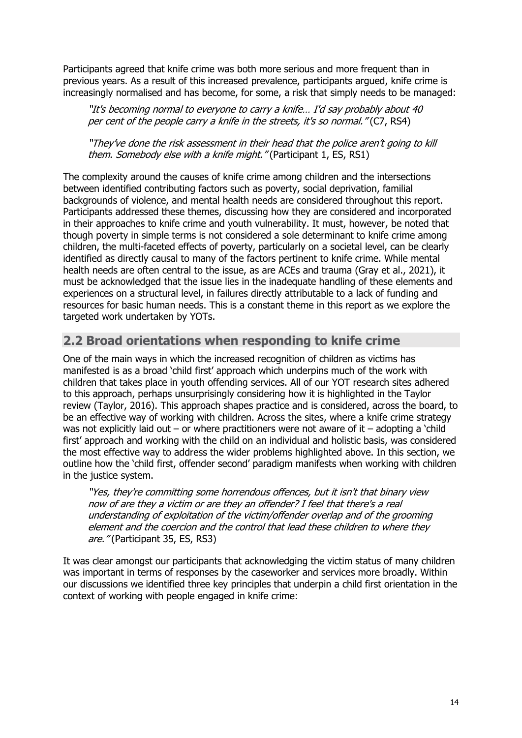Participants agreed that knife crime was both more serious and more frequent than in previous years. As a result of this increased prevalence, participants argued, knife crime is increasingly normalised and has become, for some, a risk that simply needs to be managed:

> *"It's becoming normal to everyone to carry a knife… I'd say probably about 40 per cent of the people carry a knife in the streets, it's so normal."* (C7, RS4)
>
> *"They've done the risk assessment in their head that the police aren't going to kill them. Somebody else with a knife might."* (Participant 1, ES, RS1)

The complexity around the causes of knife crime among children and the intersections between identified contributing factors such as poverty, social deprivation, familial backgrounds of violence, and mental health needs are considered throughout this report. Participants addressed these themes, discussing how they are considered and incorporated in their approaches to knife crime and youth vulnerability. It must, however, be noted that though poverty in simple terms is not considered a sole determinant to knife crime among children, the multi-faceted effects of poverty, particularly on a societal level, can be clearly identified as directly causal to many of the factors pertinent to knife crime. While mental health needs are often central to the issue, as are ACEs and trauma (Gray et al., 2021), it must be acknowledged that the issue lies in the inadequate handling of these elements and experiences on a structural level, in failures directly attributable to a lack of funding and resources for basic human needs. This is a constant theme in this report as we explore the targeted work undertaken by YOTs.

## 2.2 Broad orientations when responding to knife crime

One of the main ways in which the increased recognition of children as victims has manifested is as a broad 'child first' approach which underpins much of the work with children that takes place in youth offending services. All of our YOT research sites adhered to this approach, perhaps unsurprisingly considering how it is highlighted in the Taylor review (Taylor, 2016). This approach shapes practice and is considered, across the board, to be an effective way of working with children. Across the sites, where a knife crime strategy was not explicitly laid out – or where practitioners were not aware of it – adopting a 'child first' approach and working with the child on an individual and holistic basis, was considered the most effective way to address the wider problems highlighted above. In this section, we outline how the 'child first, offender second' paradigm manifests when working with children in the justice system.

> *"Yes, they're committing some horrendous offences, but it isn't that binary view now of are they a victim or are they an offender? I feel that there's a real understanding of exploitation of the victim/offender overlap and of the grooming element and the coercion and the control that lead these children to where they are."* (Participant 35, ES, RS3)

It was clear amongst our participants that acknowledging the victim status of many children was important in terms of responses by the caseworker and services more broadly. Within our discussions we identified three key principles that underpin a child first orientation in the context of working with people engaged in knife crime: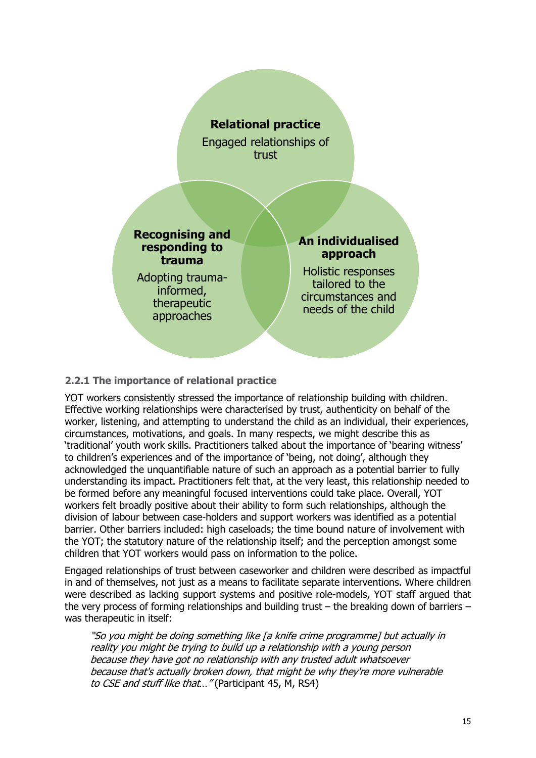**Relational practice**

Engaged relationships of trust

**Recognising and responding to trauma**

Adopting trauma-informed, therapeutic approaches

**An individualised approach**

Holistic responses tailored to the circumstances and needs of the child

### 2.2.1 The importance of relational practice

YOT workers consistently stressed the importance of relationship building with children. Effective working relationships were characterised by trust, authenticity on behalf of the worker, listening, and attempting to understand the child as an individual, their experiences, circumstances, motivations, and goals. In many respects, we might describe this as 'traditional' youth work skills. Practitioners talked about the importance of 'bearing witness' to children's experiences and of the importance of 'being, not doing', although they acknowledged the unquantifiable nature of such an approach as a potential barrier to fully understanding its impact. Practitioners felt that, at the very least, this relationship needed to be formed before any meaningful focused interventions could take place. Overall, YOT workers felt broadly positive about their ability to form such relationships, although the division of labour between case-holders and support workers was identified as a potential barrier. Other barriers included: high caseloads; the time bound nature of involvement with the YOT; the statutory nature of the relationship itself; and the perception amongst some children that YOT workers would pass on information to the police.

Engaged relationships of trust between caseworker and children were described as impactful in and of themselves, not just as a means to facilitate separate interventions. Where children were described as lacking support systems and positive role-models, YOT staff argued that the very process of forming relationships and building trust – the breaking down of barriers – was therapeutic in itself:

> *"So you might be doing something like [a knife crime programme] but actually in reality you might be trying to build up a relationship with a young person because they have got no relationship with any trusted adult whatsoever because that's actually broken down, that might be why they're more vulnerable to CSE and stuff like that…"* (Participant 45, M, RS4)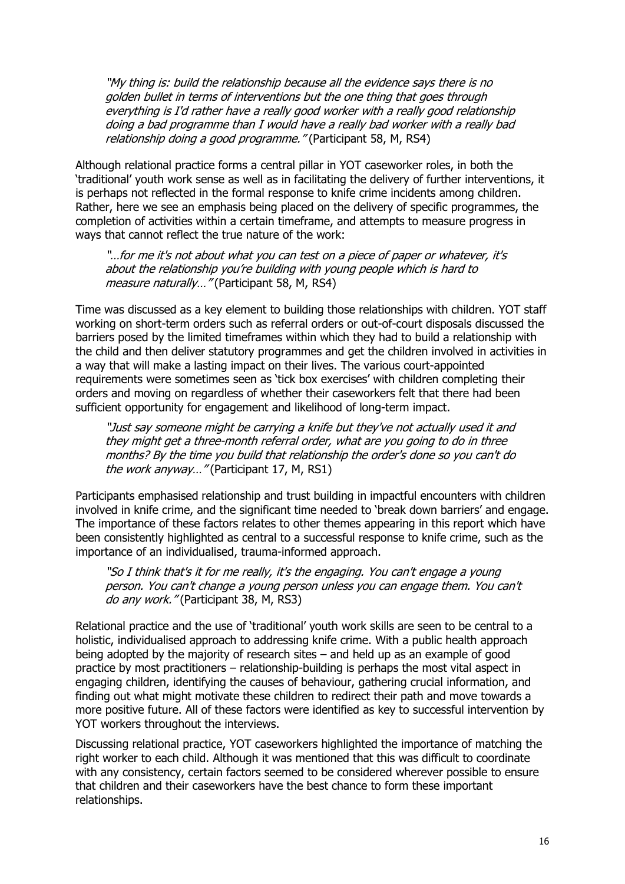*"My thing is: build the relationship because all the evidence says there is no golden bullet in terms of interventions but the one thing that goes through everything is I'd rather have a really good worker with a really good relationship doing a bad programme than I would have a really bad worker with a really bad relationship doing a good programme."* (Participant 58, M, RS4)

Although relational practice forms a central pillar in YOT caseworker roles, in both the 'traditional' youth work sense as well as in facilitating the delivery of further interventions, it is perhaps not reflected in the formal response to knife crime incidents among children. Rather, here we see an emphasis being placed on the delivery of specific programmes, the completion of activities within a certain timeframe, and attempts to measure progress in ways that cannot reflect the true nature of the work:

*"…for me it's not about what you can test on a piece of paper or whatever, it's about the relationship you're building with young people which is hard to measure naturally…"* (Participant 58, M, RS4)

Time was discussed as a key element to building those relationships with children. YOT staff working on short-term orders such as referral orders or out-of-court disposals discussed the barriers posed by the limited timeframes within which they had to build a relationship with the child and then deliver statutory programmes and get the children involved in activities in a way that will make a lasting impact on their lives. The various court-appointed requirements were sometimes seen as 'tick box exercises' with children completing their orders and moving on regardless of whether their caseworkers felt that there had been sufficient opportunity for engagement and likelihood of long-term impact.

*"Just say someone might be carrying a knife but they've not actually used it and they might get a three-month referral order, what are you going to do in three months? By the time you build that relationship the order's done so you can't do the work anyway…"* (Participant 17, M, RS1)

Participants emphasised relationship and trust building in impactful encounters with children involved in knife crime, and the significant time needed to 'break down barriers' and engage. The importance of these factors relates to other themes appearing in this report which have been consistently highlighted as central to a successful response to knife crime, such as the importance of an individualised, trauma-informed approach.

*"So I think that's it for me really, it's the engaging. You can't engage a young person. You can't change a young person unless you can engage them. You can't do any work."* (Participant 38, M, RS3)

Relational practice and the use of 'traditional' youth work skills are seen to be central to a holistic, individualised approach to addressing knife crime. With a public health approach being adopted by the majority of research sites – and held up as an example of good practice by most practitioners – relationship-building is perhaps the most vital aspect in engaging children, identifying the causes of behaviour, gathering crucial information, and finding out what might motivate these children to redirect their path and move towards a more positive future. All of these factors were identified as key to successful intervention by YOT workers throughout the interviews.

Discussing relational practice, YOT caseworkers highlighted the importance of matching the right worker to each child. Although it was mentioned that this was difficult to coordinate with any consistency, certain factors seemed to be considered wherever possible to ensure that children and their caseworkers have the best chance to form these important relationships.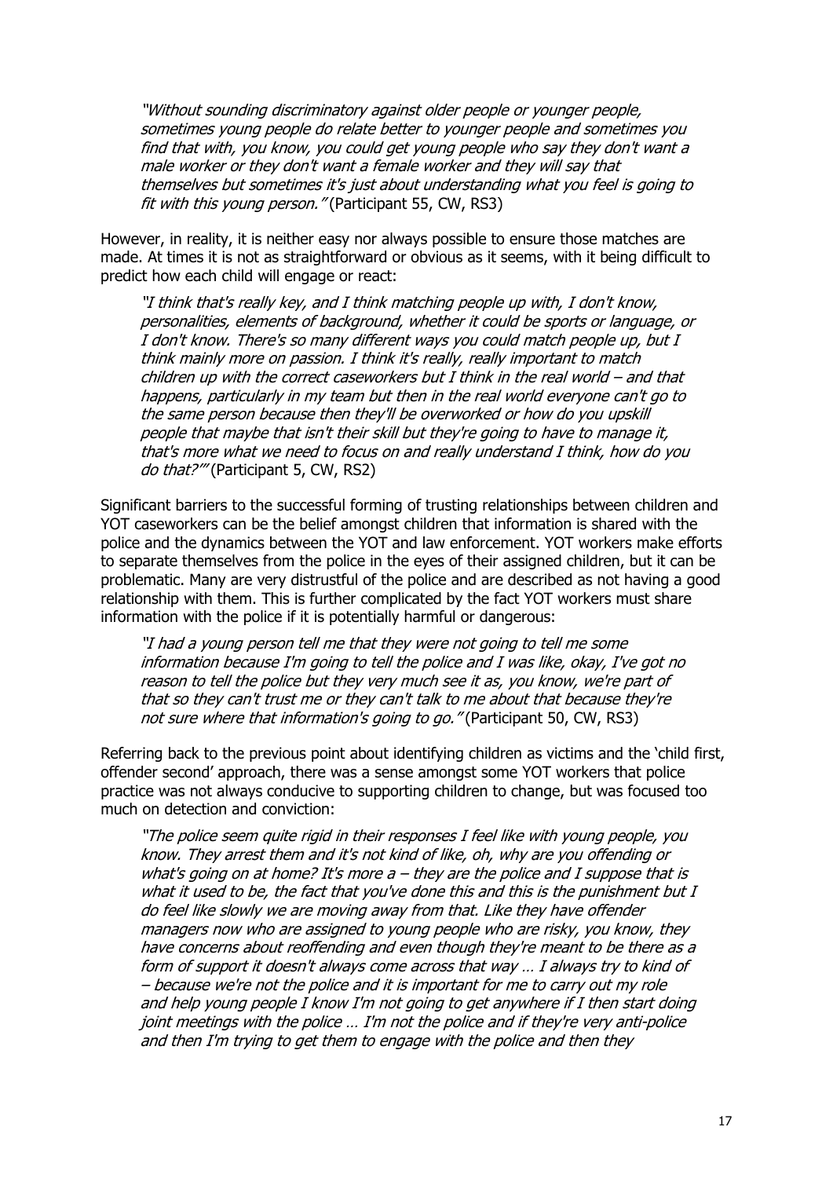> *"Without sounding discriminatory against older people or younger people, sometimes young people do relate better to younger people and sometimes you find that with, you know, you could get young people who say they don't want a male worker or they don't want a female worker and they will say that themselves but sometimes it's just about understanding what you feel is going to fit with this young person."* (Participant 55, CW, RS3)

However, in reality, it is neither easy nor always possible to ensure those matches are made. At times it is not as straightforward or obvious as it seems, with it being difficult to predict how each child will engage or react:

> *"I think that's really key, and I think matching people up with, I don't know, personalities, elements of background, whether it could be sports or language, or I don't know. There's so many different ways you could match people up, but I think mainly more on passion. I think it's really, really important to match children up with the correct caseworkers but I think in the real world – and that happens, particularly in my team but then in the real world everyone can't go to the same person because then they'll be overworked or how do you upskill people that maybe that isn't their skill but they're going to have to manage it, that's more what we need to focus on and really understand I think, how do you do that?""* (Participant 5, CW, RS2)

Significant barriers to the successful forming of trusting relationships between children and YOT caseworkers can be the belief amongst children that information is shared with the police and the dynamics between the YOT and law enforcement. YOT workers make efforts to separate themselves from the police in the eyes of their assigned children, but it can be problematic. Many are very distrustful of the police and are described as not having a good relationship with them. This is further complicated by the fact YOT workers must share information with the police if it is potentially harmful or dangerous:

> *"I had a young person tell me that they were not going to tell me some information because I'm going to tell the police and I was like, okay, I've got no reason to tell the police but they very much see it as, you know, we're part of that so they can't trust me or they can't talk to me about that because they're not sure where that information's going to go."* (Participant 50, CW, RS3)

Referring back to the previous point about identifying children as victims and the 'child first, offender second' approach, there was a sense amongst some YOT workers that police practice was not always conducive to supporting children to change, but was focused too much on detection and conviction:

> *"The police seem quite rigid in their responses I feel like with young people, you know. They arrest them and it's not kind of like, oh, why are you offending or what's going on at home? It's more a – they are the police and I suppose that is what it used to be, the fact that you've done this and this is the punishment but I do feel like slowly we are moving away from that. Like they have offender managers now who are assigned to young people who are risky, you know, they have concerns about reoffending and even though they're meant to be there as a form of support it doesn't always come across that way … I always try to kind of – because we're not the police and it is important for me to carry out my role and help young people I know I'm not going to get anywhere if I then start doing joint meetings with the police … I'm not the police and if they're very anti-police and then I'm trying to get them to engage with the police and then they*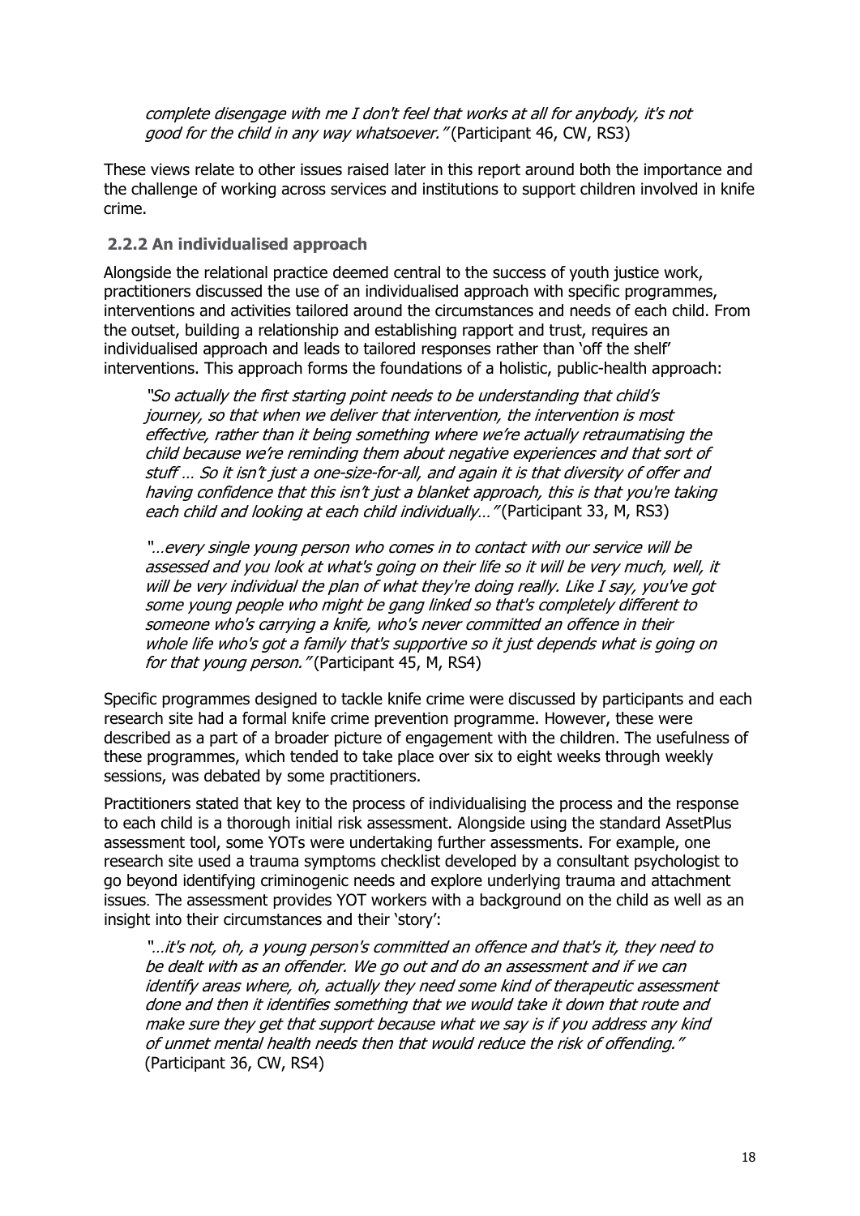*complete disengage with me I don't feel that works at all for anybody, it's not good for the child in any way whatsoever."* (Participant 46, CW, RS3)

These views relate to other issues raised later in this report around both the importance and the challenge of working across services and institutions to support children involved in knife crime.

### 2.2.2 An individualised approach

Alongside the relational practice deemed central to the success of youth justice work, practitioners discussed the use of an individualised approach with specific programmes, interventions and activities tailored around the circumstances and needs of each child. From the outset, building a relationship and establishing rapport and trust, requires an individualised approach and leads to tailored responses rather than 'off the shelf' interventions. This approach forms the foundations of a holistic, public-health approach:

> *"So actually the first starting point needs to be understanding that child's journey, so that when we deliver that intervention, the intervention is most effective, rather than it being something where we're actually retraumatising the child because we're reminding them about negative experiences and that sort of stuff … So it isn't just a one-size-for-all, and again it is that diversity of offer and having confidence that this isn't just a blanket approach, this is that you're taking each child and looking at each child individually…"* (Participant 33, M, RS3)

> *"…every single young person who comes in to contact with our service will be assessed and you look at what's going on their life so it will be very much, well, it will be very individual the plan of what they're doing really. Like I say, you've got some young people who might be gang linked so that's completely different to someone who's carrying a knife, who's never committed an offence in their whole life who's got a family that's supportive so it just depends what is going on for that young person."* (Participant 45, M, RS4)

Specific programmes designed to tackle knife crime were discussed by participants and each research site had a formal knife crime prevention programme. However, these were described as a part of a broader picture of engagement with the children. The usefulness of these programmes, which tended to take place over six to eight weeks through weekly sessions, was debated by some practitioners.

Practitioners stated that key to the process of individualising the process and the response to each child is a thorough initial risk assessment. Alongside using the standard AssetPlus assessment tool, some YOTs were undertaking further assessments. For example, one research site used a trauma symptoms checklist developed by a consultant psychologist to go beyond identifying criminogenic needs and explore underlying trauma and attachment issues. The assessment provides YOT workers with a background on the child as well as an insight into their circumstances and their 'story':

> *"…it's not, oh, a young person's committed an offence and that's it, they need to be dealt with as an offender. We go out and do an assessment and if we can identify areas where, oh, actually they need some kind of therapeutic assessment done and then it identifies something that we would take it down that route and make sure they get that support because what we say is if you address any kind of unmet mental health needs then that would reduce the risk of offending."* (Participant 36, CW, RS4)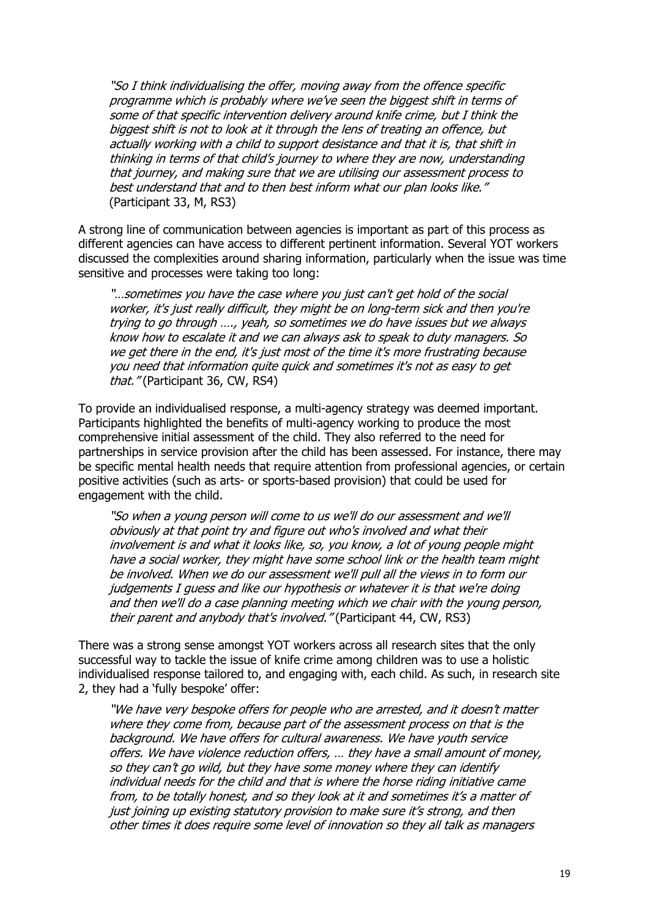*"So I think individualising the offer, moving away from the offence specific programme which is probably where we've seen the biggest shift in terms of some of that specific intervention delivery around knife crime, but I think the biggest shift is not to look at it through the lens of treating an offence, but actually working with a child to support desistance and that it is, that shift in thinking in terms of that child's journey to where they are now, understanding that journey, and making sure that we are utilising our assessment process to best understand that and to then best inform what our plan looks like."* (Participant 33, M, RS3)

A strong line of communication between agencies is important as part of this process as different agencies can have access to different pertinent information. Several YOT workers discussed the complexities around sharing information, particularly when the issue was time sensitive and processes were taking too long:

*"…sometimes you have the case where you just can't get hold of the social worker, it's just really difficult, they might be on long-term sick and then you're trying to go through …., yeah, so sometimes we do have issues but we always know how to escalate it and we can always ask to speak to duty managers. So we get there in the end, it's just most of the time it's more frustrating because you need that information quite quick and sometimes it's not as easy to get that."* (Participant 36, CW, RS4)

To provide an individualised response, a multi-agency strategy was deemed important. Participants highlighted the benefits of multi-agency working to produce the most comprehensive initial assessment of the child. They also referred to the need for partnerships in service provision after the child has been assessed. For instance, there may be specific mental health needs that require attention from professional agencies, or certain positive activities (such as arts- or sports-based provision) that could be used for engagement with the child.

*"So when a young person will come to us we'll do our assessment and we'll obviously at that point try and figure out who's involved and what their involvement is and what it looks like, so, you know, a lot of young people might have a social worker, they might have some school link or the health team might be involved. When we do our assessment we'll pull all the views in to form our judgements I guess and like our hypothesis or whatever it is that we're doing and then we'll do a case planning meeting which we chair with the young person, their parent and anybody that's involved."* (Participant 44, CW, RS3)

There was a strong sense amongst YOT workers across all research sites that the only successful way to tackle the issue of knife crime among children was to use a holistic individualised response tailored to, and engaging with, each child. As such, in research site 2, they had a 'fully bespoke' offer:

*"We have very bespoke offers for people who are arrested, and it doesn't matter where they come from, because part of the assessment process on that is the background. We have offers for cultural awareness. We have youth service offers. We have violence reduction offers, … they have a small amount of money, so they can't go wild, but they have some money where they can identify individual needs for the child and that is where the horse riding initiative came from, to be totally honest, and so they look at it and sometimes it's a matter of just joining up existing statutory provision to make sure it's strong, and then other times it does require some level of innovation so they all talk as managers*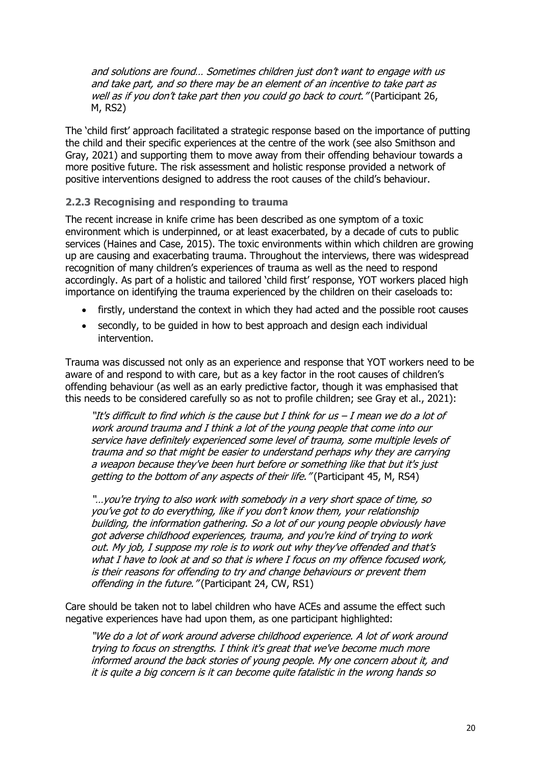*and solutions are found… Sometimes children just don't want to engage with us and take part, and so there may be an element of an incentive to take part as well as if you don't take part then you could go back to court."* (Participant 26, M, RS2)

The 'child first' approach facilitated a strategic response based on the importance of putting the child and their specific experiences at the centre of the work (see also Smithson and Gray, 2021) and supporting them to move away from their offending behaviour towards a more positive future. The risk assessment and holistic response provided a network of positive interventions designed to address the root causes of the child's behaviour.

### 2.2.3 Recognising and responding to trauma

The recent increase in knife crime has been described as one symptom of a toxic environment which is underpinned, or at least exacerbated, by a decade of cuts to public services (Haines and Case, 2015). The toxic environments within which children are growing up are causing and exacerbating trauma. Throughout the interviews, there was widespread recognition of many children's experiences of trauma as well as the need to respond accordingly. As part of a holistic and tailored 'child first' response, YOT workers placed high importance on identifying the trauma experienced by the children on their caseloads to:

- firstly, understand the context in which they had acted and the possible root causes
- secondly, to be guided in how to best approach and design each individual intervention.

Trauma was discussed not only as an experience and response that YOT workers need to be aware of and respond to with care, but as a key factor in the root causes of children's offending behaviour (as well as an early predictive factor, though it was emphasised that this needs to be considered carefully so as not to profile children; see Gray et al., 2021):

> *"It's difficult to find which is the cause but I think for us – I mean we do a lot of work around trauma and I think a lot of the young people that come into our service have definitely experienced some level of trauma, some multiple levels of trauma and so that might be easier to understand perhaps why they are carrying a weapon because they've been hurt before or something like that but it's just getting to the bottom of any aspects of their life."* (Participant 45, M, RS4)

> *"…you're trying to also work with somebody in a very short space of time, so you've got to do everything, like if you don't know them, your relationship building, the information gathering. So a lot of our young people obviously have got adverse childhood experiences, trauma, and you're kind of trying to work out. My job, I suppose my role is to work out why they've offended and that's what I have to look at and so that is where I focus on my offence focused work, is their reasons for offending to try and change behaviours or prevent them offending in the future."* (Participant 24, CW, RS1)

Care should be taken not to label children who have ACEs and assume the effect such negative experiences have had upon them, as one participant highlighted:

> *"We do a lot of work around adverse childhood experience. A lot of work around trying to focus on strengths. I think it's great that we've become much more informed around the back stories of young people. My one concern about it, and it is quite a big concern is it can become quite fatalistic in the wrong hands so*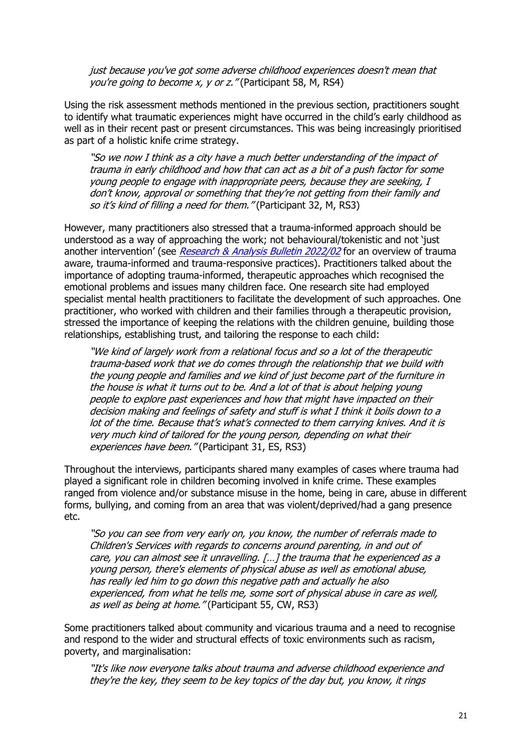*just because you've got some adverse childhood experiences doesn't mean that you're going to become x, y or z."* (Participant 58, M, RS4)

Using the risk assessment methods mentioned in the previous section, practitioners sought to identify what traumatic experiences might have occurred in the child's early childhood as well as in their recent past or present circumstances. This was being increasingly prioritised as part of a holistic knife crime strategy.

> *"So we now I think as a city have a much better understanding of the impact of trauma in early childhood and how that can act as a bit of a push factor for some young people to engage with inappropriate peers, because they are seeking, I don't know, approval or something that they're not getting from their family and so it's kind of filling a need for them."* (Participant 32, M, RS3)

However, many practitioners also stressed that a trauma-informed approach should be understood as a way of approaching the work; not behavioural/tokenistic and not 'just another intervention' (see *Research & Analysis Bulletin 2022/02* for an overview of trauma aware, trauma-informed and trauma-responsive practices). Practitioners talked about the importance of adopting trauma-informed, therapeutic approaches which recognised the emotional problems and issues many children face. One research site had employed specialist mental health practitioners to facilitate the development of such approaches. One practitioner, who worked with children and their families through a therapeutic provision, stressed the importance of keeping the relations with the children genuine, building those relationships, establishing trust, and tailoring the response to each child:

> *"We kind of largely work from a relational focus and so a lot of the therapeutic trauma-based work that we do comes through the relationship that we build with the young people and families and we kind of just become part of the furniture in the house is what it turns out to be. And a lot of that is about helping young people to explore past experiences and how that might have impacted on their decision making and feelings of safety and stuff is what I think it boils down to a lot of the time. Because that's what's connected to them carrying knives. And it is very much kind of tailored for the young person, depending on what their experiences have been."* (Participant 31, ES, RS3)

Throughout the interviews, participants shared many examples of cases where trauma had played a significant role in children becoming involved in knife crime. These examples ranged from violence and/or substance misuse in the home, being in care, abuse in different forms, bullying, and coming from an area that was violent/deprived/had a gang presence etc.

> *"So you can see from very early on, you know, the number of referrals made to Children's Services with regards to concerns around parenting, in and out of care, you can almost see it unravelling. […] the trauma that he experienced as a young person, there's elements of physical abuse as well as emotional abuse, has really led him to go down this negative path and actually he also experienced, from what he tells me, some sort of physical abuse in care as well, as well as being at home."* (Participant 55, CW, RS3)

Some practitioners talked about community and vicarious trauma and a need to recognise and respond to the wider and structural effects of toxic environments such as racism, poverty, and marginalisation:

> *"It's like now everyone talks about trauma and adverse childhood experience and they're the key, they seem to be key topics of the day but, you know, it rings*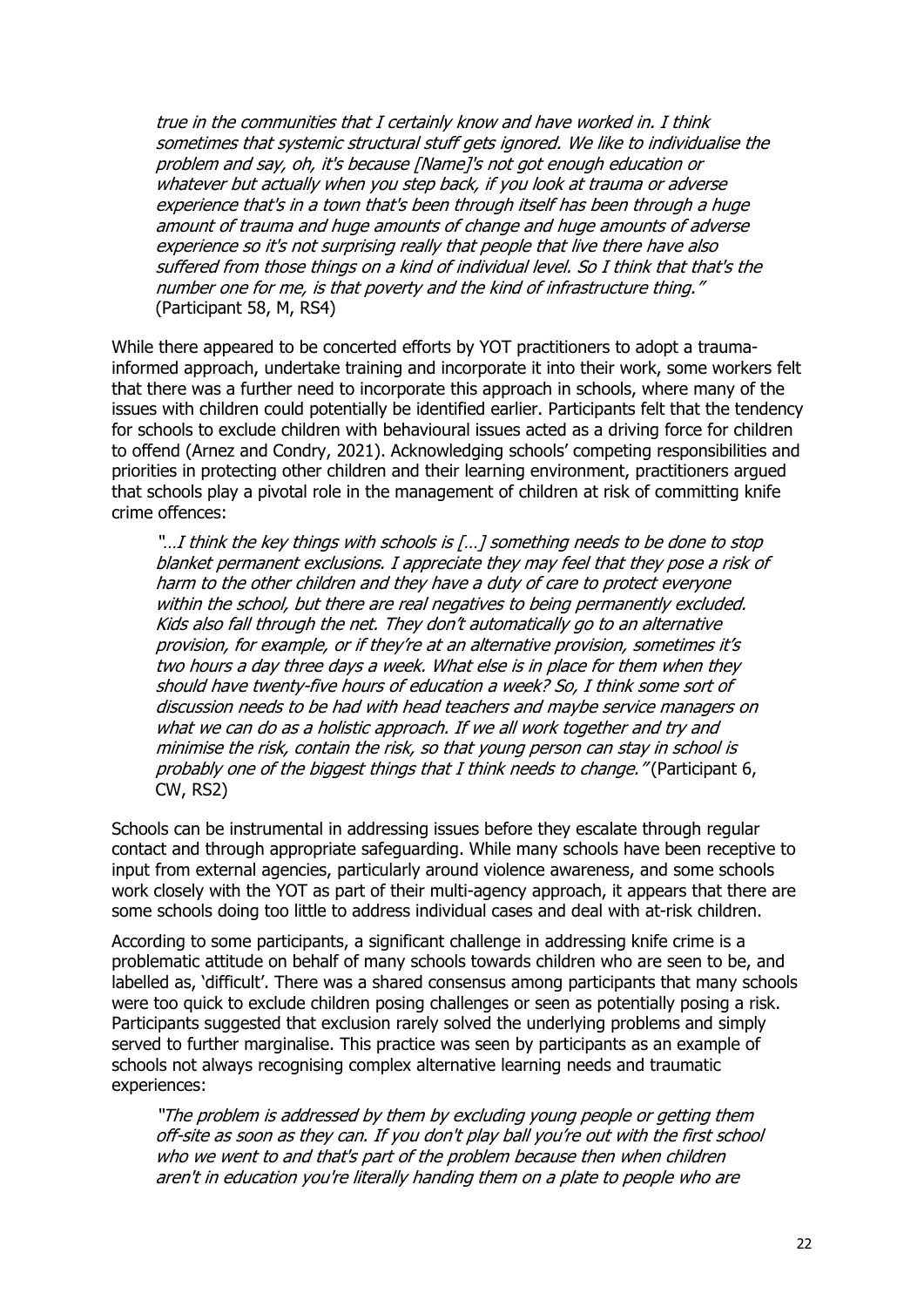> *true in the communities that I certainly know and have worked in. I think sometimes that systemic structural stuff gets ignored. We like to individualise the problem and say, oh, it's because [Name]'s not got enough education or whatever but actually when you step back, if you look at trauma or adverse experience that's in a town that's been through itself has been through a huge amount of trauma and huge amounts of change and huge amounts of adverse experience so it's not surprising really that people that live there have also suffered from those things on a kind of individual level. So I think that that's the number one for me, is that poverty and the kind of infrastructure thing."* (Participant 58, M, RS4)

While there appeared to be concerted efforts by YOT practitioners to adopt a trauma-informed approach, undertake training and incorporate it into their work, some workers felt that there was a further need to incorporate this approach in schools, where many of the issues with children could potentially be identified earlier. Participants felt that the tendency for schools to exclude children with behavioural issues acted as a driving force for children to offend (Arnez and Condry, 2021). Acknowledging schools' competing responsibilities and priorities in protecting other children and their learning environment, practitioners argued that schools play a pivotal role in the management of children at risk of committing knife crime offences:

> *"…I think the key things with schools is […] something needs to be done to stop blanket permanent exclusions. I appreciate they may feel that they pose a risk of harm to the other children and they have a duty of care to protect everyone within the school, but there are real negatives to being permanently excluded. Kids also fall through the net. They don't automatically go to an alternative provision, for example, or if they're at an alternative provision, sometimes it's two hours a day three days a week. What else is in place for them when they should have twenty-five hours of education a week? So, I think some sort of discussion needs to be had with head teachers and maybe service managers on what we can do as a holistic approach. If we all work together and try and minimise the risk, contain the risk, so that young person can stay in school is probably one of the biggest things that I think needs to change."* (Participant 6, CW, RS2)

Schools can be instrumental in addressing issues before they escalate through regular contact and through appropriate safeguarding. While many schools have been receptive to input from external agencies, particularly around violence awareness, and some schools work closely with the YOT as part of their multi-agency approach, it appears that there are some schools doing too little to address individual cases and deal with at-risk children.

According to some participants, a significant challenge in addressing knife crime is a problematic attitude on behalf of many schools towards children who are seen to be, and labelled as, 'difficult'. There was a shared consensus among participants that many schools were too quick to exclude children posing challenges or seen as potentially posing a risk. Participants suggested that exclusion rarely solved the underlying problems and simply served to further marginalise. This practice was seen by participants as an example of schools not always recognising complex alternative learning needs and traumatic experiences:

> *"The problem is addressed by them by excluding young people or getting them off-site as soon as they can. If you don't play ball you're out with the first school who we went to and that's part of the problem because then when children aren't in education you're literally handing them on a plate to people who are*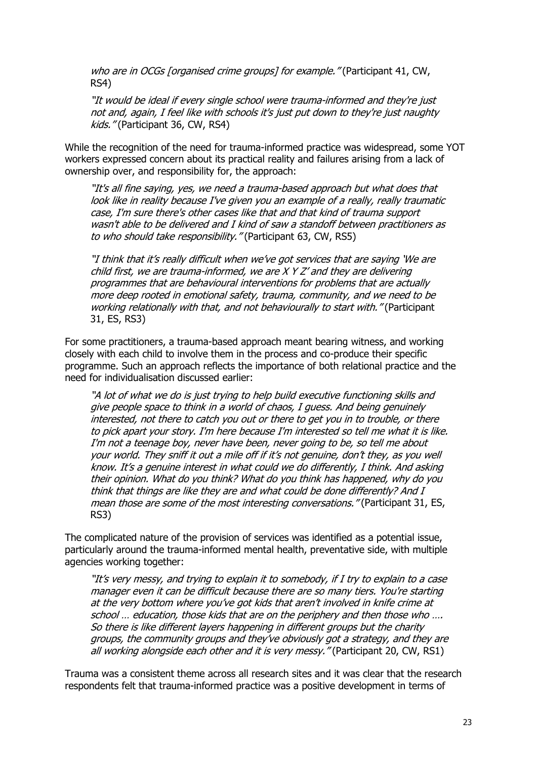*who are in OCGs [organised crime groups] for example."* (Participant 41, CW, RS4)

> *"It would be ideal if every single school were trauma-informed and they're just not and, again, I feel like with schools it's just put down to they're just naughty kids."* (Participant 36, CW, RS4)

While the recognition of the need for trauma-informed practice was widespread, some YOT workers expressed concern about its practical reality and failures arising from a lack of ownership over, and responsibility for, the approach:

> *"It's all fine saying, yes, we need a trauma-based approach but what does that look like in reality because I've given you an example of a really, really traumatic case, I'm sure there's other cases like that and that kind of trauma support wasn't able to be delivered and I kind of saw a standoff between practitioners as to who should take responsibility."* (Participant 63, CW, RS5)

> *"I think that it's really difficult when we've got services that are saying 'We are child first, we are trauma-informed, we are X Y Z' and they are delivering programmes that are behavioural interventions for problems that are actually more deep rooted in emotional safety, trauma, community, and we need to be working relationally with that, and not behaviourally to start with."* (Participant 31, ES, RS3)

For some practitioners, a trauma-based approach meant bearing witness, and working closely with each child to involve them in the process and co-produce their specific programme. Such an approach reflects the importance of both relational practice and the need for individualisation discussed earlier:

> *"A lot of what we do is just trying to help build executive functioning skills and give people space to think in a world of chaos, I guess. And being genuinely interested, not there to catch you out or there to get you in to trouble, or there to pick apart your story. I'm here because I'm interested so tell me what it is like. I'm not a teenage boy, never have been, never going to be, so tell me about your world. They sniff it out a mile off if it's not genuine, don't they, as you well know. It's a genuine interest in what could we do differently, I think. And asking their opinion. What do you think? What do you think has happened, why do you think that things are like they are and what could be done differently? And I mean those are some of the most interesting conversations."* (Participant 31, ES, RS3)

The complicated nature of the provision of services was identified as a potential issue, particularly around the trauma-informed mental health, preventative side, with multiple agencies working together:

> *"It's very messy, and trying to explain it to somebody, if I try to explain to a case manager even it can be difficult because there are so many tiers. You're starting at the very bottom where you've got kids that aren't involved in knife crime at school … education, those kids that are on the periphery and then those who …. So there is like different layers happening in different groups but the charity groups, the community groups and they've obviously got a strategy, and they are all working alongside each other and it is very messy."* (Participant 20, CW, RS1)

Trauma was a consistent theme across all research sites and it was clear that the research respondents felt that trauma-informed practice was a positive development in terms of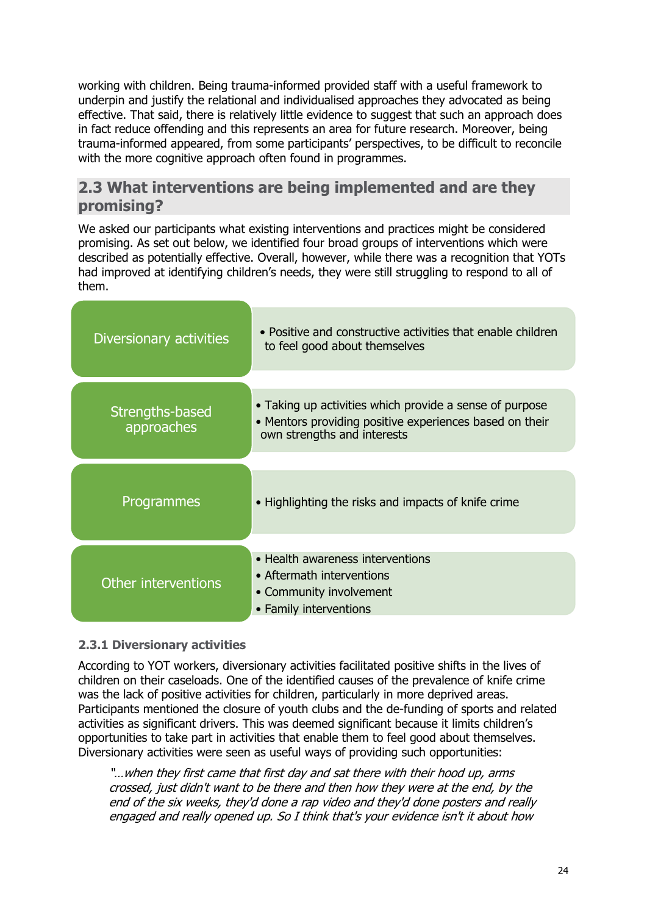working with children. Being trauma-informed provided staff with a useful framework to underpin and justify the relational and individualised approaches they advocated as being effective. That said, there is relatively little evidence to suggest that such an approach does in fact reduce offending and this represents an area for future research. Moreover, being trauma-informed appeared, from some participants' perspectives, to be difficult to reconcile with the more cognitive approach often found in programmes.

## 2.3 What interventions are being implemented and are they promising?

We asked our participants what existing interventions and practices might be considered promising. As set out below, we identified four broad groups of interventions which were described as potentially effective. Overall, however, while there was a recognition that YOTs had improved at identifying children's needs, they were still struggling to respond to all of them.

| Intervention group | Description |
|---|---|
| Diversionary activities | • Positive and constructive activities that enable children to feel good about themselves |
| Strengths-based approaches | • Taking up activities which provide a sense of purpose<br>• Mentors providing positive experiences based on their own strengths and interests |
| Programmes | • Highlighting the risks and impacts of knife crime |
| Other interventions | • Health awareness interventions<br>• Aftermath interventions<br>• Community involvement<br>• Family interventions |

### 2.3.1 Diversionary activities

According to YOT workers, diversionary activities facilitated positive shifts in the lives of children on their caseloads. One of the identified causes of the prevalence of knife crime was the lack of positive activities for children, particularly in more deprived areas. Participants mentioned the closure of youth clubs and the de-funding of sports and related activities as significant drivers. This was deemed significant because it limits children's opportunities to take part in activities that enable them to feel good about themselves. Diversionary activities were seen as useful ways of providing such opportunities:

> *"…when they first came that first day and sat there with their hood up, arms crossed, just didn't want to be there and then how they were at the end, by the end of the six weeks, they'd done a rap video and they'd done posters and really engaged and really opened up. So I think that's your evidence isn't it about how*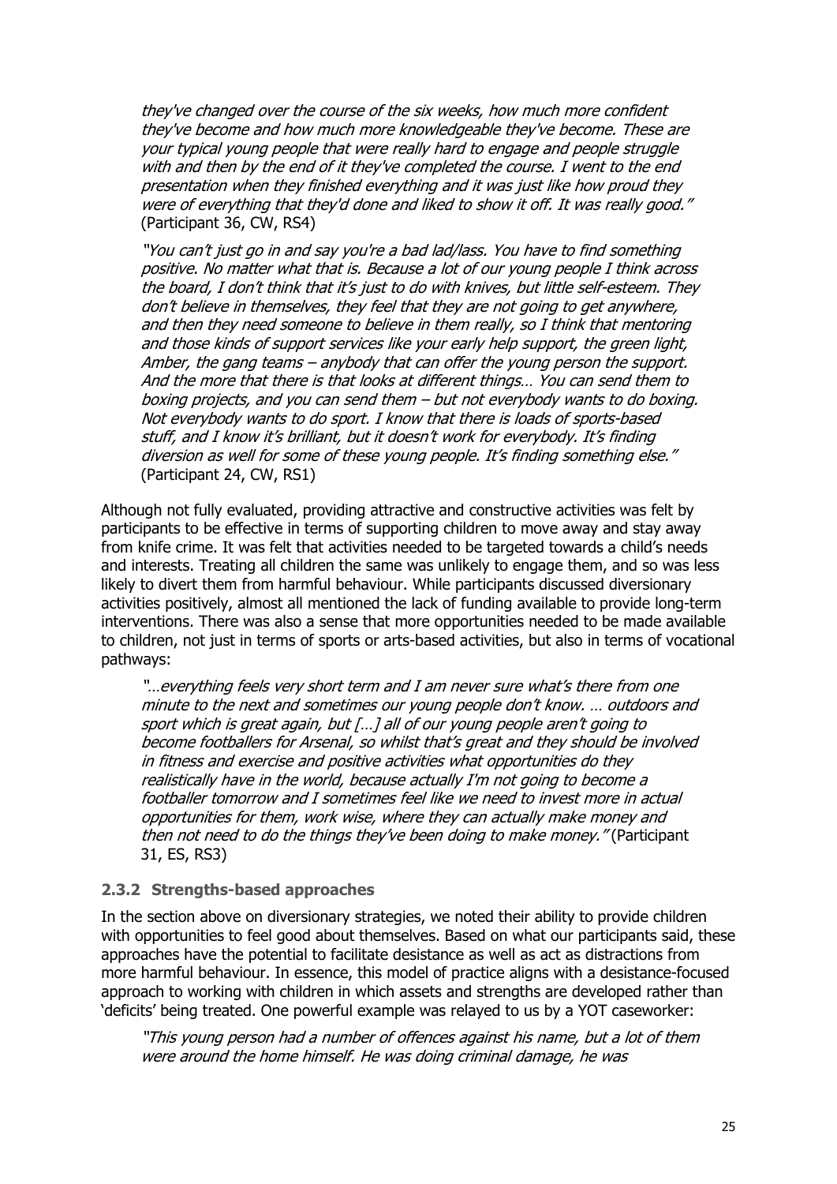> *they've changed over the course of the six weeks, how much more confident they've become and how much more knowledgeable they've become. These are your typical young people that were really hard to engage and people struggle with and then by the end of it they've completed the course. I went to the end presentation when they finished everything and it was just like how proud they were of everything that they'd done and liked to show it off. It was really good."* (Participant 36, CW, RS4)

> *"You can't just go in and say you're a bad lad/lass. You have to find something positive. No matter what that is. Because a lot of our young people I think across the board, I don't think that it's just to do with knives, but little self-esteem. They don't believe in themselves, they feel that they are not going to get anywhere, and then they need someone to believe in them really, so I think that mentoring and those kinds of support services like your early help support, the green light, Amber, the gang teams – anybody that can offer the young person the support. And the more that there is that looks at different things… You can send them to boxing projects, and you can send them – but not everybody wants to do boxing. Not everybody wants to do sport. I know that there is loads of sports-based stuff, and I know it's brilliant, but it doesn't work for everybody. It's finding diversion as well for some of these young people. It's finding something else."* (Participant 24, CW, RS1)

Although not fully evaluated, providing attractive and constructive activities was felt by participants to be effective in terms of supporting children to move away and stay away from knife crime. It was felt that activities needed to be targeted towards a child's needs and interests. Treating all children the same was unlikely to engage them, and so was less likely to divert them from harmful behaviour. While participants discussed diversionary activities positively, almost all mentioned the lack of funding available to provide long-term interventions. There was also a sense that more opportunities needed to be made available to children, not just in terms of sports or arts-based activities, but also in terms of vocational pathways:

> *"…everything feels very short term and I am never sure what's there from one minute to the next and sometimes our young people don't know. … outdoors and sport which is great again, but […] all of our young people aren't going to become footballers for Arsenal, so whilst that's great and they should be involved in fitness and exercise and positive activities what opportunities do they realistically have in the world, because actually I'm not going to become a footballer tomorrow and I sometimes feel like we need to invest more in actual opportunities for them, work wise, where they can actually make money and then not need to do the things they've been doing to make money."* (Participant 31, ES, RS3)

### 2.3.2 Strengths-based approaches

In the section above on diversionary strategies, we noted their ability to provide children with opportunities to feel good about themselves. Based on what our participants said, these approaches have the potential to facilitate desistance as well as act as distractions from more harmful behaviour. In essence, this model of practice aligns with a desistance-focused approach to working with children in which assets and strengths are developed rather than 'deficits' being treated. One powerful example was relayed to us by a YOT caseworker:

> *"This young person had a number of offences against his name, but a lot of them were around the home himself. He was doing criminal damage, he was*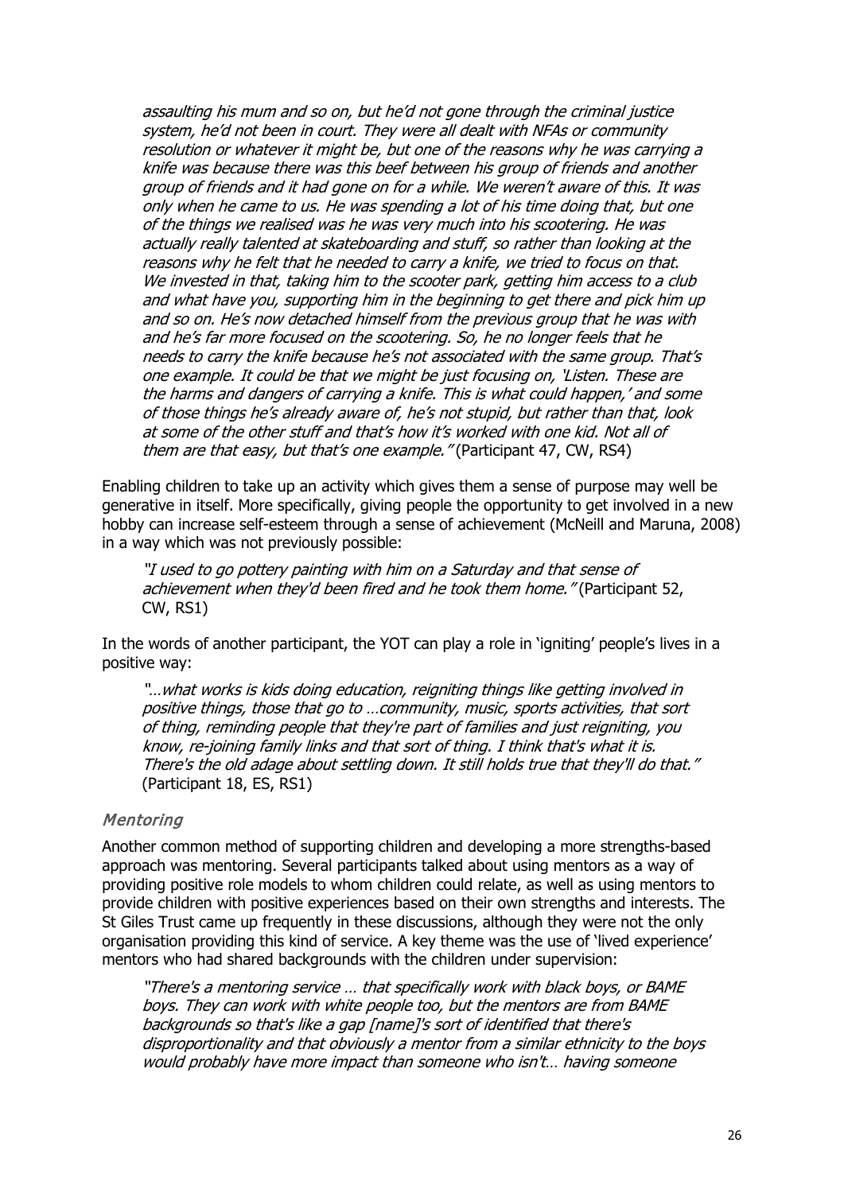*assaulting his mum and so on, but he'd not gone through the criminal justice system, he'd not been in court. They were all dealt with NFAs or community resolution or whatever it might be, but one of the reasons why he was carrying a knife was because there was this beef between his group of friends and another group of friends and it had gone on for a while. We weren't aware of this. It was only when he came to us. He was spending a lot of his time doing that, but one of the things we realised was he was very much into his scootering. He was actually really talented at skateboarding and stuff, so rather than looking at the reasons why he felt that he needed to carry a knife, we tried to focus on that. We invested in that, taking him to the scooter park, getting him access to a club and what have you, supporting him in the beginning to get there and pick him up and so on. He's now detached himself from the previous group that he was with and he's far more focused on the scootering. So, he no longer feels that he needs to carry the knife because he's not associated with the same group. That's one example. It could be that we might be just focusing on, 'Listen. These are the harms and dangers of carrying a knife. This is what could happen,' and some of those things he's already aware of, he's not stupid, but rather than that, look at some of the other stuff and that's how it's worked with one kid. Not all of them are that easy, but that's one example."* (Participant 47, CW, RS4)

Enabling children to take up an activity which gives them a sense of purpose may well be generative in itself. More specifically, giving people the opportunity to get involved in a new hobby can increase self-esteem through a sense of achievement (McNeill and Maruna, 2008) in a way which was not previously possible:

> *"I used to go pottery painting with him on a Saturday and that sense of achievement when they'd been fired and he took them home."* (Participant 52, CW, RS1)

In the words of another participant, the YOT can play a role in 'igniting' people's lives in a positive way:

> *"…what works is kids doing education, reigniting things like getting involved in positive things, those that go to …community, music, sports activities, that sort of thing, reminding people that they're part of families and just reigniting, you know, re-joining family links and that sort of thing. I think that's what it is. There's the old adage about settling down. It still holds true that they'll do that."* (Participant 18, ES, RS1)

### *Mentoring*

Another common method of supporting children and developing a more strengths-based approach was mentoring. Several participants talked about using mentors as a way of providing positive role models to whom children could relate, as well as using mentors to provide children with positive experiences based on their own strengths and interests. The St Giles Trust came up frequently in these discussions, although they were not the only organisation providing this kind of service. A key theme was the use of 'lived experience' mentors who had shared backgrounds with the children under supervision:

> *"There's a mentoring service … that specifically work with black boys, or BAME boys. They can work with white people too, but the mentors are from BAME backgrounds so that's like a gap [name]'s sort of identified that there's disproportionality and that obviously a mentor from a similar ethnicity to the boys would probably have more impact than someone who isn't… having someone*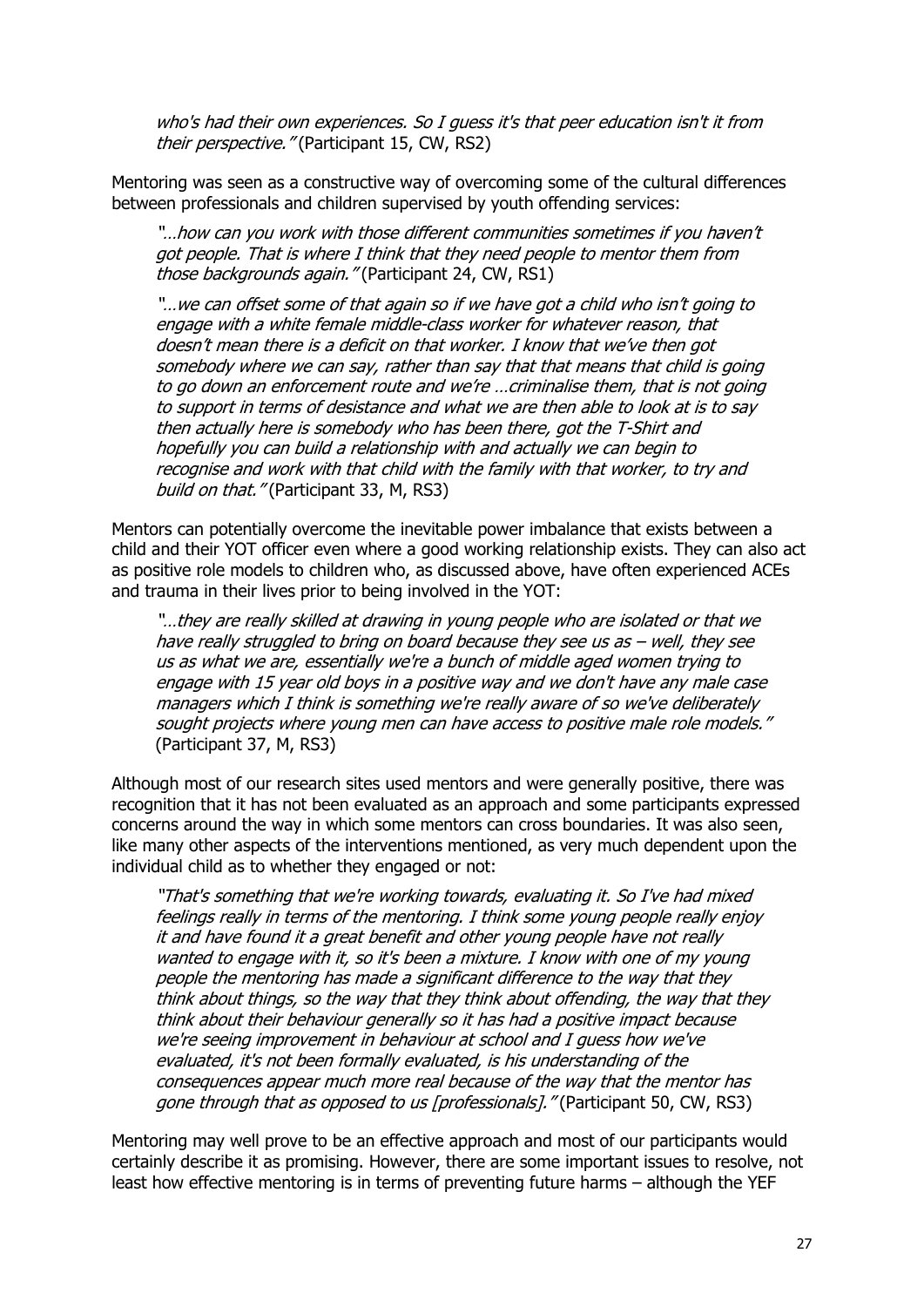> *who's had their own experiences. So I guess it's that peer education isn't it from their perspective."* (Participant 15, CW, RS2)

Mentoring was seen as a constructive way of overcoming some of the cultural differences between professionals and children supervised by youth offending services:

> *"…how can you work with those different communities sometimes if you haven't got people. That is where I think that they need people to mentor them from those backgrounds again."* (Participant 24, CW, RS1)

> *"…we can offset some of that again so if we have got a child who isn't going to engage with a white female middle-class worker for whatever reason, that doesn't mean there is a deficit on that worker. I know that we've then got somebody where we can say, rather than say that that means that child is going to go down an enforcement route and we're …criminalise them, that is not going to support in terms of desistance and what we are then able to look at is to say then actually here is somebody who has been there, got the T-Shirt and hopefully you can build a relationship with and actually we can begin to recognise and work with that child with the family with that worker, to try and build on that."* (Participant 33, M, RS3)

Mentors can potentially overcome the inevitable power imbalance that exists between a child and their YOT officer even where a good working relationship exists. They can also act as positive role models to children who, as discussed above, have often experienced ACEs and trauma in their lives prior to being involved in the YOT:

> *"…they are really skilled at drawing in young people who are isolated or that we have really struggled to bring on board because they see us as – well, they see us as what we are, essentially we're a bunch of middle aged women trying to engage with 15 year old boys in a positive way and we don't have any male case managers which I think is something we're really aware of so we've deliberately sought projects where young men can have access to positive male role models."* (Participant 37, M, RS3)

Although most of our research sites used mentors and were generally positive, there was recognition that it has not been evaluated as an approach and some participants expressed concerns around the way in which some mentors can cross boundaries. It was also seen, like many other aspects of the interventions mentioned, as very much dependent upon the individual child as to whether they engaged or not:

> *"That's something that we're working towards, evaluating it. So I've had mixed feelings really in terms of the mentoring. I think some young people really enjoy it and have found it a great benefit and other young people have not really wanted to engage with it, so it's been a mixture. I know with one of my young people the mentoring has made a significant difference to the way that they think about things, so the way that they think about offending, the way that they think about their behaviour generally so it has had a positive impact because we're seeing improvement in behaviour at school and I guess how we've evaluated, it's not been formally evaluated, is his understanding of the consequences appear much more real because of the way that the mentor has gone through that as opposed to us [professionals]."* (Participant 50, CW, RS3)

Mentoring may well prove to be an effective approach and most of our participants would certainly describe it as promising. However, there are some important issues to resolve, not least how effective mentoring is in terms of preventing future harms – although the YEF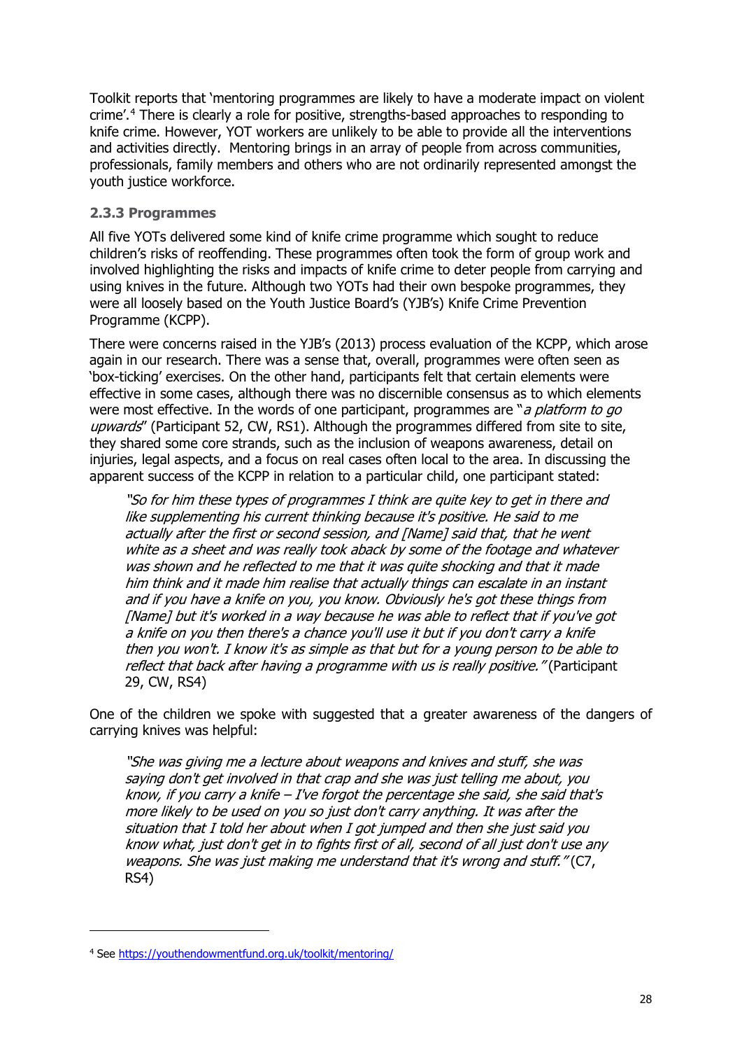Toolkit reports that 'mentoring programmes are likely to have a moderate impact on violent crime'.[4] There is clearly a role for positive, strengths-based approaches to responding to knife crime. However, YOT workers are unlikely to be able to provide all the interventions and activities directly. Mentoring brings in an array of people from across communities, professionals, family members and others who are not ordinarily represented amongst the youth justice workforce.

### 2.3.3 Programmes

All five YOTs delivered some kind of knife crime programme which sought to reduce children's risks of reoffending. These programmes often took the form of group work and involved highlighting the risks and impacts of knife crime to deter people from carrying and using knives in the future. Although two YOTs had their own bespoke programmes, they were all loosely based on the Youth Justice Board's (YJB's) Knife Crime Prevention Programme (KCPP).

There were concerns raised in the YJB's (2013) process evaluation of the KCPP, which arose again in our research. There was a sense that, overall, programmes were often seen as 'box-ticking' exercises. On the other hand, participants felt that certain elements were effective in some cases, although there was no discernible consensus as to which elements were most effective. In the words of one participant, programmes are "*a platform to go upwards*" (Participant 52, CW, RS1). Although the programmes differed from site to site, they shared some core strands, such as the inclusion of weapons awareness, detail on injuries, legal aspects, and a focus on real cases often local to the area. In discussing the apparent success of the KCPP in relation to a particular child, one participant stated:

> *"So for him these types of programmes I think are quite key to get in there and like supplementing his current thinking because it's positive. He said to me actually after the first or second session, and [Name] said that, that he went white as a sheet and was really took aback by some of the footage and whatever was shown and he reflected to me that it was quite shocking and that it made him think and it made him realise that actually things can escalate in an instant and if you have a knife on you, you know. Obviously he's got these things from [Name] but it's worked in a way because he was able to reflect that if you've got a knife on you then there's a chance you'll use it but if you don't carry a knife then you won't. I know it's as simple as that but for a young person to be able to reflect that back after having a programme with us is really positive."* (Participant 29, CW, RS4)

One of the children we spoke with suggested that a greater awareness of the dangers of carrying knives was helpful:

> *"She was giving me a lecture about weapons and knives and stuff, she was saying don't get involved in that crap and she was just telling me about, you know, if you carry a knife – I've forgot the percentage she said, she said that's more likely to be used on you so just don't carry anything. It was after the situation that I told her about when I got jumped and then she just said you know what, just don't get in to fights first of all, second of all just don't use any weapons. She was just making me understand that it's wrong and stuff."* (C7, RS4)

---

[4] See https://youthendowmentfund.org.uk/toolkit/mentoring/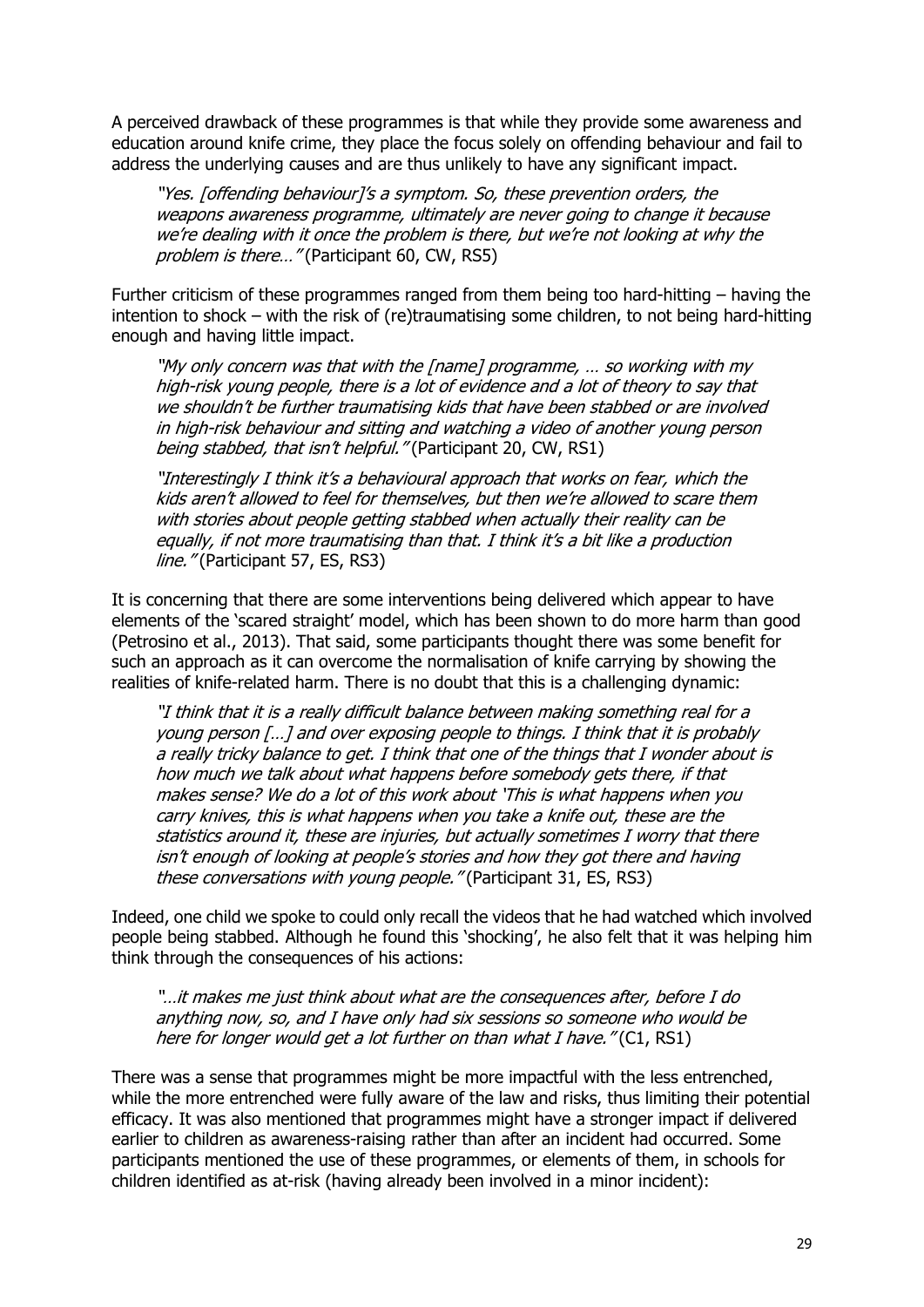A perceived drawback of these programmes is that while they provide some awareness and education around knife crime, they place the focus solely on offending behaviour and fail to address the underlying causes and are thus unlikely to have any significant impact.

> *"Yes. [offending behaviour]'s a symptom. So, these prevention orders, the weapons awareness programme, ultimately are never going to change it because we're dealing with it once the problem is there, but we're not looking at why the problem is there…"* (Participant 60, CW, RS5)

Further criticism of these programmes ranged from them being too hard-hitting – having the intention to shock – with the risk of (re)traumatising some children, to not being hard-hitting enough and having little impact.

> *"My only concern was that with the [name] programme, … so working with my high-risk young people, there is a lot of evidence and a lot of theory to say that we shouldn't be further traumatising kids that have been stabbed or are involved in high-risk behaviour and sitting and watching a video of another young person being stabbed, that isn't helpful."* (Participant 20, CW, RS1)

> *"Interestingly I think it's a behavioural approach that works on fear, which the kids aren't allowed to feel for themselves, but then we're allowed to scare them with stories about people getting stabbed when actually their reality can be equally, if not more traumatising than that. I think it's a bit like a production line."* (Participant 57, ES, RS3)

It is concerning that there are some interventions being delivered which appear to have elements of the 'scared straight' model, which has been shown to do more harm than good (Petrosino et al., 2013). That said, some participants thought there was some benefit for such an approach as it can overcome the normalisation of knife carrying by showing the realities of knife-related harm. There is no doubt that this is a challenging dynamic:

> *"I think that it is a really difficult balance between making something real for a young person […] and over exposing people to things. I think that it is probably a really tricky balance to get. I think that one of the things that I wonder about is how much we talk about what happens before somebody gets there, if that makes sense? We do a lot of this work about 'This is what happens when you carry knives, this is what happens when you take a knife out, these are the statistics around it, these are injuries, but actually sometimes I worry that there isn't enough of looking at people's stories and how they got there and having these conversations with young people."* (Participant 31, ES, RS3)

Indeed, one child we spoke to could only recall the videos that he had watched which involved people being stabbed. Although he found this 'shocking', he also felt that it was helping him think through the consequences of his actions:

> *"…it makes me just think about what are the consequences after, before I do anything now, so, and I have only had six sessions so someone who would be here for longer would get a lot further on than what I have."* (C1, RS1)

There was a sense that programmes might be more impactful with the less entrenched, while the more entrenched were fully aware of the law and risks, thus limiting their potential efficacy. It was also mentioned that programmes might have a stronger impact if delivered earlier to children as awareness-raising rather than after an incident had occurred. Some participants mentioned the use of these programmes, or elements of them, in schools for children identified as at-risk (having already been involved in a minor incident):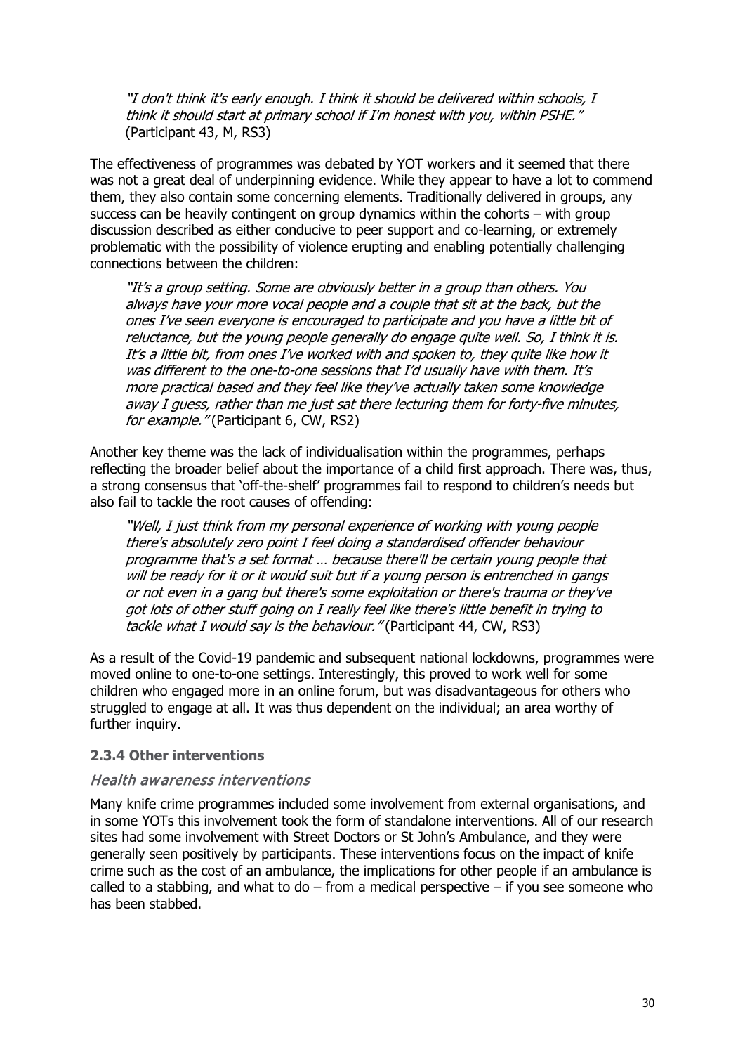*"I don't think it's early enough. I think it should be delivered within schools, I think it should start at primary school if I'm honest with you, within PSHE."* (Participant 43, M, RS3)

The effectiveness of programmes was debated by YOT workers and it seemed that there was not a great deal of underpinning evidence. While they appear to have a lot to commend them, they also contain some concerning elements. Traditionally delivered in groups, any success can be heavily contingent on group dynamics within the cohorts – with group discussion described as either conducive to peer support and co-learning, or extremely problematic with the possibility of violence erupting and enabling potentially challenging connections between the children:

*"It's a group setting. Some are obviously better in a group than others. You always have your more vocal people and a couple that sit at the back, but the ones I've seen everyone is encouraged to participate and you have a little bit of reluctance, but the young people generally do engage quite well. So, I think it is. It's a little bit, from ones I've worked with and spoken to, they quite like how it was different to the one-to-one sessions that I'd usually have with them. It's more practical based and they feel like they've actually taken some knowledge away I guess, rather than me just sat there lecturing them for forty-five minutes, for example."* (Participant 6, CW, RS2)

Another key theme was the lack of individualisation within the programmes, perhaps reflecting the broader belief about the importance of a child first approach. There was, thus, a strong consensus that 'off-the-shelf' programmes fail to respond to children's needs but also fail to tackle the root causes of offending:

*"Well, I just think from my personal experience of working with young people there's absolutely zero point I feel doing a standardised offender behaviour programme that's a set format … because there'll be certain young people that will be ready for it or it would suit but if a young person is entrenched in gangs or not even in a gang but there's some exploitation or there's trauma or they've got lots of other stuff going on I really feel like there's little benefit in trying to tackle what I would say is the behaviour."* (Participant 44, CW, RS3)

As a result of the Covid-19 pandemic and subsequent national lockdowns, programmes were moved online to one-to-one settings. Interestingly, this proved to work well for some children who engaged more in an online forum, but was disadvantageous for others who struggled to engage at all. It was thus dependent on the individual; an area worthy of further inquiry.

### 2.3.4 Other interventions

#### *Health awareness interventions*

Many knife crime programmes included some involvement from external organisations, and in some YOTs this involvement took the form of standalone interventions. All of our research sites had some involvement with Street Doctors or St John's Ambulance, and they were generally seen positively by participants. These interventions focus on the impact of knife crime such as the cost of an ambulance, the implications for other people if an ambulance is called to a stabbing, and what to do – from a medical perspective – if you see someone who has been stabbed.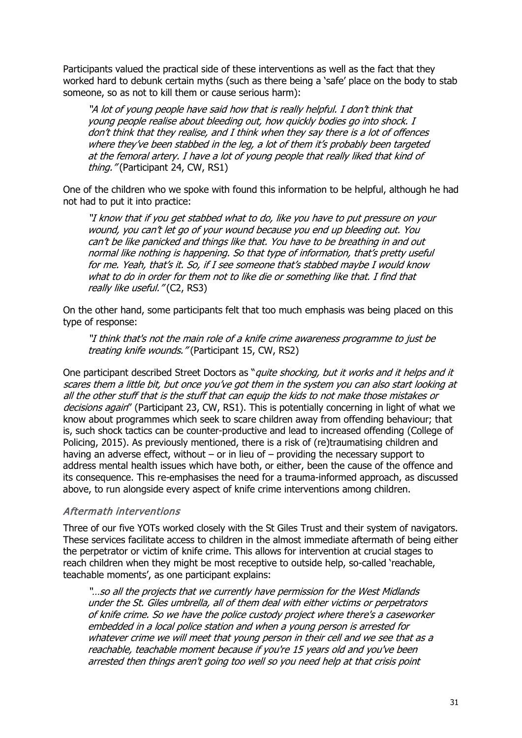Participants valued the practical side of these interventions as well as the fact that they worked hard to debunk certain myths (such as there being a 'safe' place on the body to stab someone, so as not to kill them or cause serious harm):

> *"A lot of young people have said how that is really helpful. I don't think that young people realise about bleeding out, how quickly bodies go into shock. I don't think that they realise, and I think when they say there is a lot of offences where they've been stabbed in the leg, a lot of them it's probably been targeted at the femoral artery. I have a lot of young people that really liked that kind of thing."* (Participant 24, CW, RS1)

One of the children who we spoke with found this information to be helpful, although he had not had to put it into practice:

> *"I know that if you get stabbed what to do, like you have to put pressure on your wound, you can't let go of your wound because you end up bleeding out. You can't be like panicked and things like that. You have to be breathing in and out normal like nothing is happening. So that type of information, that's pretty useful for me. Yeah, that's it. So, if I see someone that's stabbed maybe I would know what to do in order for them not to like die or something like that. I find that really like useful."* (C2, RS3)

On the other hand, some participants felt that too much emphasis was being placed on this type of response:

> *"I think that's not the main role of a knife crime awareness programme to just be treating knife wounds."* (Participant 15, CW, RS2)

One participant described Street Doctors as "*quite shocking, but it works and it helps and it scares them a little bit, but once you've got them in the system you can also start looking at all the other stuff that is the stuff that can equip the kids to not make those mistakes or decisions again*" (Participant 23, CW, RS1). This is potentially concerning in light of what we know about programmes which seek to scare children away from offending behaviour; that is, such shock tactics can be counter-productive and lead to increased offending (College of Policing, 2015). As previously mentioned, there is a risk of (re)traumatising children and having an adverse effect, without – or in lieu of – providing the necessary support to address mental health issues which have both, or either, been the cause of the offence and its consequence. This re-emphasises the need for a trauma-informed approach, as discussed above, to run alongside every aspect of knife crime interventions among children.

### *Aftermath interventions*

Three of our five YOTs worked closely with the St Giles Trust and their system of navigators. These services facilitate access to children in the almost immediate aftermath of being either the perpetrator or victim of knife crime. This allows for intervention at crucial stages to reach children when they might be most receptive to outside help, so-called 'reachable, teachable moments', as one participant explains:

> *"…so all the projects that we currently have permission for the West Midlands under the St. Giles umbrella, all of them deal with either victims or perpetrators of knife crime. So we have the police custody project where there's a caseworker embedded in a local police station and when a young person is arrested for whatever crime we will meet that young person in their cell and we see that as a reachable, teachable moment because if you're 15 years old and you've been arrested then things aren't going too well so you need help at that crisis point*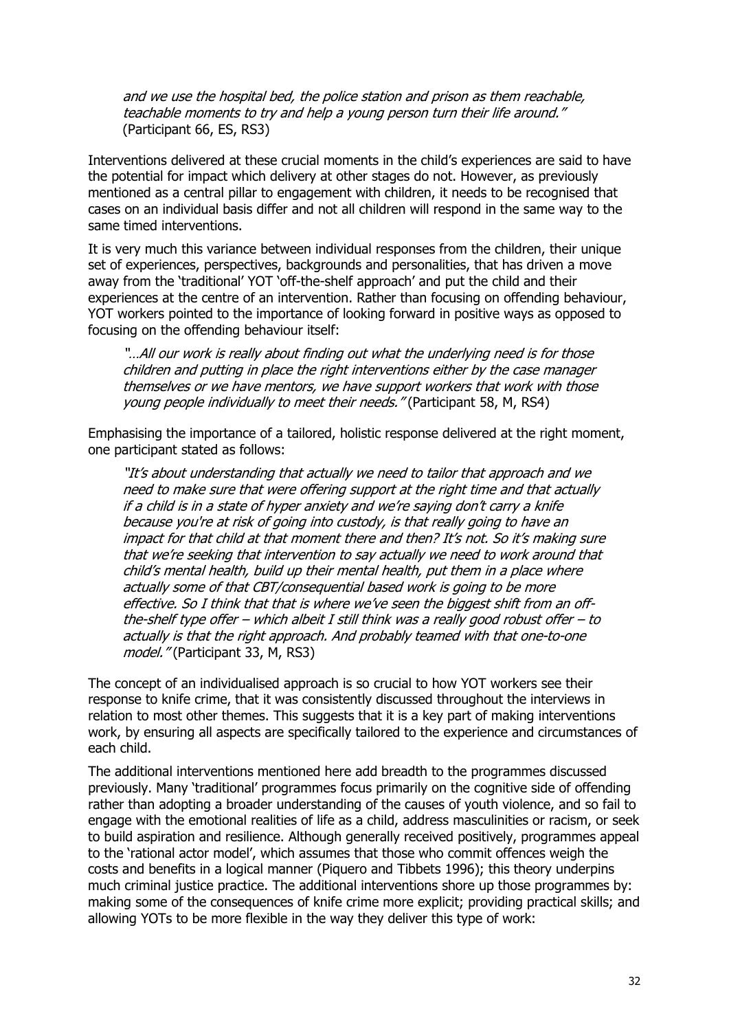*and we use the hospital bed, the police station and prison as them reachable, teachable moments to try and help a young person turn their life around."* (Participant 66, ES, RS3)

Interventions delivered at these crucial moments in the child's experiences are said to have the potential for impact which delivery at other stages do not. However, as previously mentioned as a central pillar to engagement with children, it needs to be recognised that cases on an individual basis differ and not all children will respond in the same way to the same timed interventions.

It is very much this variance between individual responses from the children, their unique set of experiences, perspectives, backgrounds and personalities, that has driven a move away from the 'traditional' YOT 'off-the-shelf approach' and put the child and their experiences at the centre of an intervention. Rather than focusing on offending behaviour, YOT workers pointed to the importance of looking forward in positive ways as opposed to focusing on the offending behaviour itself:

> *"…All our work is really about finding out what the underlying need is for those children and putting in place the right interventions either by the case manager themselves or we have mentors, we have support workers that work with those young people individually to meet their needs."* (Participant 58, M, RS4)

Emphasising the importance of a tailored, holistic response delivered at the right moment, one participant stated as follows:

> *"It's about understanding that actually we need to tailor that approach and we need to make sure that were offering support at the right time and that actually if a child is in a state of hyper anxiety and we're saying don't carry a knife because you're at risk of going into custody, is that really going to have an impact for that child at that moment there and then? It's not. So it's making sure that we're seeking that intervention to say actually we need to work around that child's mental health, build up their mental health, put them in a place where actually some of that CBT/consequential based work is going to be more effective. So I think that that is where we've seen the biggest shift from an off-the-shelf type offer – which albeit I still think was a really good robust offer – to actually is that the right approach. And probably teamed with that one-to-one model."* (Participant 33, M, RS3)

The concept of an individualised approach is so crucial to how YOT workers see their response to knife crime, that it was consistently discussed throughout the interviews in relation to most other themes. This suggests that it is a key part of making interventions work, by ensuring all aspects are specifically tailored to the experience and circumstances of each child.

The additional interventions mentioned here add breadth to the programmes discussed previously. Many 'traditional' programmes focus primarily on the cognitive side of offending rather than adopting a broader understanding of the causes of youth violence, and so fail to engage with the emotional realities of life as a child, address masculinities or racism, or seek to build aspiration and resilience. Although generally received positively, programmes appeal to the 'rational actor model', which assumes that those who commit offences weigh the costs and benefits in a logical manner (Piquero and Tibbets 1996); this theory underpins much criminal justice practice. The additional interventions shore up those programmes by: making some of the consequences of knife crime more explicit; providing practical skills; and allowing YOTs to be more flexible in the way they deliver this type of work: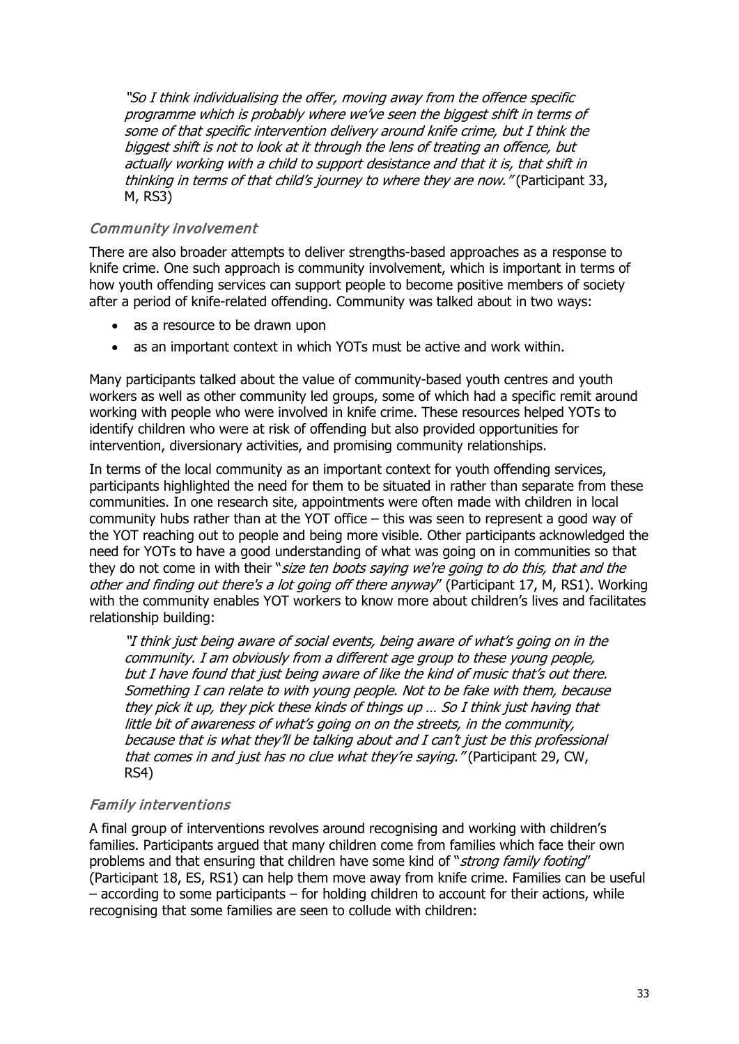*"So I think individualising the offer, moving away from the offence specific programme which is probably where we've seen the biggest shift in terms of some of that specific intervention delivery around knife crime, but I think the biggest shift is not to look at it through the lens of treating an offence, but actually working with a child to support desistance and that it is, that shift in thinking in terms of that child's journey to where they are now."* (Participant 33, M, RS3)

### *Community involvement*

There are also broader attempts to deliver strengths-based approaches as a response to knife crime. One such approach is community involvement, which is important in terms of how youth offending services can support people to become positive members of society after a period of knife-related offending. Community was talked about in two ways:

- as a resource to be drawn upon
- as an important context in which YOTs must be active and work within.

Many participants talked about the value of community-based youth centres and youth workers as well as other community led groups, some of which had a specific remit around working with people who were involved in knife crime. These resources helped YOTs to identify children who were at risk of offending but also provided opportunities for intervention, diversionary activities, and promising community relationships.

In terms of the local community as an important context for youth offending services, participants highlighted the need for them to be situated in rather than separate from these communities. In one research site, appointments were often made with children in local community hubs rather than at the YOT office – this was seen to represent a good way of the YOT reaching out to people and being more visible. Other participants acknowledged the need for YOTs to have a good understanding of what was going on in communities so that they do not come in with their "*size ten boots saying we're going to do this, that and the other and finding out there's a lot going off there anyway*" (Participant 17, M, RS1). Working with the community enables YOT workers to know more about children's lives and facilitates relationship building:

*"I think just being aware of social events, being aware of what's going on in the community. I am obviously from a different age group to these young people, but I have found that just being aware of like the kind of music that's out there. Something I can relate to with young people. Not to be fake with them, because they pick it up, they pick these kinds of things up … So I think just having that little bit of awareness of what's going on on the streets, in the community, because that is what they'll be talking about and I can't just be this professional that comes in and just has no clue what they're saying."* (Participant 29, CW, RS4)

### *Family interventions*

A final group of interventions revolves around recognising and working with children's families. Participants argued that many children come from families which face their own problems and that ensuring that children have some kind of "*strong family footing*" (Participant 18, ES, RS1) can help them move away from knife crime. Families can be useful – according to some participants – for holding children to account for their actions, while recognising that some families are seen to collude with children: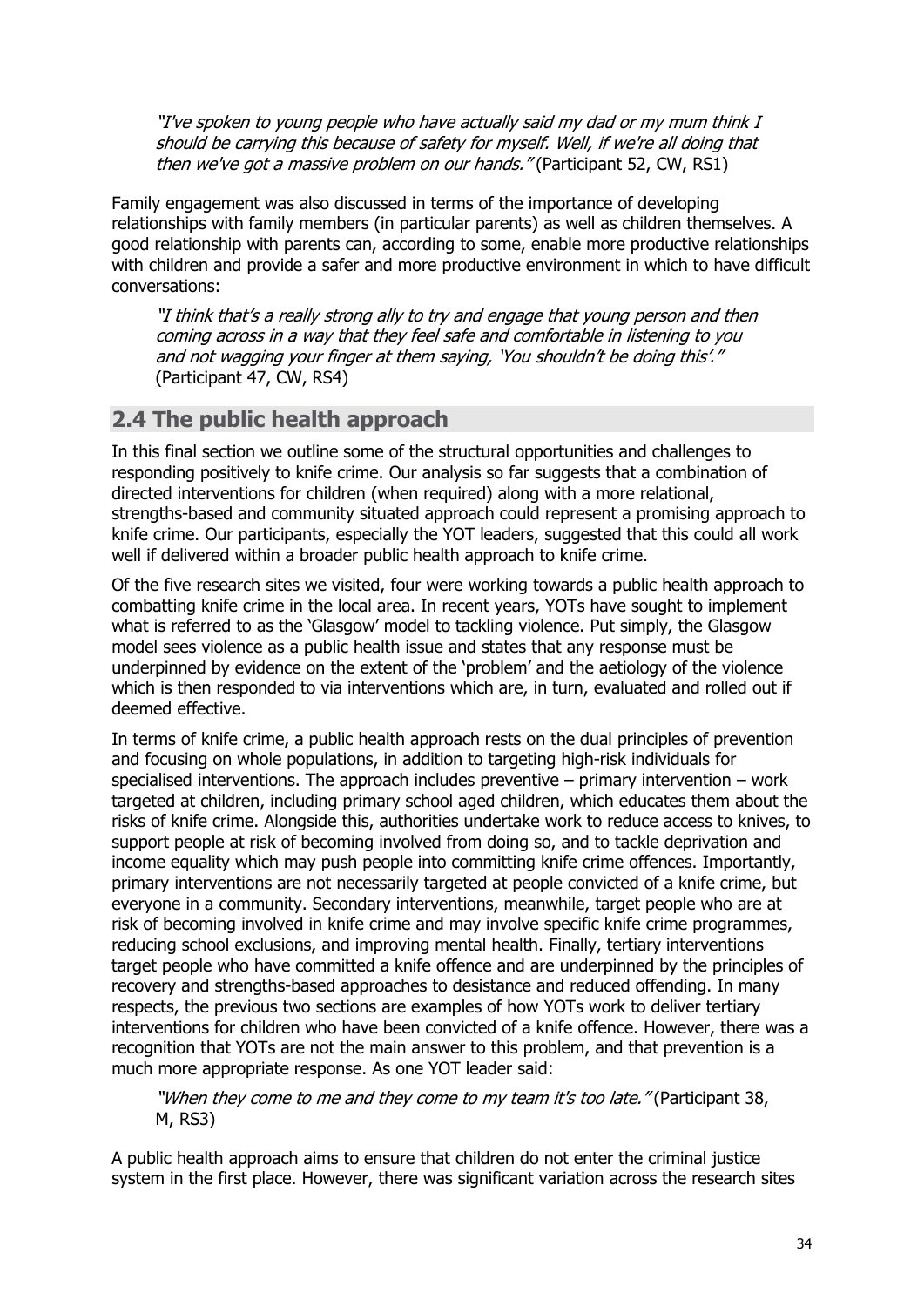*"I've spoken to young people who have actually said my dad or my mum think I should be carrying this because of safety for myself. Well, if we're all doing that then we've got a massive problem on our hands."* (Participant 52, CW, RS1)

Family engagement was also discussed in terms of the importance of developing relationships with family members (in particular parents) as well as children themselves. A good relationship with parents can, according to some, enable more productive relationships with children and provide a safer and more productive environment in which to have difficult conversations:

*"I think that's a really strong ally to try and engage that young person and then coming across in a way that they feel safe and comfortable in listening to you and not wagging your finger at them saying, 'You shouldn't be doing this'."* (Participant 47, CW, RS4)

## 2.4 The public health approach

In this final section we outline some of the structural opportunities and challenges to responding positively to knife crime. Our analysis so far suggests that a combination of directed interventions for children (when required) along with a more relational, strengths-based and community situated approach could represent a promising approach to knife crime. Our participants, especially the YOT leaders, suggested that this could all work well if delivered within a broader public health approach to knife crime.

Of the five research sites we visited, four were working towards a public health approach to combatting knife crime in the local area. In recent years, YOTs have sought to implement what is referred to as the 'Glasgow' model to tackling violence. Put simply, the Glasgow model sees violence as a public health issue and states that any response must be underpinned by evidence on the extent of the 'problem' and the aetiology of the violence which is then responded to via interventions which are, in turn, evaluated and rolled out if deemed effective.

In terms of knife crime, a public health approach rests on the dual principles of prevention and focusing on whole populations, in addition to targeting high-risk individuals for specialised interventions. The approach includes preventive – primary intervention – work targeted at children, including primary school aged children, which educates them about the risks of knife crime. Alongside this, authorities undertake work to reduce access to knives, to support people at risk of becoming involved from doing so, and to tackle deprivation and income equality which may push people into committing knife crime offences. Importantly, primary interventions are not necessarily targeted at people convicted of a knife crime, but everyone in a community. Secondary interventions, meanwhile, target people who are at risk of becoming involved in knife crime and may involve specific knife crime programmes, reducing school exclusions, and improving mental health. Finally, tertiary interventions target people who have committed a knife offence and are underpinned by the principles of recovery and strengths-based approaches to desistance and reduced offending. In many respects, the previous two sections are examples of how YOTs work to deliver tertiary interventions for children who have been convicted of a knife offence. However, there was a recognition that YOTs are not the main answer to this problem, and that prevention is a much more appropriate response. As one YOT leader said:

*"When they come to me and they come to my team it's too late."* (Participant 38, M, RS3)

A public health approach aims to ensure that children do not enter the criminal justice system in the first place. However, there was significant variation across the research sites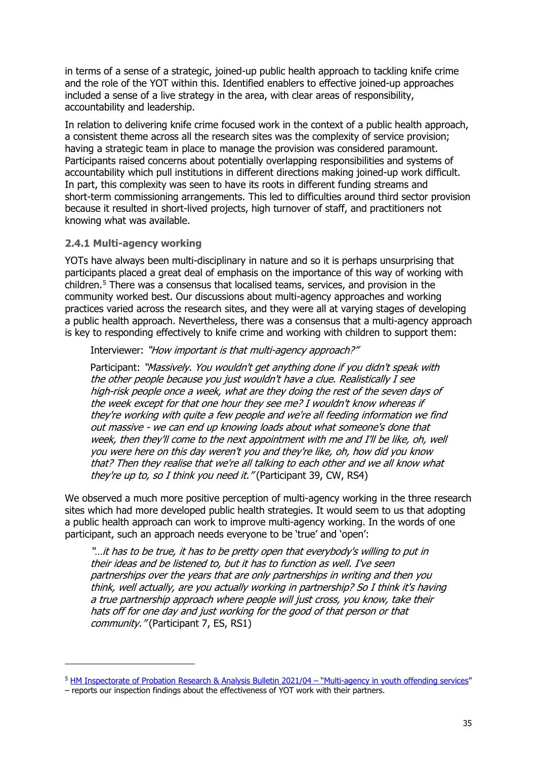in terms of a sense of a strategic, joined-up public health approach to tackling knife crime and the role of the YOT within this. Identified enablers to effective joined-up approaches included a sense of a live strategy in the area, with clear areas of responsibility, accountability and leadership.

In relation to delivering knife crime focused work in the context of a public health approach, a consistent theme across all the research sites was the complexity of service provision; having a strategic team in place to manage the provision was considered paramount. Participants raised concerns about potentially overlapping responsibilities and systems of accountability which pull institutions in different directions making joined-up work difficult. In part, this complexity was seen to have its roots in different funding streams and short-term commissioning arrangements. This led to difficulties around third sector provision because it resulted in short-lived projects, high turnover of staff, and practitioners not knowing what was available.

### 2.4.1 Multi-agency working

YOTs have always been multi-disciplinary in nature and so it is perhaps unsurprising that participants placed a great deal of emphasis on the importance of this way of working with children.[5] There was a consensus that localised teams, services, and provision in the community worked best. Our discussions about multi-agency approaches and working practices varied across the research sites, and they were all at varying stages of developing a public health approach. Nevertheless, there was a consensus that a multi-agency approach is key to responding effectively to knife crime and working with children to support them:

> Interviewer: *"How important is that multi-agency approach?"*
>
> Participant: *"Massively. You wouldn't get anything done if you didn't speak with the other people because you just wouldn't have a clue. Realistically I see high-risk people once a week, what are they doing the rest of the seven days of the week except for that one hour they see me? I wouldn't know whereas if they're working with quite a few people and we're all feeding information we find out massive - we can end up knowing loads about what someone's done that week, then they'll come to the next appointment with me and I'll be like, oh, well you were here on this day weren't you and they're like, oh, how did you know that? Then they realise that we're all talking to each other and we all know what they're up to, so I think you need it."* (Participant 39, CW, RS4)

We observed a much more positive perception of multi-agency working in the three research sites which had more developed public health strategies. It would seem to us that adopting a public health approach can work to improve multi-agency working. In the words of one participant, such an approach needs everyone to be 'true' and 'open':

> *"…it has to be true, it has to be pretty open that everybody's willing to put in their ideas and be listened to, but it has to function as well. I've seen partnerships over the years that are only partnerships in writing and then you think, well actually, are you actually working in partnership? So I think it's having a true partnership approach where people will just cross, you know, take their hats off for one day and just working for the good of that person or that community."* (Participant 7, ES, RS1)

---

[5] HM Inspectorate of Probation Research & Analysis Bulletin 2021/04 – "Multi-agency in youth offending services" – reports our inspection findings about the effectiveness of YOT work with their partners.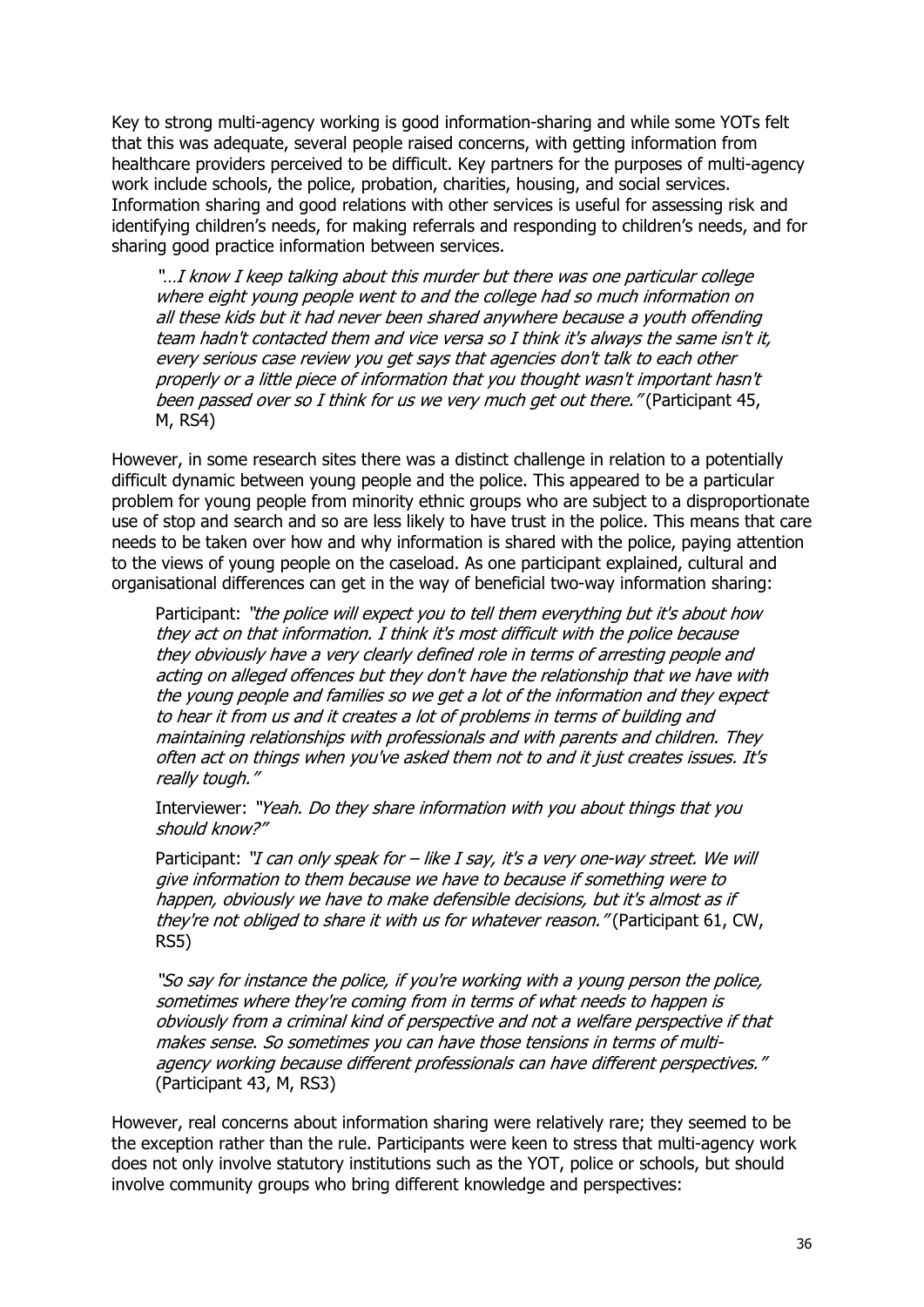Key to strong multi-agency working is good information-sharing and while some YOTs felt that this was adequate, several people raised concerns, with getting information from healthcare providers perceived to be difficult. Key partners for the purposes of multi-agency work include schools, the police, probation, charities, housing, and social services. Information sharing and good relations with other services is useful for assessing risk and identifying children's needs, for making referrals and responding to children's needs, and for sharing good practice information between services.

> *"…I know I keep talking about this murder but there was one particular college where eight young people went to and the college had so much information on all these kids but it had never been shared anywhere because a youth offending team hadn't contacted them and vice versa so I think it's always the same isn't it, every serious case review you get says that agencies don't talk to each other properly or a little piece of information that you thought wasn't important hasn't been passed over so I think for us we very much get out there."* (Participant 45, M, RS4)

However, in some research sites there was a distinct challenge in relation to a potentially difficult dynamic between young people and the police. This appeared to be a particular problem for young people from minority ethnic groups who are subject to a disproportionate use of stop and search and so are less likely to have trust in the police. This means that care needs to be taken over how and why information is shared with the police, paying attention to the views of young people on the caseload. As one participant explained, cultural and organisational differences can get in the way of beneficial two-way information sharing:

> Participant: *"the police will expect you to tell them everything but it's about how they act on that information. I think it's most difficult with the police because they obviously have a very clearly defined role in terms of arresting people and acting on alleged offences but they don't have the relationship that we have with the young people and families so we get a lot of the information and they expect to hear it from us and it creates a lot of problems in terms of building and maintaining relationships with professionals and with parents and children. They often act on things when you've asked them not to and it just creates issues. It's really tough."*
>
> Interviewer: *"Yeah. Do they share information with you about things that you should know?"*
>
> Participant: *"I can only speak for – like I say, it's a very one-way street. We will give information to them because we have to because if something were to happen, obviously we have to make defensible decisions, but it's almost as if they're not obliged to share it with us for whatever reason."* (Participant 61, CW, RS5)

> *"So say for instance the police, if you're working with a young person the police, sometimes where they're coming from in terms of what needs to happen is obviously from a criminal kind of perspective and not a welfare perspective if that makes sense. So sometimes you can have those tensions in terms of multi-agency working because different professionals can have different perspectives."* (Participant 43, M, RS3)

However, real concerns about information sharing were relatively rare; they seemed to be the exception rather than the rule. Participants were keen to stress that multi-agency work does not only involve statutory institutions such as the YOT, police or schools, but should involve community groups who bring different knowledge and perspectives: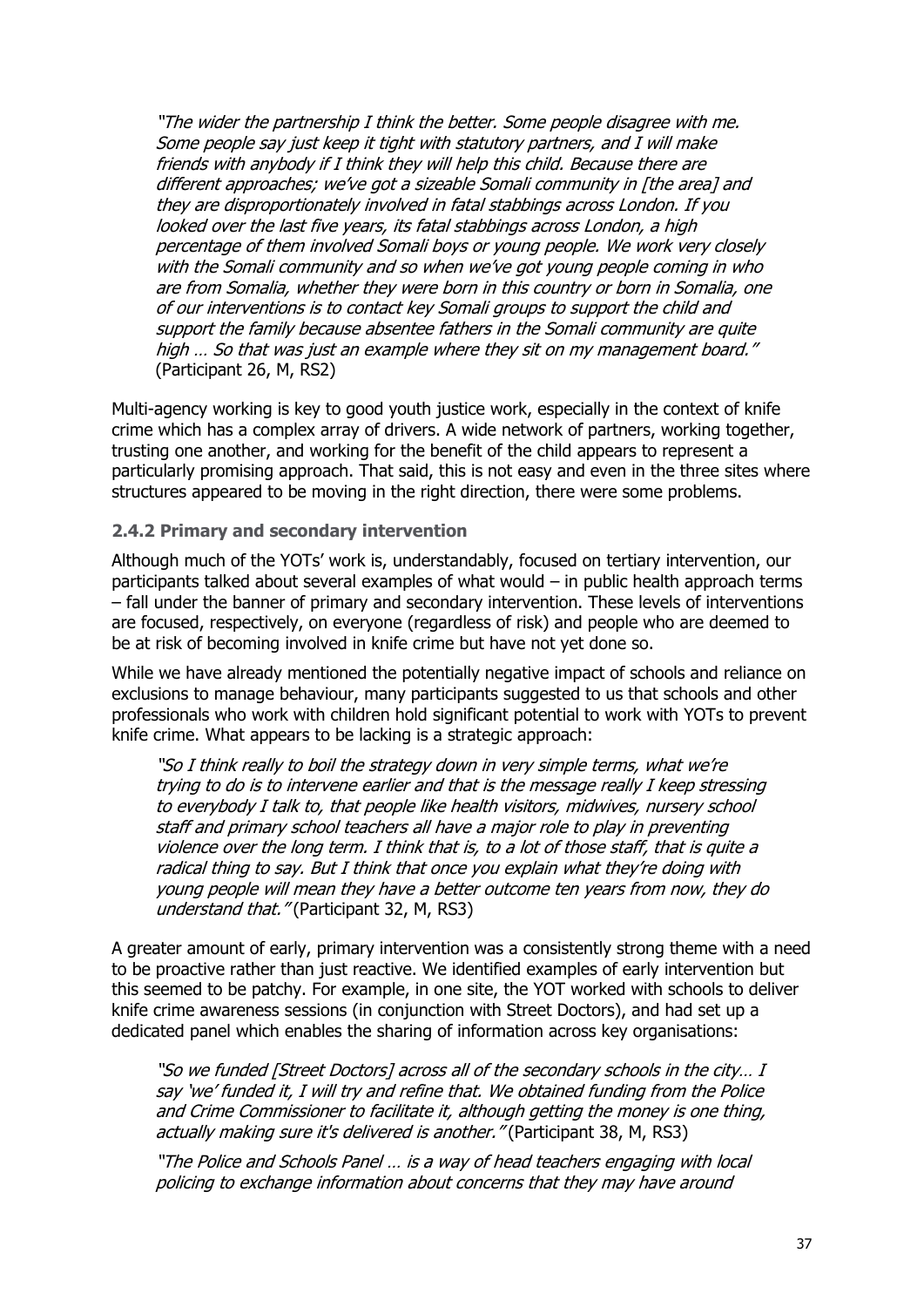*"The wider the partnership I think the better. Some people disagree with me. Some people say just keep it tight with statutory partners, and I will make friends with anybody if I think they will help this child. Because there are different approaches; we've got a sizeable Somali community in [the area] and they are disproportionately involved in fatal stabbings across London. If you looked over the last five years, its fatal stabbings across London, a high percentage of them involved Somali boys or young people. We work very closely with the Somali community and so when we've got young people coming in who are from Somalia, whether they were born in this country or born in Somalia, one of our interventions is to contact key Somali groups to support the child and support the family because absentee fathers in the Somali community are quite high … So that was just an example where they sit on my management board."* (Participant 26, M, RS2)

Multi-agency working is key to good youth justice work, especially in the context of knife crime which has a complex array of drivers. A wide network of partners, working together, trusting one another, and working for the benefit of the child appears to represent a particularly promising approach. That said, this is not easy and even in the three sites where structures appeared to be moving in the right direction, there were some problems.

### 2.4.2 Primary and secondary intervention

Although much of the YOTs' work is, understandably, focused on tertiary intervention, our participants talked about several examples of what would – in public health approach terms – fall under the banner of primary and secondary intervention. These levels of interventions are focused, respectively, on everyone (regardless of risk) and people who are deemed to be at risk of becoming involved in knife crime but have not yet done so.

While we have already mentioned the potentially negative impact of schools and reliance on exclusions to manage behaviour, many participants suggested to us that schools and other professionals who work with children hold significant potential to work with YOTs to prevent knife crime. What appears to be lacking is a strategic approach:

*"So I think really to boil the strategy down in very simple terms, what we're trying to do is to intervene earlier and that is the message really I keep stressing to everybody I talk to, that people like health visitors, midwives, nursery school staff and primary school teachers all have a major role to play in preventing violence over the long term. I think that is, to a lot of those staff, that is quite a radical thing to say. But I think that once you explain what they're doing with young people will mean they have a better outcome ten years from now, they do understand that."* (Participant 32, M, RS3)

A greater amount of early, primary intervention was a consistently strong theme with a need to be proactive rather than just reactive. We identified examples of early intervention but this seemed to be patchy. For example, in one site, the YOT worked with schools to deliver knife crime awareness sessions (in conjunction with Street Doctors), and had set up a dedicated panel which enables the sharing of information across key organisations:

*"So we funded [Street Doctors] across all of the secondary schools in the city… I say 'we' funded it, I will try and refine that. We obtained funding from the Police and Crime Commissioner to facilitate it, although getting the money is one thing, actually making sure it's delivered is another."* (Participant 38, M, RS3)

*"The Police and Schools Panel … is a way of head teachers engaging with local policing to exchange information about concerns that they may have around*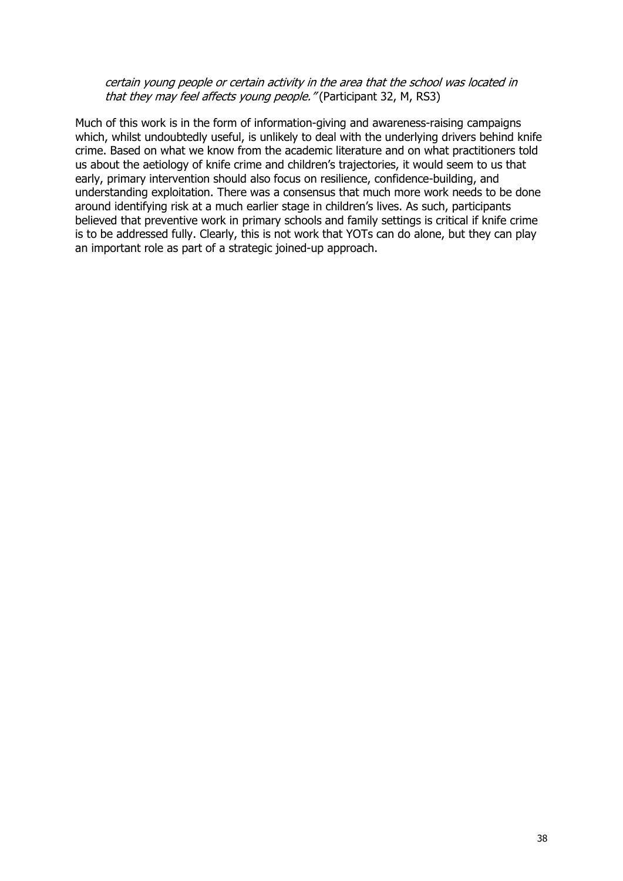*certain young people or certain activity in the area that the school was located in that they may feel affects young people."* (Participant 32, M, RS3)

Much of this work is in the form of information-giving and awareness-raising campaigns which, whilst undoubtedly useful, is unlikely to deal with the underlying drivers behind knife crime. Based on what we know from the academic literature and on what practitioners told us about the aetiology of knife crime and children's trajectories, it would seem to us that early, primary intervention should also focus on resilience, confidence-building, and understanding exploitation. There was a consensus that much more work needs to be done around identifying risk at a much earlier stage in children's lives. As such, participants believed that preventive work in primary schools and family settings is critical if knife crime is to be addressed fully. Clearly, this is not work that YOTs can do alone, but they can play an important role as part of a strategic joined-up approach.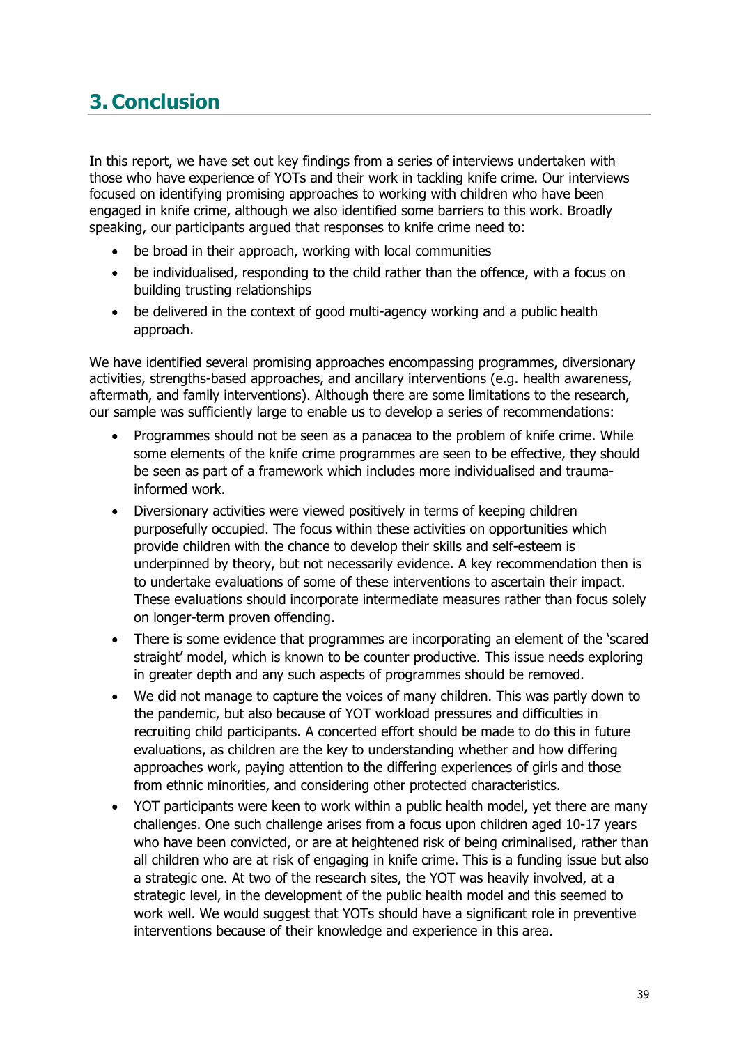# 3. Conclusion

In this report, we have set out key findings from a series of interviews undertaken with those who have experience of YOTs and their work in tackling knife crime. Our interviews focused on identifying promising approaches to working with children who have been engaged in knife crime, although we also identified some barriers to this work. Broadly speaking, our participants argued that responses to knife crime need to:

- be broad in their approach, working with local communities
- be individualised, responding to the child rather than the offence, with a focus on building trusting relationships
- be delivered in the context of good multi-agency working and a public health approach.

We have identified several promising approaches encompassing programmes, diversionary activities, strengths-based approaches, and ancillary interventions (e.g. health awareness, aftermath, and family interventions). Although there are some limitations to the research, our sample was sufficiently large to enable us to develop a series of recommendations:

- Programmes should not be seen as a panacea to the problem of knife crime. While some elements of the knife crime programmes are seen to be effective, they should be seen as part of a framework which includes more individualised and trauma-informed work.
- Diversionary activities were viewed positively in terms of keeping children purposefully occupied. The focus within these activities on opportunities which provide children with the chance to develop their skills and self-esteem is underpinned by theory, but not necessarily evidence. A key recommendation then is to undertake evaluations of some of these interventions to ascertain their impact. These evaluations should incorporate intermediate measures rather than focus solely on longer-term proven offending.
- There is some evidence that programmes are incorporating an element of the 'scared straight' model, which is known to be counter productive. This issue needs exploring in greater depth and any such aspects of programmes should be removed.
- We did not manage to capture the voices of many children. This was partly down to the pandemic, but also because of YOT workload pressures and difficulties in recruiting child participants. A concerted effort should be made to do this in future evaluations, as children are the key to understanding whether and how differing approaches work, paying attention to the differing experiences of girls and those from ethnic minorities, and considering other protected characteristics.
- YOT participants were keen to work within a public health model, yet there are many challenges. One such challenge arises from a focus upon children aged 10-17 years who have been convicted, or are at heightened risk of being criminalised, rather than all children who are at risk of engaging in knife crime. This is a funding issue but also a strategic one. At two of the research sites, the YOT was heavily involved, at a strategic level, in the development of the public health model and this seemed to work well. We would suggest that YOTs should have a significant role in preventive interventions because of their knowledge and experience in this area.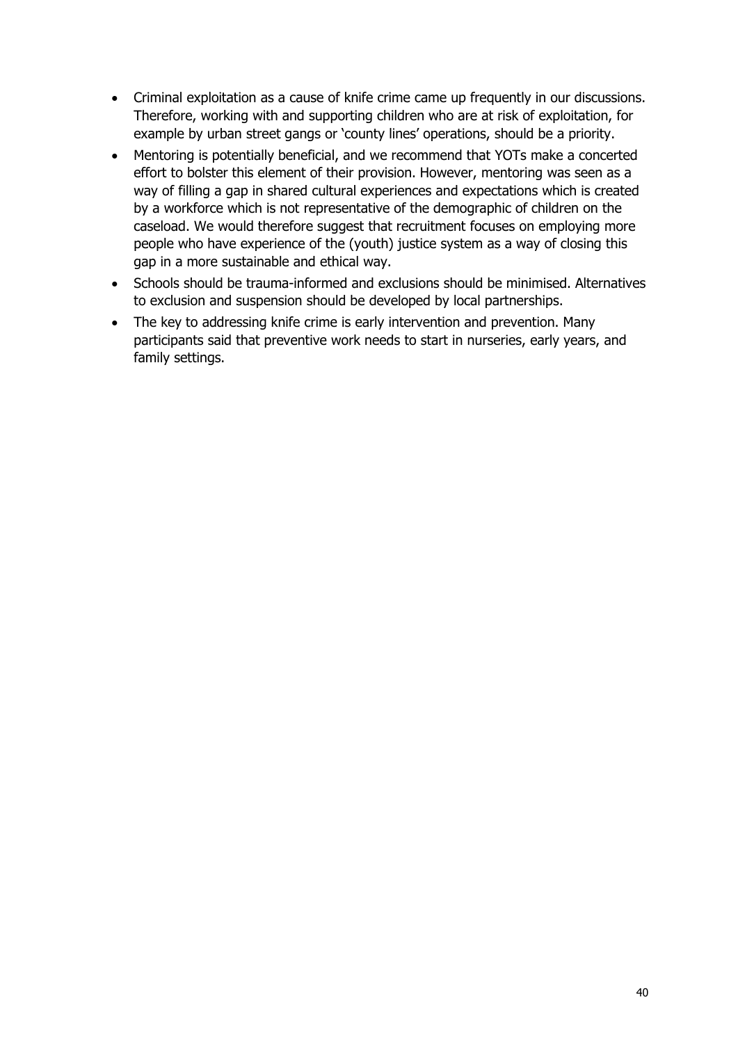- Criminal exploitation as a cause of knife crime came up frequently in our discussions. Therefore, working with and supporting children who are at risk of exploitation, for example by urban street gangs or 'county lines' operations, should be a priority.
- Mentoring is potentially beneficial, and we recommend that YOTs make a concerted effort to bolster this element of their provision. However, mentoring was seen as a way of filling a gap in shared cultural experiences and expectations which is created by a workforce which is not representative of the demographic of children on the caseload. We would therefore suggest that recruitment focuses on employing more people who have experience of the (youth) justice system as a way of closing this gap in a more sustainable and ethical way.
- Schools should be trauma-informed and exclusions should be minimised. Alternatives to exclusion and suspension should be developed by local partnerships.
- The key to addressing knife crime is early intervention and prevention. Many participants said that preventive work needs to start in nurseries, early years, and family settings.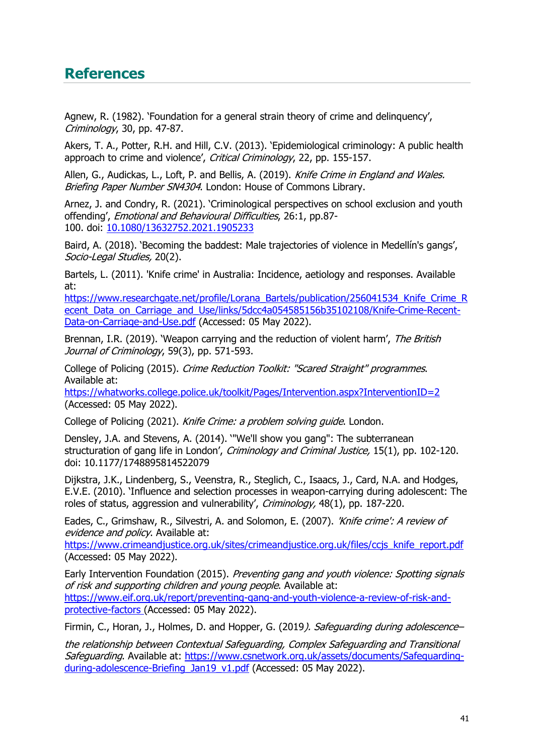## References

Agnew, R. (1982). 'Foundation for a general strain theory of crime and delinquency', *Criminology*, 30, pp. 47-87.

Akers, T. A., Potter, R.H. and Hill, C.V. (2013). 'Epidemiological criminology: A public health approach to crime and violence', *Critical Criminology*, 22, pp. 155-157.

Allen, G., Audickas, L., Loft, P. and Bellis, A. (2019). *Knife Crime in England and Wales. Briefing Paper Number SN4304*. London: House of Commons Library.

Arnez, J. and Condry, R. (2021). 'Criminological perspectives on school exclusion and youth offending', *Emotional and Behavioural Difficulties*, 26:1, pp.87-100. doi: [10.1080/13632752.2021.1905233](https://doi.org/10.1080/13632752.2021.1905233)

Baird, A. (2018). 'Becoming the baddest: Male trajectories of violence in Medellín's gangs', *Socio-Legal Studies,* 20(2).

Bartels, L. (2011). 'Knife crime' in Australia: Incidence, aetiology and responses. Available at: [https://www.researchgate.net/profile/Lorana_Bartels/publication/256041534_Knife_Crime_Recent_Data_on_Carriage_and_Use/links/5dcc4a054585156b35102108/Knife-Crime-Recent-Data-on-Carriage-and-Use.pdf](https://www.researchgate.net/profile/Lorana_Bartels/publication/256041534_Knife_Crime_Recent_Data_on_Carriage_and_Use/links/5dcc4a054585156b35102108/Knife-Crime-Recent-Data-on-Carriage-and-Use.pdf) (Accessed: 05 May 2022).

Brennan, I.R. (2019). 'Weapon carrying and the reduction of violent harm', *The British Journal of Criminology*, 59(3), pp. 571-593.

College of Policing (2015). *Crime Reduction Toolkit: "Scared Straight" programmes*. Available at: [https://whatworks.college.police.uk/toolkit/Pages/Intervention.aspx?InterventionID=2](https://whatworks.college.police.uk/toolkit/Pages/Intervention.aspx?InterventionID=2) (Accessed: 05 May 2022).

College of Policing (2021). *Knife Crime: a problem solving guide*. London.

Densley, J.A. and Stevens, A. (2014). '"We'll show you gang": The subterranean structuration of gang life in London', *Criminology and Criminal Justice,* 15(1), pp. 102-120. doi: 10.1177/1748895814522079

Dijkstra, J.K., Lindenberg, S., Veenstra, R., Steglich, C., Isaacs, J., Card, N.A. and Hodges, E.V.E. (2010). 'Influence and selection processes in weapon-carrying during adolescent: The roles of status, aggression and vulnerability', *Criminology,* 48(1), pp. 187-220.

Eades, C., Grimshaw, R., Silvestri, A. and Solomon, E. (2007). *'Knife crime': A review of evidence and policy*. Available at: [https://www.crimeandjustice.org.uk/sites/crimeandjustice.org.uk/files/ccjs_knife_report.pdf](https://www.crimeandjustice.org.uk/sites/crimeandjustice.org.uk/files/ccjs_knife_report.pdf) (Accessed: 05 May 2022).

Early Intervention Foundation (2015). *Preventing gang and youth violence: Spotting signals of risk and supporting children and young people*. Available at: [https://www.eif.org.uk/report/preventing-gang-and-youth-violence-a-review-of-risk-and-protective-factors](https://www.eif.org.uk/report/preventing-gang-and-youth-violence-a-review-of-risk-and-protective-factors) (Accessed: 05 May 2022).

Firmin, C., Horan, J., Holmes, D. and Hopper, G. (2019). *Safeguarding during adolescence– the relationship between Contextual Safeguarding, Complex Safeguarding and Transitional Safeguarding*. Available at: [https://www.csnetwork.org.uk/assets/documents/Safeguarding-during-adolescence-Briefing_Jan19_v1.pdf](https://www.csnetwork.org.uk/assets/documents/Safeguarding-during-adolescence-Briefing_Jan19_v1.pdf) (Accessed: 05 May 2022).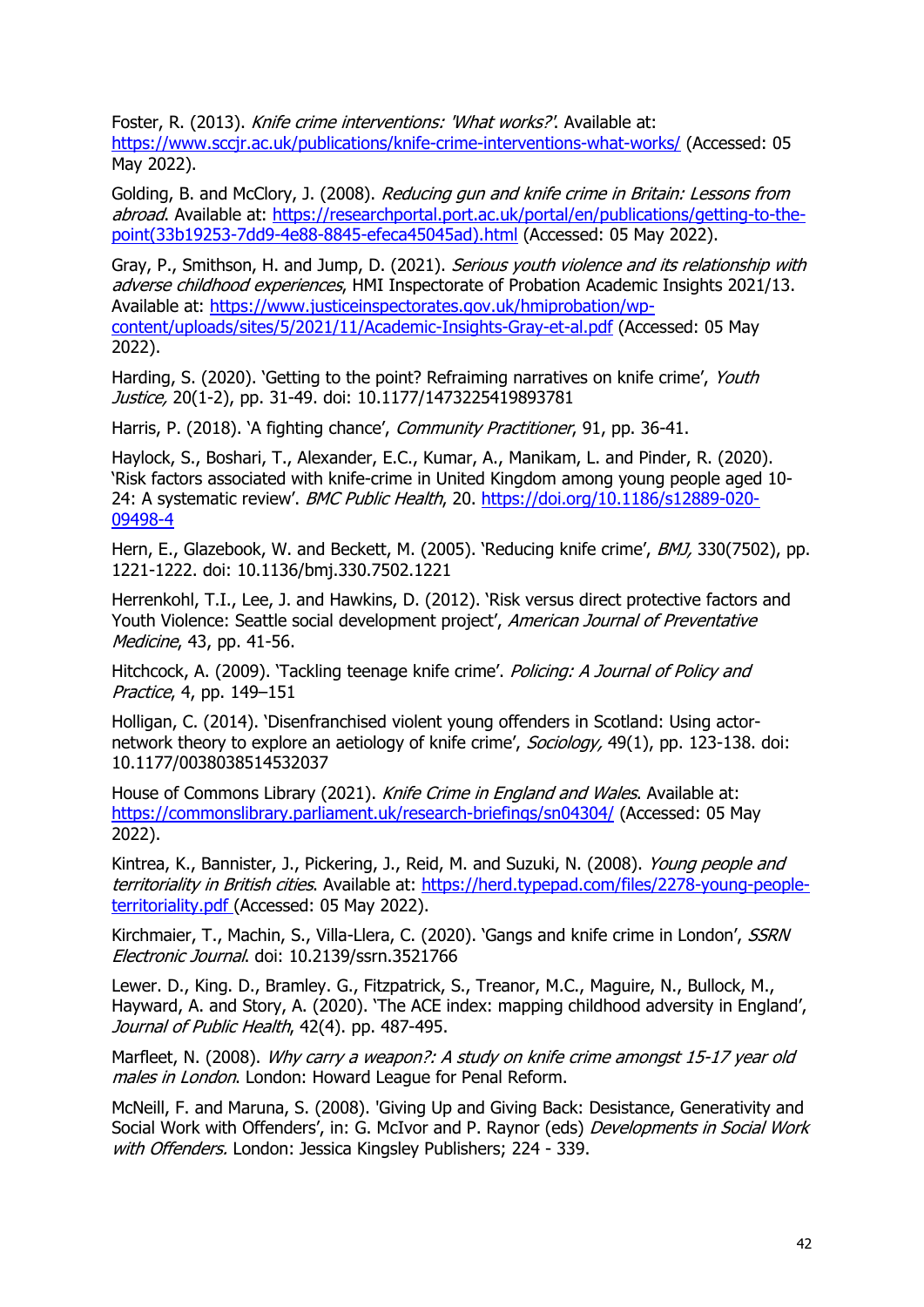Foster, R. (2013). *Knife crime interventions: 'What works?'*. Available at: https://www.sccjr.ac.uk/publications/knife-crime-interventions-what-works/ (Accessed: 05 May 2022).

Golding, B. and McClory, J. (2008). *Reducing gun and knife crime in Britain: Lessons from abroad*. Available at: https://researchportal.port.ac.uk/portal/en/publications/getting-to-the-point(33b19253-7dd9-4e88-8845-efeca45045ad).html (Accessed: 05 May 2022).

Gray, P., Smithson, H. and Jump, D. (2021). *Serious youth violence and its relationship with adverse childhood experiences*, HMI Inspectorate of Probation Academic Insights 2021/13. Available at: https://www.justiceinspectorates.gov.uk/hmiprobation/wp-content/uploads/sites/5/2021/11/Academic-Insights-Gray-et-al.pdf (Accessed: 05 May 2022).

Harding, S. (2020). 'Getting to the point? Refraiming narratives on knife crime', *Youth Justice,* 20(1-2), pp. 31-49. doi: 10.1177/1473225419893781

Harris, P. (2018). 'A fighting chance', *Community Practitioner*, 91, pp. 36-41.

Haylock, S., Boshari, T., Alexander, E.C., Kumar, A., Manikam, L. and Pinder, R. (2020). 'Risk factors associated with knife-crime in United Kingdom among young people aged 10-24: A systematic review'. *BMC Public Health*, 20. https://doi.org/10.1186/s12889-020-09498-4

Hern, E., Glazebook, W. and Beckett, M. (2005). 'Reducing knife crime', *BMJ,* 330(7502), pp. 1221-1222. doi: 10.1136/bmj.330.7502.1221

Herrenkohl, T.I., Lee, J. and Hawkins, D. (2012). 'Risk versus direct protective factors and Youth Violence: Seattle social development project', *American Journal of Preventative Medicine*, 43, pp. 41-56.

Hitchcock, A. (2009). 'Tackling teenage knife crime'. *Policing: A Journal of Policy and Practice*, 4, pp. 149–151

Holligan, C. (2014). 'Disenfranchised violent young offenders in Scotland: Using actor-network theory to explore an aetiology of knife crime', *Sociology,* 49(1), pp. 123-138. doi: 10.1177/0038038514532037

House of Commons Library (2021). *Knife Crime in England and Wales*. Available at: https://commonslibrary.parliament.uk/research-briefings/sn04304/ (Accessed: 05 May 2022).

Kintrea, K., Bannister, J., Pickering, J., Reid, M. and Suzuki, N. (2008). *Young people and territoriality in British cities*. Available at: https://herd.typepad.com/files/2278-young-people-territoriality.pdf (Accessed: 05 May 2022).

Kirchmaier, T., Machin, S., Villa-Llera, C. (2020). 'Gangs and knife crime in London', *SSRN Electronic Journal*. doi: 10.2139/ssrn.3521766

Lewer. D., King. D., Bramley. G., Fitzpatrick, S., Treanor, M.C., Maguire, N., Bullock, M., Hayward, A. and Story, A. (2020). 'The ACE index: mapping childhood adversity in England', *Journal of Public Health*, 42(4). pp. 487-495.

Marfleet, N. (2008). *Why carry a weapon?: A study on knife crime amongst 15-17 year old males in London*. London: Howard League for Penal Reform.

McNeill, F. and Maruna, S. (2008). 'Giving Up and Giving Back: Desistance, Generativity and Social Work with Offenders', in: G. McIvor and P. Raynor (eds) *Developments in Social Work with Offenders.* London: Jessica Kingsley Publishers; 224 - 339.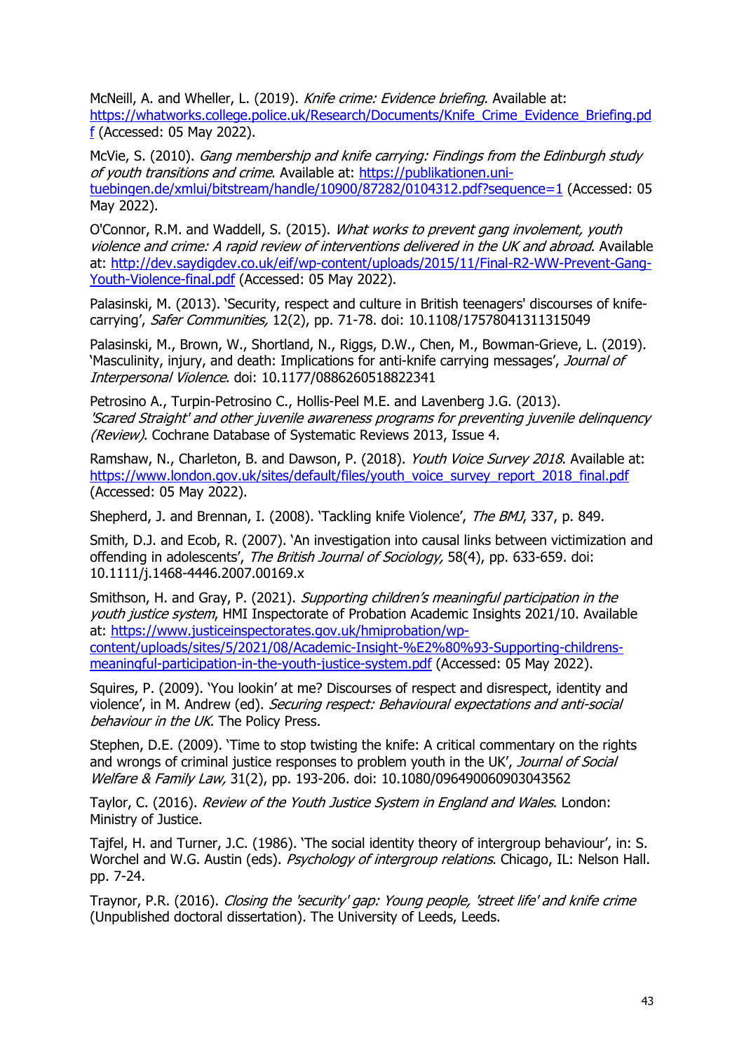McNeill, A. and Wheller, L. (2019). *Knife crime: Evidence briefing*. Available at: https://whatworks.college.police.uk/Research/Documents/Knife_Crime_Evidence_Briefing.pdf (Accessed: 05 May 2022).

McVie, S. (2010). *Gang membership and knife carrying: Findings from the Edinburgh study of youth transitions and crime*. Available at: https://publikationen.uni-tuebingen.de/xmlui/bitstream/handle/10900/87282/0104312.pdf?sequence=1 (Accessed: 05 May 2022).

O'Connor, R.M. and Waddell, S. (2015). *What works to prevent gang involement, youth violence and crime: A rapid review of interventions delivered in the UK and abroad*. Available at: http://dev.saydigdev.co.uk/eif/wp-content/uploads/2015/11/Final-R2-WW-Prevent-Gang-Youth-Violence-final.pdf (Accessed: 05 May 2022).

Palasinski, M. (2013). 'Security, respect and culture in British teenagers' discourses of knife-carrying', *Safer Communities,* 12(2), pp. 71-78. doi: 10.1108/17578041311315049

Palasinski, M., Brown, W., Shortland, N., Riggs, D.W., Chen, M., Bowman-Grieve, L. (2019). 'Masculinity, injury, and death: Implications for anti-knife carrying messages', *Journal of Interpersonal Violence*. doi: 10.1177/0886260518822341

Petrosino A., Turpin-Petrosino C., Hollis-Peel M.E. and Lavenberg J.G. (2013). *'Scared Straight' and other juvenile awareness programs for preventing juvenile delinquency (Review)*. Cochrane Database of Systematic Reviews 2013, Issue 4.

Ramshaw, N., Charleton, B. and Dawson, P. (2018). *Youth Voice Survey 2018*. Available at: https://www.london.gov.uk/sites/default/files/youth_voice_survey_report_2018_final.pdf (Accessed: 05 May 2022).

Shepherd, J. and Brennan, I. (2008). 'Tackling knife Violence', *The BMJ*, 337, p. 849.

Smith, D.J. and Ecob, R. (2007). 'An investigation into causal links between victimization and offending in adolescents', *The British Journal of Sociology,* 58(4), pp. 633-659. doi: 10.1111/j.1468-4446.2007.00169.x

Smithson, H. and Gray, P. (2021). *Supporting children's meaningful participation in the youth justice system*, HMI Inspectorate of Probation Academic Insights 2021/10. Available at: https://www.justiceinspectorates.gov.uk/hmiprobation/wp-content/uploads/sites/5/2021/08/Academic-Insight-%E2%80%93-Supporting-childrens-meaningful-participation-in-the-youth-justice-system.pdf (Accessed: 05 May 2022).

Squires, P. (2009). 'You lookin' at me? Discourses of respect and disrespect, identity and violence', in M. Andrew (ed). *Securing respect: Behavioural expectations and anti-social behaviour in the UK*. The Policy Press.

Stephen, D.E. (2009). 'Time to stop twisting the knife: A critical commentary on the rights and wrongs of criminal justice responses to problem youth in the UK', *Journal of Social Welfare & Family Law,* 31(2), pp. 193-206. doi: 10.1080/09649006090304356​2

Taylor, C. (2016). *Review of the Youth Justice System in England and Wales*. London: Ministry of Justice.

Tajfel, H. and Turner, J.C. (1986). 'The social identity theory of intergroup behaviour', in: S. Worchel and W.G. Austin (eds). *Psychology of intergroup relations*. Chicago, IL: Nelson Hall. pp. 7-24.

Traynor, P.R. (2016). *Closing the 'security' gap: Young people, 'street life' and knife crime* (Unpublished doctoral dissertation). The University of Leeds, Leeds.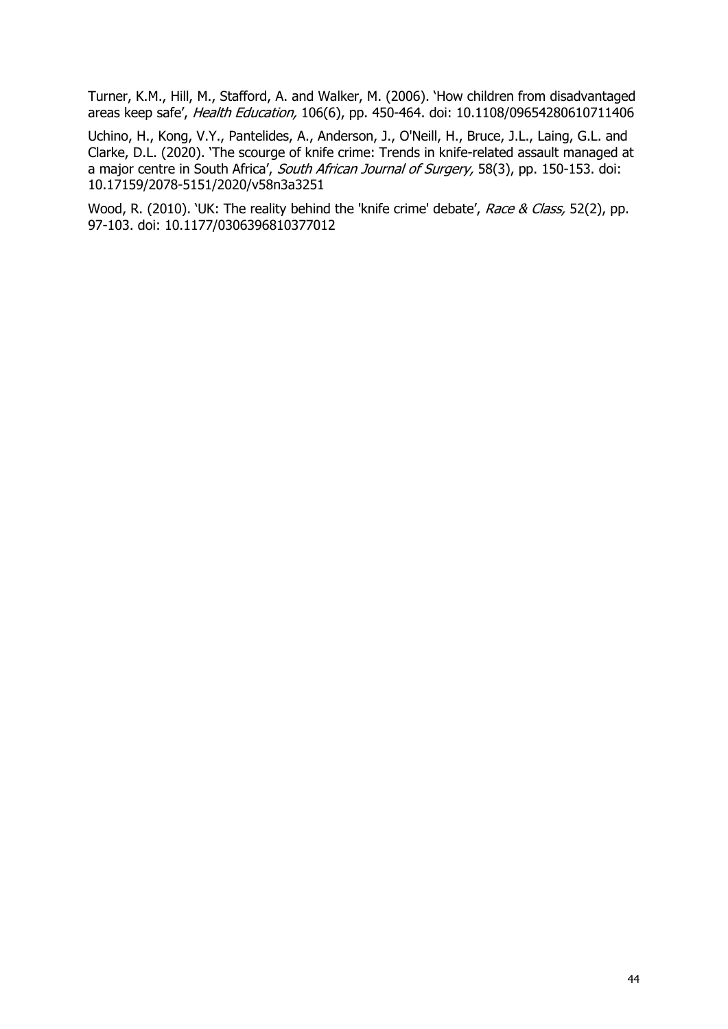Turner, K.M., Hill, M., Stafford, A. and Walker, M. (2006). 'How children from disadvantaged areas keep safe', *Health Education,* 106(6), pp. 450-464. doi: 10.1108/09654280610711406

Uchino, H., Kong, V.Y., Pantelides, A., Anderson, J., O'Neill, H., Bruce, J.L., Laing, G.L. and Clarke, D.L. (2020). 'The scourge of knife crime: Trends in knife-related assault managed at a major centre in South Africa', *South African Journal of Surgery,* 58(3), pp. 150-153. doi: 10.17159/2078-5151/2020/v58n3a3251

Wood, R. (2010). 'UK: The reality behind the 'knife crime' debate', *Race & Class,* 52(2), pp. 97-103. doi: 10.1177/0306396810377012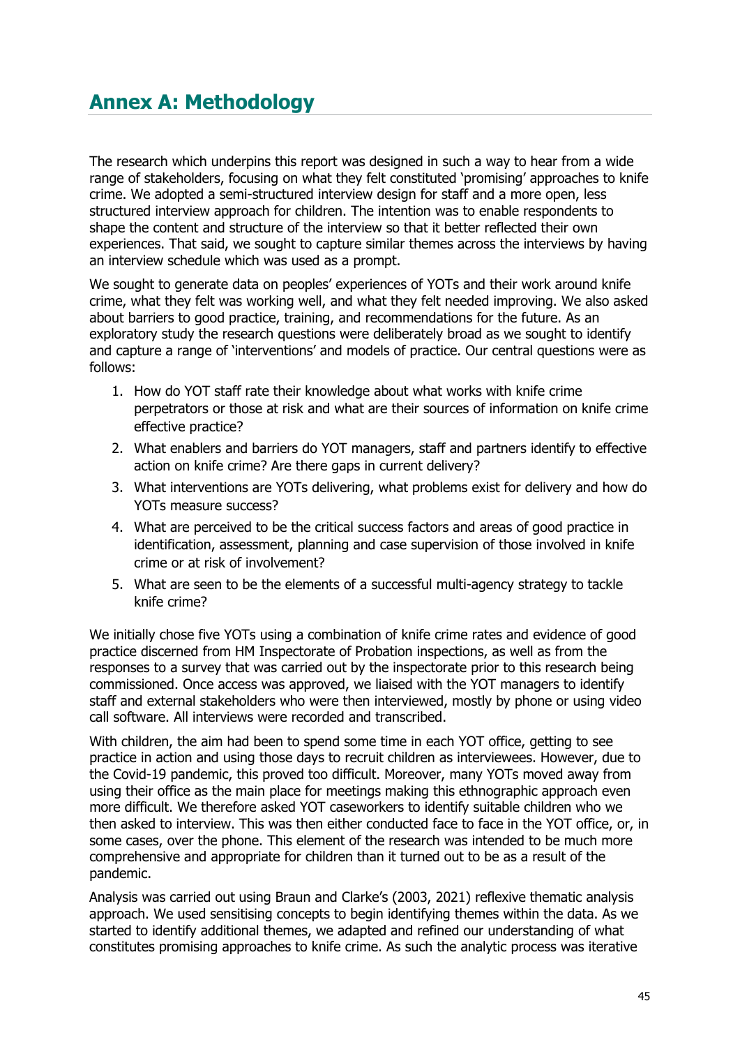# Annex A: Methodology

The research which underpins this report was designed in such a way to hear from a wide range of stakeholders, focusing on what they felt constituted 'promising' approaches to knife crime. We adopted a semi-structured interview design for staff and a more open, less structured interview approach for children. The intention was to enable respondents to shape the content and structure of the interview so that it better reflected their own experiences. That said, we sought to capture similar themes across the interviews by having an interview schedule which was used as a prompt.

We sought to generate data on peoples' experiences of YOTs and their work around knife crime, what they felt was working well, and what they felt needed improving. We also asked about barriers to good practice, training, and recommendations for the future. As an exploratory study the research questions were deliberately broad as we sought to identify and capture a range of 'interventions' and models of practice. Our central questions were as follows:

1. How do YOT staff rate their knowledge about what works with knife crime perpetrators or those at risk and what are their sources of information on knife crime effective practice?
2. What enablers and barriers do YOT managers, staff and partners identify to effective action on knife crime? Are there gaps in current delivery?
3. What interventions are YOTs delivering, what problems exist for delivery and how do YOTs measure success?
4. What are perceived to be the critical success factors and areas of good practice in identification, assessment, planning and case supervision of those involved in knife crime or at risk of involvement?
5. What are seen to be the elements of a successful multi-agency strategy to tackle knife crime?

We initially chose five YOTs using a combination of knife crime rates and evidence of good practice discerned from HM Inspectorate of Probation inspections, as well as from the responses to a survey that was carried out by the inspectorate prior to this research being commissioned. Once access was approved, we liaised with the YOT managers to identify staff and external stakeholders who were then interviewed, mostly by phone or using video call software. All interviews were recorded and transcribed.

With children, the aim had been to spend some time in each YOT office, getting to see practice in action and using those days to recruit children as interviewees. However, due to the Covid-19 pandemic, this proved too difficult. Moreover, many YOTs moved away from using their office as the main place for meetings making this ethnographic approach even more difficult. We therefore asked YOT caseworkers to identify suitable children who we then asked to interview. This was then either conducted face to face in the YOT office, or, in some cases, over the phone. This element of the research was intended to be much more comprehensive and appropriate for children than it turned out to be as a result of the pandemic.

Analysis was carried out using Braun and Clarke's (2003, 2021) reflexive thematic analysis approach. We used sensitising concepts to begin identifying themes within the data. As we started to identify additional themes, we adapted and refined our understanding of what constitutes promising approaches to knife crime. As such the analytic process was iterative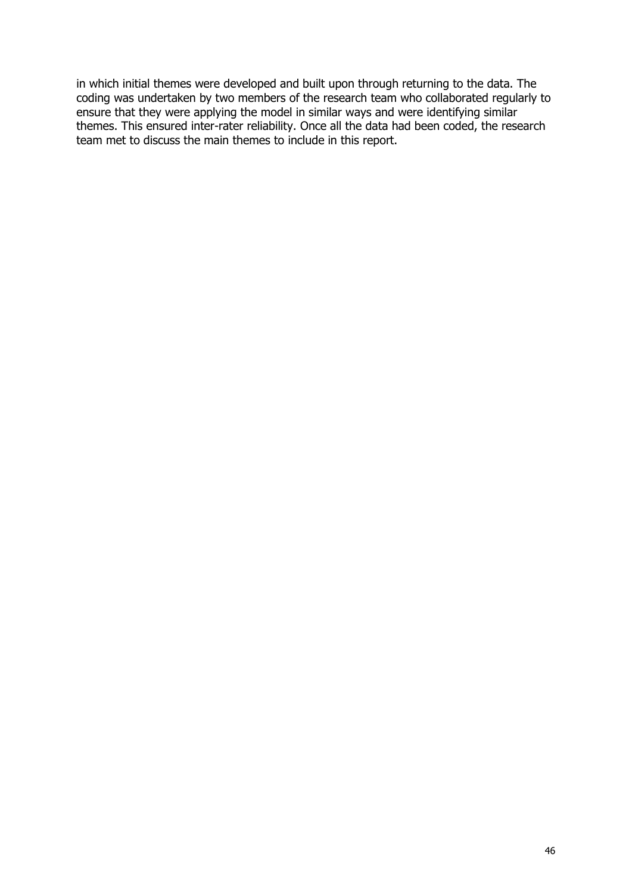in which initial themes were developed and built upon through returning to the data. The coding was undertaken by two members of the research team who collaborated regularly to ensure that they were applying the model in similar ways and were identifying similar themes. This ensured inter-rater reliability. Once all the data had been coded, the research team met to discuss the main themes to include in this report.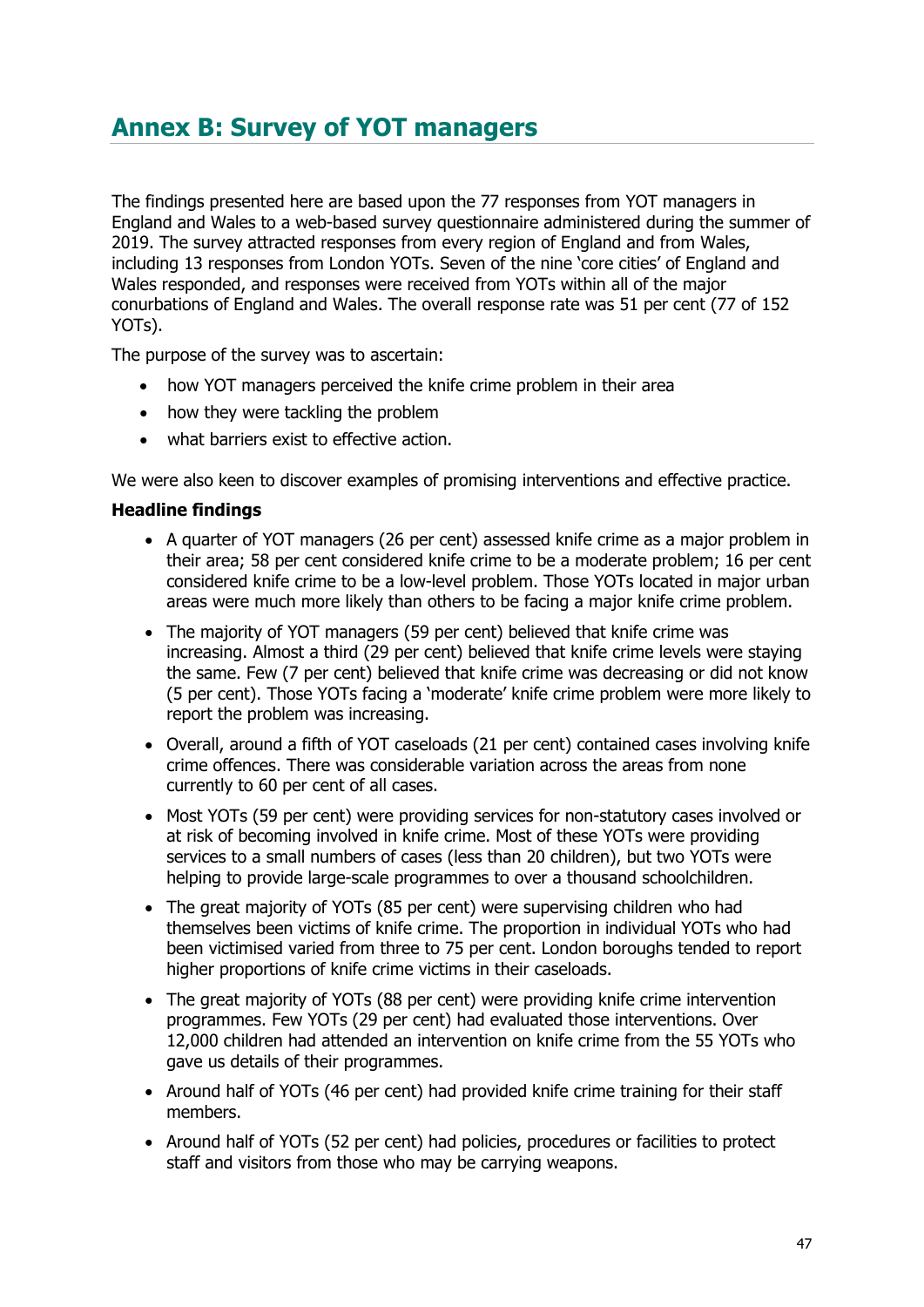# Annex B: Survey of YOT managers

The findings presented here are based upon the 77 responses from YOT managers in England and Wales to a web-based survey questionnaire administered during the summer of 2019. The survey attracted responses from every region of England and from Wales, including 13 responses from London YOTs. Seven of the nine 'core cities' of England and Wales responded, and responses were received from YOTs within all of the major conurbations of England and Wales. The overall response rate was 51 per cent (77 of 152 YOTs).

The purpose of the survey was to ascertain:

- how YOT managers perceived the knife crime problem in their area
- how they were tackling the problem
- what barriers exist to effective action.

We were also keen to discover examples of promising interventions and effective practice.

**Headline findings**

- A quarter of YOT managers (26 per cent) assessed knife crime as a major problem in their area; 58 per cent considered knife crime to be a moderate problem; 16 per cent considered knife crime to be a low-level problem. Those YOTs located in major urban areas were much more likely than others to be facing a major knife crime problem.
- The majority of YOT managers (59 per cent) believed that knife crime was increasing. Almost a third (29 per cent) believed that knife crime levels were staying the same. Few (7 per cent) believed that knife crime was decreasing or did not know (5 per cent). Those YOTs facing a 'moderate' knife crime problem were more likely to report the problem was increasing.
- Overall, around a fifth of YOT caseloads (21 per cent) contained cases involving knife crime offences. There was considerable variation across the areas from none currently to 60 per cent of all cases.
- Most YOTs (59 per cent) were providing services for non-statutory cases involved or at risk of becoming involved in knife crime. Most of these YOTs were providing services to a small numbers of cases (less than 20 children), but two YOTs were helping to provide large-scale programmes to over a thousand schoolchildren.
- The great majority of YOTs (85 per cent) were supervising children who had themselves been victims of knife crime. The proportion in individual YOTs who had been victimised varied from three to 75 per cent. London boroughs tended to report higher proportions of knife crime victims in their caseloads.
- The great majority of YOTs (88 per cent) were providing knife crime intervention programmes. Few YOTs (29 per cent) had evaluated those interventions. Over 12,000 children had attended an intervention on knife crime from the 55 YOTs who gave us details of their programmes.
- Around half of YOTs (46 per cent) had provided knife crime training for their staff members.
- Around half of YOTs (52 per cent) had policies, procedures or facilities to protect staff and visitors from those who may be carrying weapons.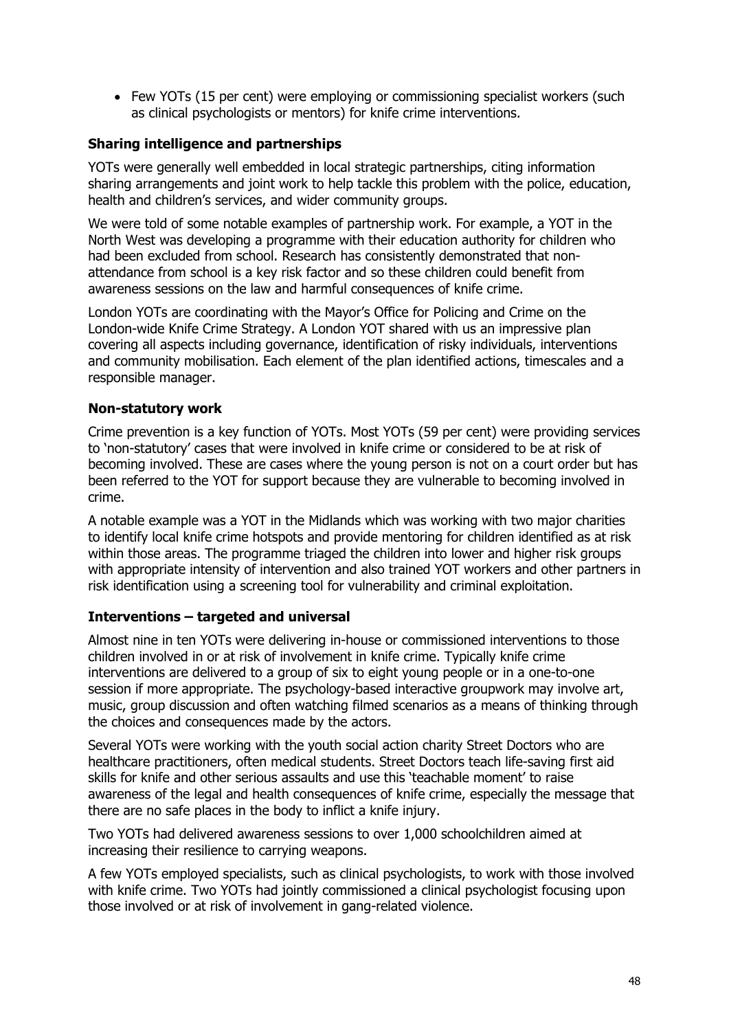- Few YOTs (15 per cent) were employing or commissioning specialist workers (such as clinical psychologists or mentors) for knife crime interventions.

**Sharing intelligence and partnerships**

YOTs were generally well embedded in local strategic partnerships, citing information sharing arrangements and joint work to help tackle this problem with the police, education, health and children's services, and wider community groups.

We were told of some notable examples of partnership work. For example, a YOT in the North West was developing a programme with their education authority for children who had been excluded from school. Research has consistently demonstrated that non-attendance from school is a key risk factor and so these children could benefit from awareness sessions on the law and harmful consequences of knife crime.

London YOTs are coordinating with the Mayor's Office for Policing and Crime on the London-wide Knife Crime Strategy. A London YOT shared with us an impressive plan covering all aspects including governance, identification of risky individuals, interventions and community mobilisation. Each element of the plan identified actions, timescales and a responsible manager.

**Non-statutory work**

Crime prevention is a key function of YOTs. Most YOTs (59 per cent) were providing services to 'non-statutory' cases that were involved in knife crime or considered to be at risk of becoming involved. These are cases where the young person is not on a court order but has been referred to the YOT for support because they are vulnerable to becoming involved in crime.

A notable example was a YOT in the Midlands which was working with two major charities to identify local knife crime hotspots and provide mentoring for children identified as at risk within those areas. The programme triaged the children into lower and higher risk groups with appropriate intensity of intervention and also trained YOT workers and other partners in risk identification using a screening tool for vulnerability and criminal exploitation.

**Interventions – targeted and universal**

Almost nine in ten YOTs were delivering in-house or commissioned interventions to those children involved in or at risk of involvement in knife crime. Typically knife crime interventions are delivered to a group of six to eight young people or in a one-to-one session if more appropriate. The psychology-based interactive groupwork may involve art, music, group discussion and often watching filmed scenarios as a means of thinking through the choices and consequences made by the actors.

Several YOTs were working with the youth social action charity Street Doctors who are healthcare practitioners, often medical students. Street Doctors teach life-saving first aid skills for knife and other serious assaults and use this 'teachable moment' to raise awareness of the legal and health consequences of knife crime, especially the message that there are no safe places in the body to inflict a knife injury.

Two YOTs had delivered awareness sessions to over 1,000 schoolchildren aimed at increasing their resilience to carrying weapons.

A few YOTs employed specialists, such as clinical psychologists, to work with those involved with knife crime. Two YOTs had jointly commissioned a clinical psychologist focusing upon those involved or at risk of involvement in gang-related violence.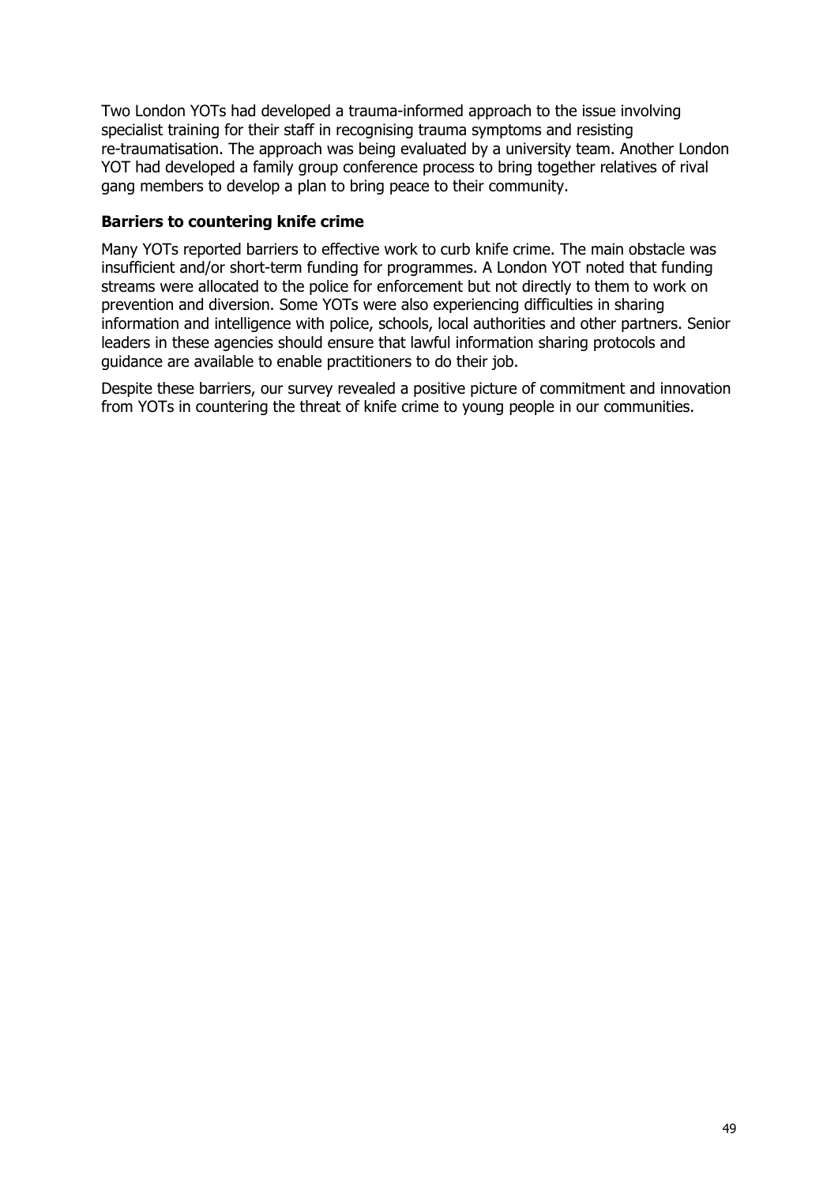Two London YOTs had developed a trauma-informed approach to the issue involving specialist training for their staff in recognising trauma symptoms and resisting re-traumatisation. The approach was being evaluated by a university team. Another London YOT had developed a family group conference process to bring together relatives of rival gang members to develop a plan to bring peace to their community.

### Barriers to countering knife crime

Many YOTs reported barriers to effective work to curb knife crime. The main obstacle was insufficient and/or short-term funding for programmes. A London YOT noted that funding streams were allocated to the police for enforcement but not directly to them to work on prevention and diversion. Some YOTs were also experiencing difficulties in sharing information and intelligence with police, schools, local authorities and other partners. Senior leaders in these agencies should ensure that lawful information sharing protocols and guidance are available to enable practitioners to do their job.

Despite these barriers, our survey revealed a positive picture of commitment and innovation from YOTs in countering the threat of knife crime to young people in our communities.